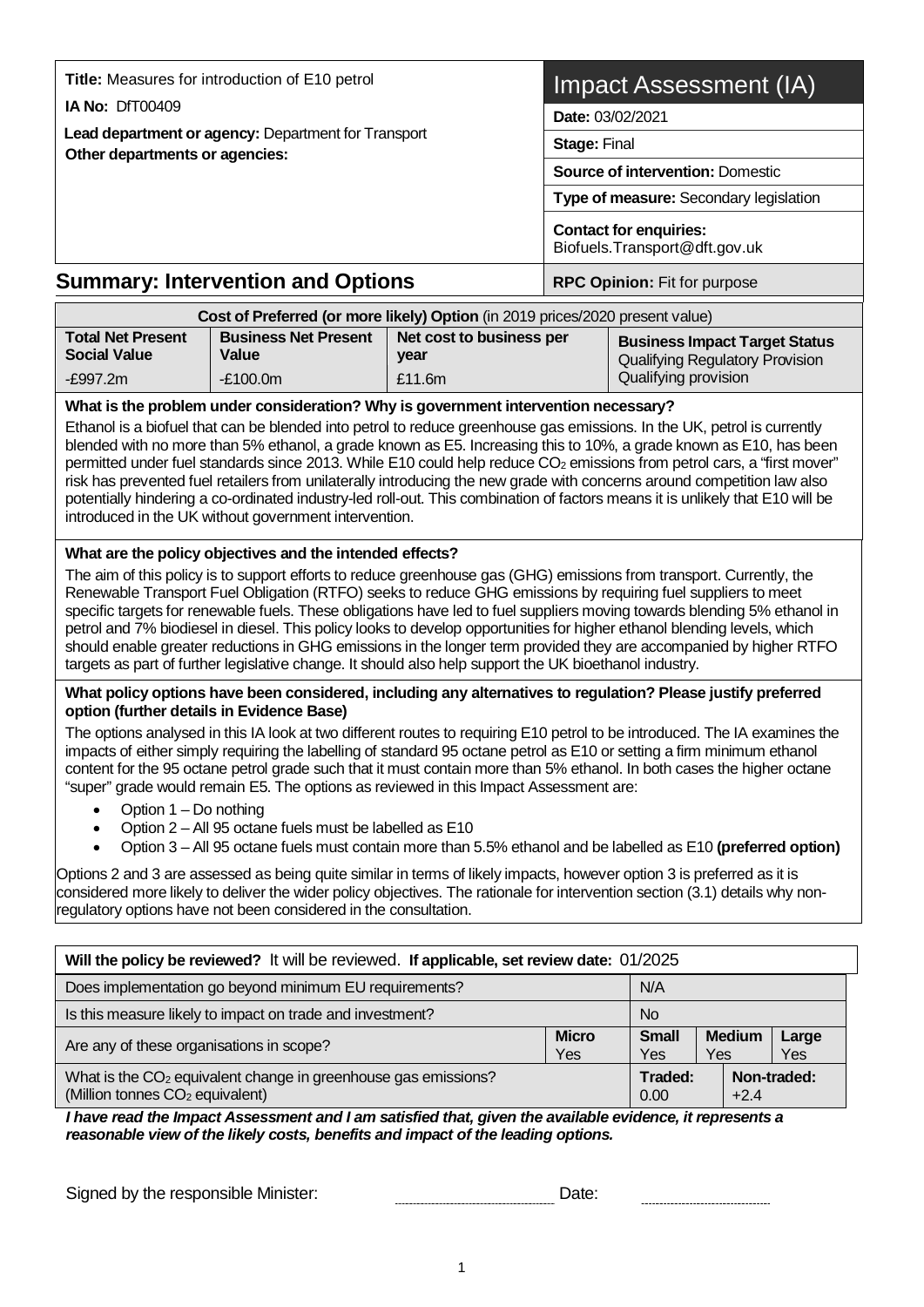| **Title:** Measures for introduction of E10 petrol | Impact Assessment (IA) |
|---|---|
| **IA No:** DfT00409 | **Date:** 03/02/2021 |
| **Lead department or agency:** Department for Transport | **Stage:** Final |
| **Other departments or agencies:** | **Source of intervention:** Domestic |
| | **Type of measure:** Secondary legislation |
| | **Contact for enquiries:** Biofuels.Transport@dft.gov.uk |

## Summary: Intervention and Options

**RPC Opinion:** Fit for purpose

| **Cost of Preferred (or more likely) Option** (in 2019 prices/2020 present value) | | | |
|---|---|---|---|
| **Total Net Present Social Value** | **Business Net Present Value** | **Net cost to business per year** | **Business Impact Target Status** Qualifying Regulatory Provision |
| -£997.2m | -£100.0m | £11.6m | Qualifying provision |

**What is the problem under consideration? Why is government intervention necessary?**

Ethanol is a biofuel that can be blended into petrol to reduce greenhouse gas emissions. In the UK, petrol is currently blended with no more than 5% ethanol, a grade known as E5. Increasing this to 10%, a grade known as E10, has been permitted under fuel standards since 2013. While E10 could help reduce $CO_2$ emissions from petrol cars, a "first mover" risk has prevented fuel retailers from unilaterally introducing the new grade with concerns around competition law also potentially hindering a co-ordinated industry-led roll-out. This combination of factors means it is unlikely that E10 will be introduced in the UK without government intervention.

**What are the policy objectives and the intended effects?**

The aim of this policy is to support efforts to reduce greenhouse gas (GHG) emissions from transport. Currently, the Renewable Transport Fuel Obligation (RTFO) seeks to reduce GHG emissions by requiring fuel suppliers to meet specific targets for renewable fuels. These obligations have led to fuel suppliers moving towards blending 5% ethanol in petrol and 7% biodiesel in diesel. This policy looks to develop opportunities for higher ethanol blending levels, which should enable greater reductions in GHG emissions in the longer term provided they are accompanied by higher RTFO targets as part of further legislative change. It should also help support the UK bioethanol industry.

**What policy options have been considered, including any alternatives to regulation? Please justify preferred option (further details in Evidence Base)**

The options analysed in this IA look at two different routes to requiring E10 petrol to be introduced. The IA examines the impacts of either simply requiring the labelling of standard 95 octane petrol as E10 or setting a firm minimum ethanol content for the 95 octane petrol grade such that it must contain more than 5% ethanol. In both cases the higher octane "super" grade would remain E5. The options as reviewed in this Impact Assessment are:

- Option 1 – Do nothing
- Option 2 – All 95 octane fuels must be labelled as E10
- Option 3 – All 95 octane fuels must contain more than 5.5% ethanol and be labelled as E10 **(preferred option)**

Options 2 and 3 are assessed as being quite similar in terms of likely impacts, however option 3 is preferred as it is considered more likely to deliver the wider policy objectives. The rationale for intervention section (3.1) details why non-regulatory options have not been considered in the consultation.

| **Will the policy be reviewed?** It will be reviewed. **If applicable, set review date:** 01/2025 | | | | | |
|---|---|---|---|---|---|
| Does implementation go beyond minimum EU requirements? | | N/A | | | |
| Is this measure likely to impact on trade and investment? | | No | | | |
| Are any of these organisations in scope? | **Micro** Yes | **Small** Yes | **Medium** Yes | | **Large** Yes |
| What is the $CO_2$ equivalent change in greenhouse gas emissions? (Million tonnes $CO_2$ equivalent) | | **Traded:** 0.00 | | **Non-traded:** +2.4 | |

***I have read the Impact Assessment and I am satisfied that, given the available evidence, it represents a reasonable view of the likely costs, benefits and impact of the leading options.***

Signed by the responsible Minister: ........................ Date: ........................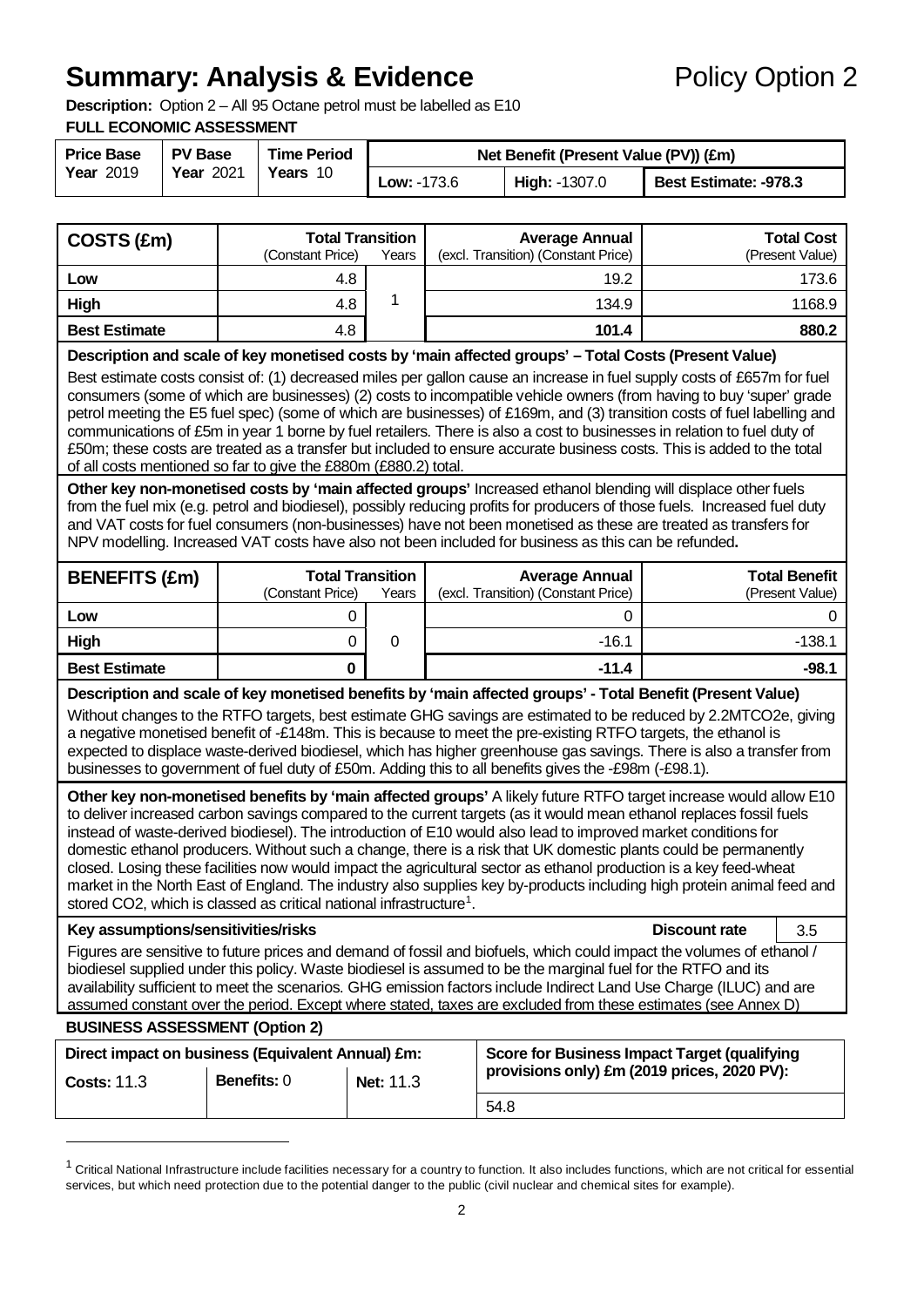# Summary: Analysis & Evidence

Policy Option 2

**Description:** Option 2 – All 95 Octane petrol must be labelled as E10

**FULL ECONOMIC ASSESSMENT**

| Price Base Year 2019 | PV Base Year 2021 | Time Period Years 10 | Net Benefit (Present Value (PV)) (£m) | | |
|---|---|---|---|---|---|
| | | | Low: -173.6 | High: -1307.0 | Best Estimate: -978.3 |

| COSTS (£m) | Total Transition (Constant Price) | Years | Average Annual (excl. Transition) (Constant Price) | Total Cost (Present Value) |
|---|---|---|---|---|
| Low | 4.8 | 1 | 19.2 | 173.6 |
| High | 4.8 | | 134.9 | 1168.9 |
| **Best Estimate** | **4.8** | | **101.4** | **880.2** |

**Description and scale of key monetised costs by 'main affected groups' – Total Costs (Present Value)**

Best estimate costs consist of: (1) decreased miles per gallon cause an increase in fuel supply costs of £657m for fuel consumers (some of which are businesses) (2) costs to incompatible vehicle owners (from having to buy 'super' grade petrol meeting the E5 fuel spec) (some of which are businesses) of £169m, and (3) transition costs of fuel labelling and communications of £5m in year 1 borne by fuel retailers. There is also a cost to businesses in relation to fuel duty of £50m; these costs are treated as a transfer but included to ensure accurate business costs. This is added to the total of all costs mentioned so far to give the £880m (£880.2) total.

**Other key non-monetised costs by 'main affected groups'** Increased ethanol blending will displace other fuels from the fuel mix (e.g. petrol and biodiesel), possibly reducing profits for producers of those fuels. Increased fuel duty and VAT costs for fuel consumers (non-businesses) have not been monetised as these are treated as transfers for NPV modelling. Increased VAT costs have also not been included for business as this can be refunded**.**

| BENEFITS (£m) | Total Transition (Constant Price) | Years | Average Annual (excl. Transition) (Constant Price) | Total Benefit (Present Value) |
|---|---|---|---|---|
| Low | 0 | 0 | 0 | 0 |
| High | 0 | | -16.1 | -138.1 |
| **Best Estimate** | **0** | | **-11.4** | **-98.1** |

**Description and scale of key monetised benefits by 'main affected groups' - Total Benefit (Present Value)**

Without changes to the RTFO targets, best estimate GHG savings are estimated to be reduced by 2.2MTCO2e, giving a negative monetised benefit of -£148m. This is because to meet the pre-existing RTFO targets, the ethanol is expected to displace waste-derived biodiesel, which has higher greenhouse gas savings. There is also a transfer from businesses to government of fuel duty of £50m. Adding this to all benefits gives the -£98m (-£98.1).

**Other key non-monetised benefits by 'main affected groups'** A likely future RTFO target increase would allow E10 to deliver increased carbon savings compared to the current targets (as it would mean ethanol replaces fossil fuels instead of waste-derived biodiesel). The introduction of E10 would also lead to improved market conditions for domestic ethanol producers. Without such a change, there is a risk that UK domestic plants could be permanently closed. Losing these facilities now would impact the agricultural sector as ethanol production is a key feed-wheat market in the North East of England. The industry also supplies key by-products including high protein animal feed and stored CO2, which is classed as critical national infrastructure[1].

**Key assumptions/sensitivities/risks** — **Discount rate:** 3.5

Figures are sensitive to future prices and demand of fossil and biofuels, which could impact the volumes of ethanol / biodiesel supplied under this policy. Waste biodiesel is assumed to be the marginal fuel for the RTFO and its availability sufficient to meet the scenarios. GHG emission factors include Indirect Land Use Charge (ILUC) and are assumed constant over the period. Except where stated, taxes are excluded from these estimates (see Annex D)

**BUSINESS ASSESSMENT (Option 2)**

| Direct impact on business (Equivalent Annual) £m: | | | Score for Business Impact Target (qualifying provisions only) £m (2019 prices, 2020 PV): |
|---|---|---|---|
| Costs: 11.3 | Benefits: 0 | Net: 11.3 | 54.8 |

[1] Critical National Infrastructure include facilities necessary for a country to function. It also includes functions, which are not critical for essential services, but which need protection due to the potential danger to the public (civil nuclear and chemical sites for example).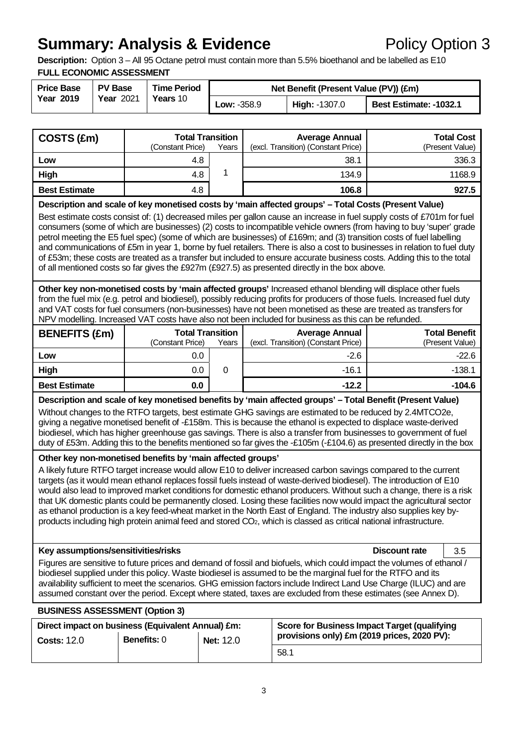# Summary: Analysis & Evidence — Policy Option 3

**Description:** Option 3 – All 95 Octane petrol must contain more than 5.5% bioethanol and be labelled as E10

**FULL ECONOMIC ASSESSMENT**

| Price Base Year 2019 | PV Base Year 2021 | Time Period Years 10 | Net Benefit (Present Value (PV)) (£m) | | |
|---|---|---|---|---|---|
| | | | **Low:** -358.9 | **High:** -1307.0 | **Best Estimate: -1032.1** |

| COSTS (£m) | Total Transition (Constant Price) | Years | Average Annual (excl. Transition) (Constant Price) | Total Cost (Present Value) |
|---|---|---|---|---|
| **Low** | 4.8 | 1 | 38.1 | 336.3 |
| **High** | 4.8 | | 134.9 | 1168.9 |
| **Best Estimate** | 4.8 | | **106.8** | **927.5** |

**Description and scale of key monetised costs by 'main affected groups' – Total Costs (Present Value)**

Best estimate costs consist of: (1) decreased miles per gallon cause an increase in fuel supply costs of £701m for fuel consumers (some of which are businesses) (2) costs to incompatible vehicle owners (from having to buy 'super' grade petrol meeting the E5 fuel spec) (some of which are businesses) of £169m; and (3) transition costs of fuel labelling and communications of £5m in year 1, borne by fuel retailers. There is also a cost to businesses in relation to fuel duty of £53m; these costs are treated as a transfer but included to ensure accurate business costs. Adding this to the total of all mentioned costs so far gives the £927m (£927.5) as presented directly in the box above.

**Other key non-monetised costs by 'main affected groups'** Increased ethanol blending will displace other fuels from the fuel mix (e.g. petrol and biodiesel), possibly reducing profits for producers of those fuels. Increased fuel duty and VAT costs for fuel consumers (non-businesses) have not been monetised as these are treated as transfers for NPV modelling. Increased VAT costs have also not been included for business as this can be refunded.

| BENEFITS (£m) | Total Transition (Constant Price) | Years | Average Annual (excl. Transition) (Constant Price) | Total Benefit (Present Value) |
|---|---|---|---|---|
| **Low** | 0.0 | 0 | -2.6 | -22.6 |
| **High** | 0.0 | | -16.1 | -138.1 |
| **Best Estimate** | **0.0** | | **-12.2** | **-104.6** |

**Description and scale of key monetised benefits by 'main affected groups' – Total Benefit (Present Value)**

Without changes to the RTFO targets, best estimate GHG savings are estimated to be reduced by 2.4MTCO2e, giving a negative monetised benefit of -£158m. This is because the ethanol is expected to displace waste-derived biodiesel, which has higher greenhouse gas savings. There is also a transfer from businesses to government of fuel duty of £53m. Adding this to the benefits mentioned so far gives the -£105m (-£104.6) as presented directly in the box

**Other key non-monetised benefits by 'main affected groups'**

A likely future RTFO target increase would allow E10 to deliver increased carbon savings compared to the current targets (as it would mean ethanol replaces fossil fuels instead of waste-derived biodiesel). The introduction of E10 would also lead to improved market conditions for domestic ethanol producers. Without such a change, there is a risk that UK domestic plants could be permanently closed. Losing these facilities now would impact the agricultural sector as ethanol production is a key feed-wheat market in the North East of England. The industry also supplies key by-products including high protein animal feed and stored $CO_2$, which is classed as critical national infrastructure.

**Key assumptions/sensitivities/risks** — **Discount rate:** 3.5

Figures are sensitive to future prices and demand of fossil and biofuels, which could impact the volumes of ethanol / biodiesel supplied under this policy. Waste biodiesel is assumed to be the marginal fuel for the RTFO and its availability sufficient to meet the scenarios. GHG emission factors include Indirect Land Use Charge (ILUC) and are assumed constant over the period. Except where stated, taxes are excluded from these estimates (see Annex D).

**BUSINESS ASSESSMENT (Option 3)**

| Direct impact on business (Equivalent Annual) £m: | | | Score for Business Impact Target (qualifying provisions only) £m (2019 prices, 2020 PV): |
|---|---|---|---|
| **Costs:** 12.0 | **Benefits:** 0 | **Net:** 12.0 | 58.1 |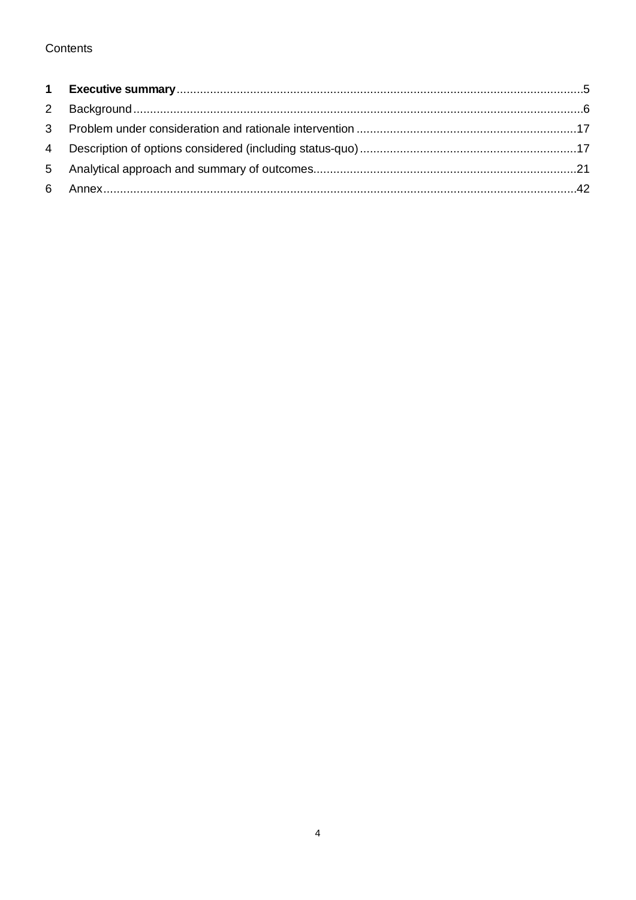Contents

| | | |
|---|---|---|
| **1** | **Executive summary** | 5 |
| 2 | Background | 6 |
| 3 | Problem under consideration and rationale intervention | 17 |
| 4 | Description of options considered (including status-quo) | 17 |
| 5 | Analytical approach and summary of outcomes | 21 |
| 6 | Annex | 42 |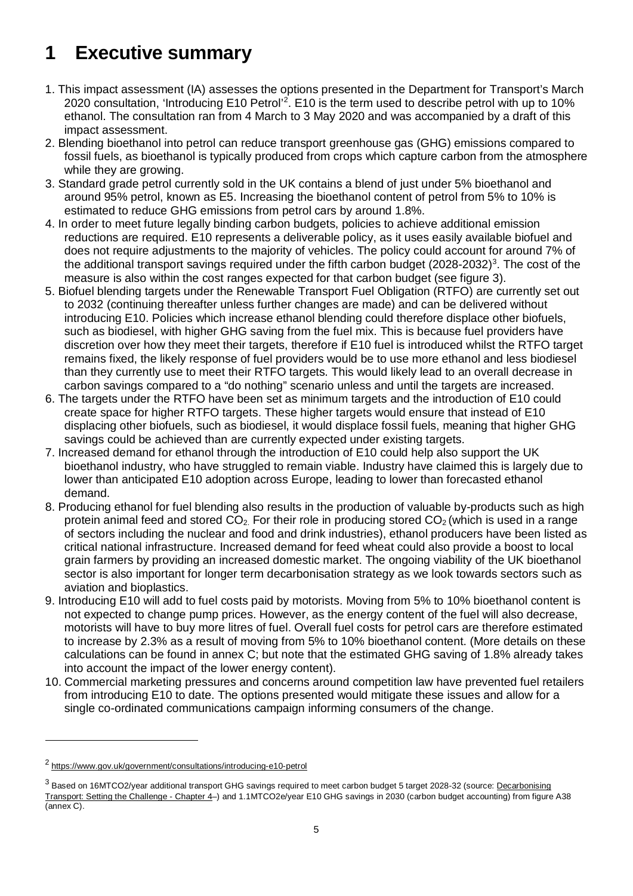# 1 Executive summary

1. This impact assessment (IA) assesses the options presented in the Department for Transport's March 2020 consultation, 'Introducing E10 Petrol'[2]. E10 is the term used to describe petrol with up to 10% ethanol. The consultation ran from 4 March to 3 May 2020 and was accompanied by a draft of this impact assessment.
2. Blending bioethanol into petrol can reduce transport greenhouse gas (GHG) emissions compared to fossil fuels, as bioethanol is typically produced from crops which capture carbon from the atmosphere while they are growing.
3. Standard grade petrol currently sold in the UK contains a blend of just under 5% bioethanol and around 95% petrol, known as E5. Increasing the bioethanol content of petrol from 5% to 10% is estimated to reduce GHG emissions from petrol cars by around 1.8%.
4. In order to meet future legally binding carbon budgets, policies to achieve additional emission reductions are required. E10 represents a deliverable policy, as it uses easily available biofuel and does not require adjustments to the majority of vehicles. The policy could account for around 7% of the additional transport savings required under the fifth carbon budget (2028-2032)[3]. The cost of the measure is also within the cost ranges expected for that carbon budget (see figure 3).
5. Biofuel blending targets under the Renewable Transport Fuel Obligation (RTFO) are currently set out to 2032 (continuing thereafter unless further changes are made) and can be delivered without introducing E10. Policies which increase ethanol blending could therefore displace other biofuels, such as biodiesel, with higher GHG saving from the fuel mix. This is because fuel providers have discretion over how they meet their targets, therefore if E10 fuel is introduced whilst the RTFO target remains fixed, the likely response of fuel providers would be to use more ethanol and less biodiesel than they currently use to meet their RTFO targets. This would likely lead to an overall decrease in carbon savings compared to a "do nothing" scenario unless and until the targets are increased.
6. The targets under the RTFO have been set as minimum targets and the introduction of E10 could create space for higher RTFO targets. These higher targets would ensure that instead of E10 displacing other biofuels, such as biodiesel, it would displace fossil fuels, meaning that higher GHG savings could be achieved than are currently expected under existing targets.
7. Increased demand for ethanol through the introduction of E10 could help also support the UK bioethanol industry, who have struggled to remain viable. Industry have claimed this is largely due to lower than anticipated E10 adoption across Europe, leading to lower than forecasted ethanol demand.
8. Producing ethanol for fuel blending also results in the production of valuable by-products such as high protein animal feed and stored $CO_2$. For their role in producing stored $CO_2$ (which is used in a range of sectors including the nuclear and food and drink industries), ethanol producers have been listed as critical national infrastructure. Increased demand for feed wheat could also provide a boost to local grain farmers by providing an increased domestic market. The ongoing viability of the UK bioethanol sector is also important for longer term decarbonisation strategy as we look towards sectors such as aviation and bioplastics.
9. Introducing E10 will add to fuel costs paid by motorists. Moving from 5% to 10% bioethanol content is not expected to change pump prices. However, as the energy content of the fuel will also decrease, motorists will have to buy more litres of fuel. Overall fuel costs for petrol cars are therefore estimated to increase by 2.3% as a result of moving from 5% to 10% bioethanol content. (More details on these calculations can be found in annex C; but note that the estimated GHG saving of 1.8% already takes into account the impact of the lower energy content).
10. Commercial marketing pressures and concerns around competition law have prevented fuel retailers from introducing E10 to date. The options presented would mitigate these issues and allow for a single co-ordinated communications campaign informing consumers of the change.

---

[2] https://www.gov.uk/government/consultations/introducing-e10-petrol

[3] Based on 16MTCO2/year additional transport GHG savings required to meet carbon budget 5 target 2028-32 (source: Decarbonising Transport: Setting the Challenge - Chapter 4–) and 1.1MTCO2e/year E10 GHG savings in 2030 (carbon budget accounting) from figure A38 (annex C).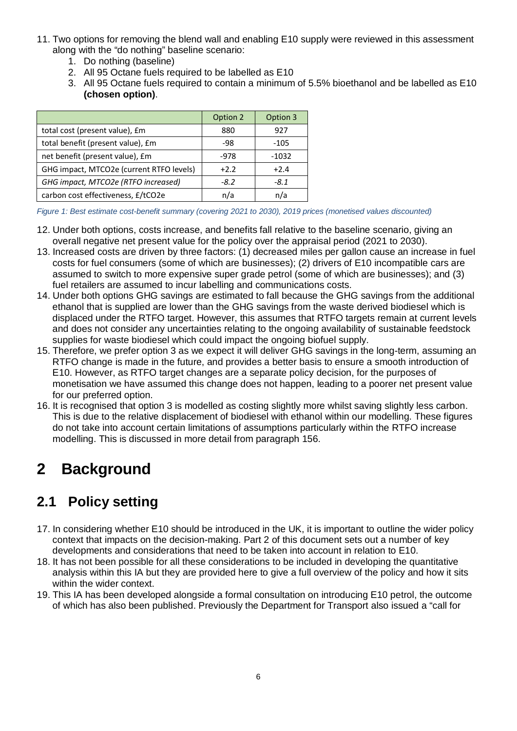11. Two options for removing the blend wall and enabling E10 supply were reviewed in this assessment along with the "do nothing" baseline scenario:
    1. Do nothing (baseline)
    2. All 95 Octane fuels required to be labelled as E10
    3. All 95 Octane fuels required to contain a minimum of 5.5% bioethanol and be labelled as E10 **(chosen option)**.

| | Option 2 | Option 3 |
|---|---|---|
| total cost (present value), £m | 880 | 927 |
| total benefit (present value), £m | -98 | -105 |
| net benefit (present value), £m | -978 | -1032 |
| GHG impact, MTCO2e (current RTFO levels) | +2.2 | +2.4 |
| *GHG impact, MTCO2e (RTFO increased)* | *-8.2* | *-8.1* |
| carbon cost effectiveness, £/tCO2e | n/a | n/a |

*Figure 1: Best estimate cost-benefit summary (covering 2021 to 2030), 2019 prices (monetised values discounted)*

12. Under both options, costs increase, and benefits fall relative to the baseline scenario, giving an overall negative net present value for the policy over the appraisal period (2021 to 2030).
13. Increased costs are driven by three factors: (1) decreased miles per gallon cause an increase in fuel costs for fuel consumers (some of which are businesses); (2) drivers of E10 incompatible cars are assumed to switch to more expensive super grade petrol (some of which are businesses); and (3) fuel retailers are assumed to incur labelling and communications costs.
14. Under both options GHG savings are estimated to fall because the GHG savings from the additional ethanol that is supplied are lower than the GHG savings from the waste derived biodiesel which is displaced under the RTFO target. However, this assumes that RTFO targets remain at current levels and does not consider any uncertainties relating to the ongoing availability of sustainable feedstock supplies for waste biodiesel which could impact the ongoing biofuel supply.
15. Therefore, we prefer option 3 as we expect it will deliver GHG savings in the long-term, assuming an RTFO change is made in the future, and provides a better basis to ensure a smooth introduction of E10. However, as RTFO target changes are a separate policy decision, for the purposes of monetisation we have assumed this change does not happen, leading to a poorer net present value for our preferred option.
16. It is recognised that option 3 is modelled as costing slightly more whilst saving slightly less carbon. This is due to the relative displacement of biodiesel with ethanol within our modelling. These figures do not take into account certain limitations of assumptions particularly within the RTFO increase modelling. This is discussed in more detail from paragraph 156.

# 2 Background

## 2.1 Policy setting

17. In considering whether E10 should be introduced in the UK, it is important to outline the wider policy context that impacts on the decision-making. Part 2 of this document sets out a number of key developments and considerations that need to be taken into account in relation to E10.
18. It has not been possible for all these considerations to be included in developing the quantitative analysis within this IA but they are provided here to give a full overview of the policy and how it sits within the wider context.
19. This IA has been developed alongside a formal consultation on introducing E10 petrol, the outcome of which has also been published. Previously the Department for Transport also issued a "call for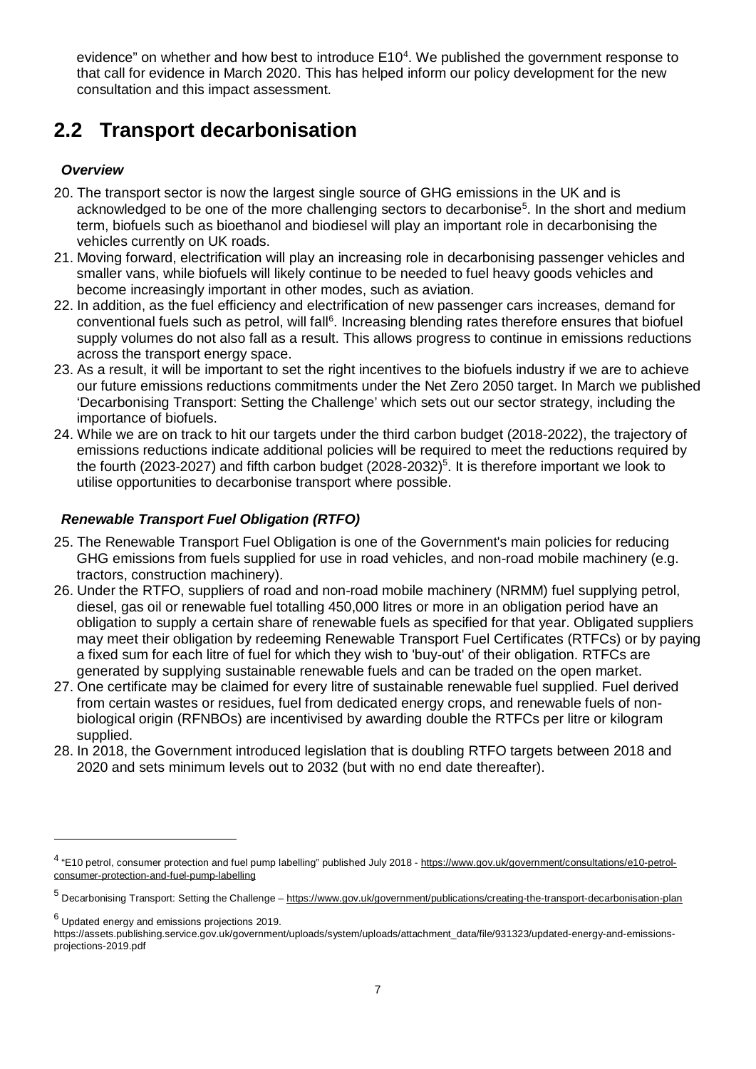evidence" on whether and how best to introduce E10[4]. We published the government response to that call for evidence in March 2020. This has helped inform our policy development for the new consultation and this impact assessment.

## 2.2 Transport decarbonisation

***Overview***

20. The transport sector is now the largest single source of GHG emissions in the UK and is acknowledged to be one of the more challenging sectors to decarbonise[5]. In the short and medium term, biofuels such as bioethanol and biodiesel will play an important role in decarbonising the vehicles currently on UK roads.
21. Moving forward, electrification will play an increasing role in decarbonising passenger vehicles and smaller vans, while biofuels will likely continue to be needed to fuel heavy goods vehicles and become increasingly important in other modes, such as aviation.
22. In addition, as the fuel efficiency and electrification of new passenger cars increases, demand for conventional fuels such as petrol, will fall[6]. Increasing blending rates therefore ensures that biofuel supply volumes do not also fall as a result. This allows progress to continue in emissions reductions across the transport energy space.
23. As a result, it will be important to set the right incentives to the biofuels industry if we are to achieve our future emissions reductions commitments under the Net Zero 2050 target. In March we published 'Decarbonising Transport: Setting the Challenge' which sets out our sector strategy, including the importance of biofuels.
24. While we are on track to hit our targets under the third carbon budget (2018-2022), the trajectory of emissions reductions indicate additional policies will be required to meet the reductions required by the fourth (2023-2027) and fifth carbon budget (2028-2032)[5]. It is therefore important we look to utilise opportunities to decarbonise transport where possible.

***Renewable Transport Fuel Obligation (RTFO)***

25. The Renewable Transport Fuel Obligation is one of the Government's main policies for reducing GHG emissions from fuels supplied for use in road vehicles, and non-road mobile machinery (e.g. tractors, construction machinery).
26. Under the RTFO, suppliers of road and non-road mobile machinery (NRMM) fuel supplying petrol, diesel, gas oil or renewable fuel totalling 450,000 litres or more in an obligation period have an obligation to supply a certain share of renewable fuels as specified for that year. Obligated suppliers may meet their obligation by redeeming Renewable Transport Fuel Certificates (RTFCs) or by paying a fixed sum for each litre of fuel for which they wish to 'buy-out' of their obligation. RTFCs are generated by supplying sustainable renewable fuels and can be traded on the open market.
27. One certificate may be claimed for every litre of sustainable renewable fuel supplied. Fuel derived from certain wastes or residues, fuel from dedicated energy crops, and renewable fuels of non-biological origin (RFNBOs) are incentivised by awarding double the RTFCs per litre or kilogram supplied.
28. In 2018, the Government introduced legislation that is doubling RTFO targets between 2018 and 2020 and sets minimum levels out to 2032 (but with no end date thereafter).

---

[4] "E10 petrol, consumer protection and fuel pump labelling" published July 2018 - https://www.gov.uk/government/consultations/e10-petrol-consumer-protection-and-fuel-pump-labelling

[5] Decarbonising Transport: Setting the Challenge – https://www.gov.uk/government/publications/creating-the-transport-decarbonisation-plan

[6] Updated energy and emissions projections 2019. https://assets.publishing.service.gov.uk/government/uploads/system/uploads/attachment_data/file/931323/updated-energy-and-emissions-projections-2019.pdf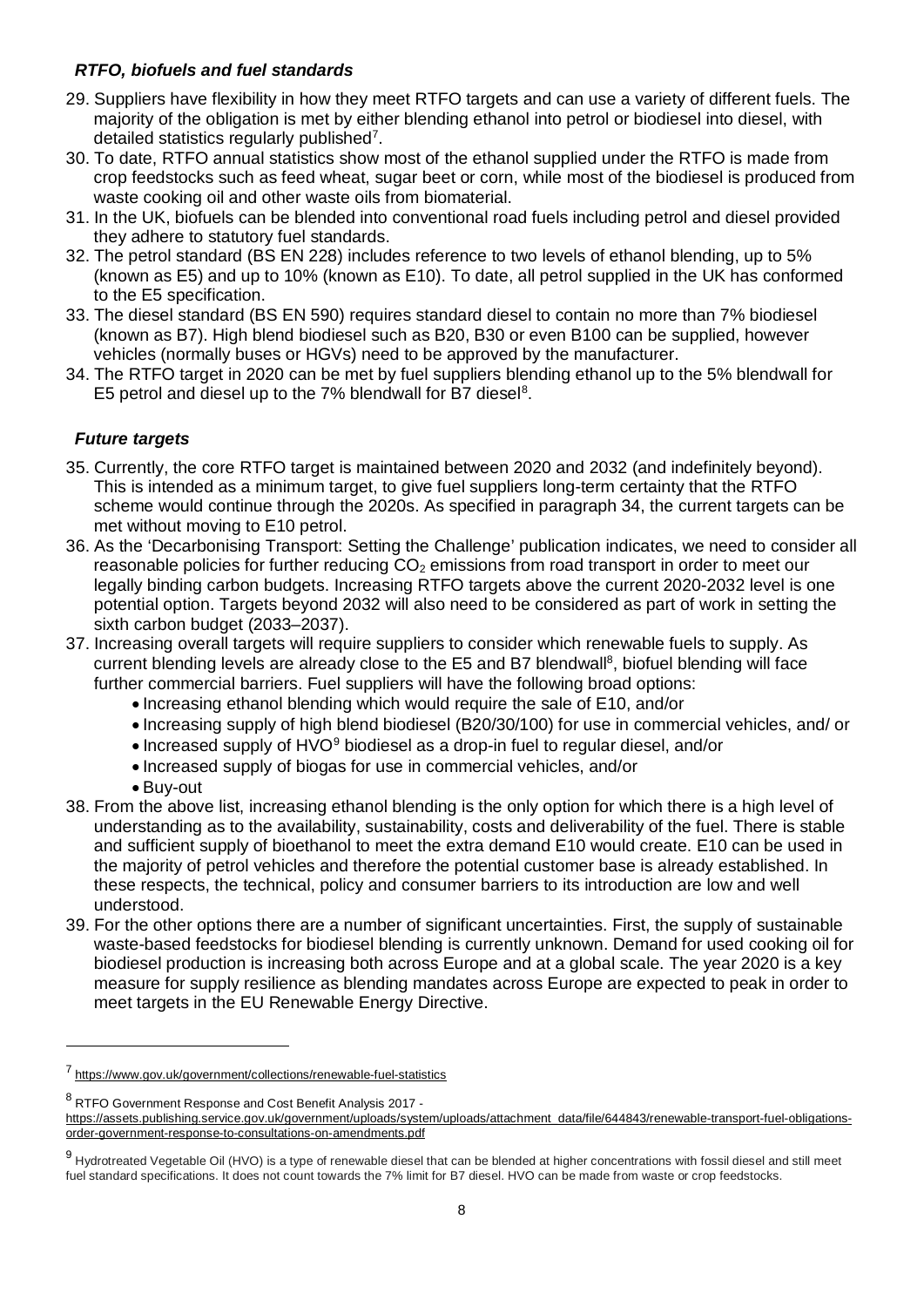### *RTFO, biofuels and fuel standards*

29. Suppliers have flexibility in how they meet RTFO targets and can use a variety of different fuels. The majority of the obligation is met by either blending ethanol into petrol or biodiesel into diesel, with detailed statistics regularly published[7].
30. To date, RTFO annual statistics show most of the ethanol supplied under the RTFO is made from crop feedstocks such as feed wheat, sugar beet or corn, while most of the biodiesel is produced from waste cooking oil and other waste oils from biomaterial.
31. In the UK, biofuels can be blended into conventional road fuels including petrol and diesel provided they adhere to statutory fuel standards.
32. The petrol standard (BS EN 228) includes reference to two levels of ethanol blending, up to 5% (known as E5) and up to 10% (known as E10). To date, all petrol supplied in the UK has conformed to the E5 specification.
33. The diesel standard (BS EN 590) requires standard diesel to contain no more than 7% biodiesel (known as B7). High blend biodiesel such as B20, B30 or even B100 can be supplied, however vehicles (normally buses or HGVs) need to be approved by the manufacturer.
34. The RTFO target in 2020 can be met by fuel suppliers blending ethanol up to the 5% blendwall for E5 petrol and diesel up to the 7% blendwall for B7 diesel[8].

### *Future targets*

35. Currently, the core RTFO target is maintained between 2020 and 2032 (and indefinitely beyond). This is intended as a minimum target, to give fuel suppliers long-term certainty that the RTFO scheme would continue through the 2020s. As specified in paragraph 34, the current targets can be met without moving to E10 petrol.
36. As the 'Decarbonising Transport: Setting the Challenge' publication indicates, we need to consider all reasonable policies for further reducing $CO_2$ emissions from road transport in order to meet our legally binding carbon budgets. Increasing RTFO targets above the current 2020-2032 level is one potential option. Targets beyond 2032 will also need to be considered as part of work in setting the sixth carbon budget (2033–2037).
37. Increasing overall targets will require suppliers to consider which renewable fuels to supply. As current blending levels are already close to the E5 and B7 blendwall[8], biofuel blending will face further commercial barriers. Fuel suppliers will have the following broad options:
    - Increasing ethanol blending which would require the sale of E10, and/or
    - Increasing supply of high blend biodiesel (B20/30/100) for use in commercial vehicles, and/ or
    - Increased supply of HVO[9] biodiesel as a drop-in fuel to regular diesel, and/or
    - Increased supply of biogas for use in commercial vehicles, and/or
    - Buy-out
38. From the above list, increasing ethanol blending is the only option for which there is a high level of understanding as to the availability, sustainability, costs and deliverability of the fuel. There is stable and sufficient supply of bioethanol to meet the extra demand E10 would create. E10 can be used in the majority of petrol vehicles and therefore the potential customer base is already established. In these respects, the technical, policy and consumer barriers to its introduction are low and well understood.
39. For the other options there are a number of significant uncertainties. First, the supply of sustainable waste-based feedstocks for biodiesel blending is currently unknown. Demand for used cooking oil for biodiesel production is increasing both across Europe and at a global scale. The year 2020 is a key measure for supply resilience as blending mandates across Europe are expected to peak in order to meet targets in the EU Renewable Energy Directive.

---

[7] https://www.gov.uk/government/collections/renewable-fuel-statistics

[8] RTFO Government Response and Cost Benefit Analysis 2017 - https://assets.publishing.service.gov.uk/government/uploads/system/uploads/attachment_data/file/644843/renewable-transport-fuel-obligations-order-government-response-to-consultations-on-amendments.pdf

[9] Hydrotreated Vegetable Oil (HVO) is a type of renewable diesel that can be blended at higher concentrations with fossil diesel and still meet fuel standard specifications. It does not count towards the 7% limit for B7 diesel. HVO can be made from waste or crop feedstocks.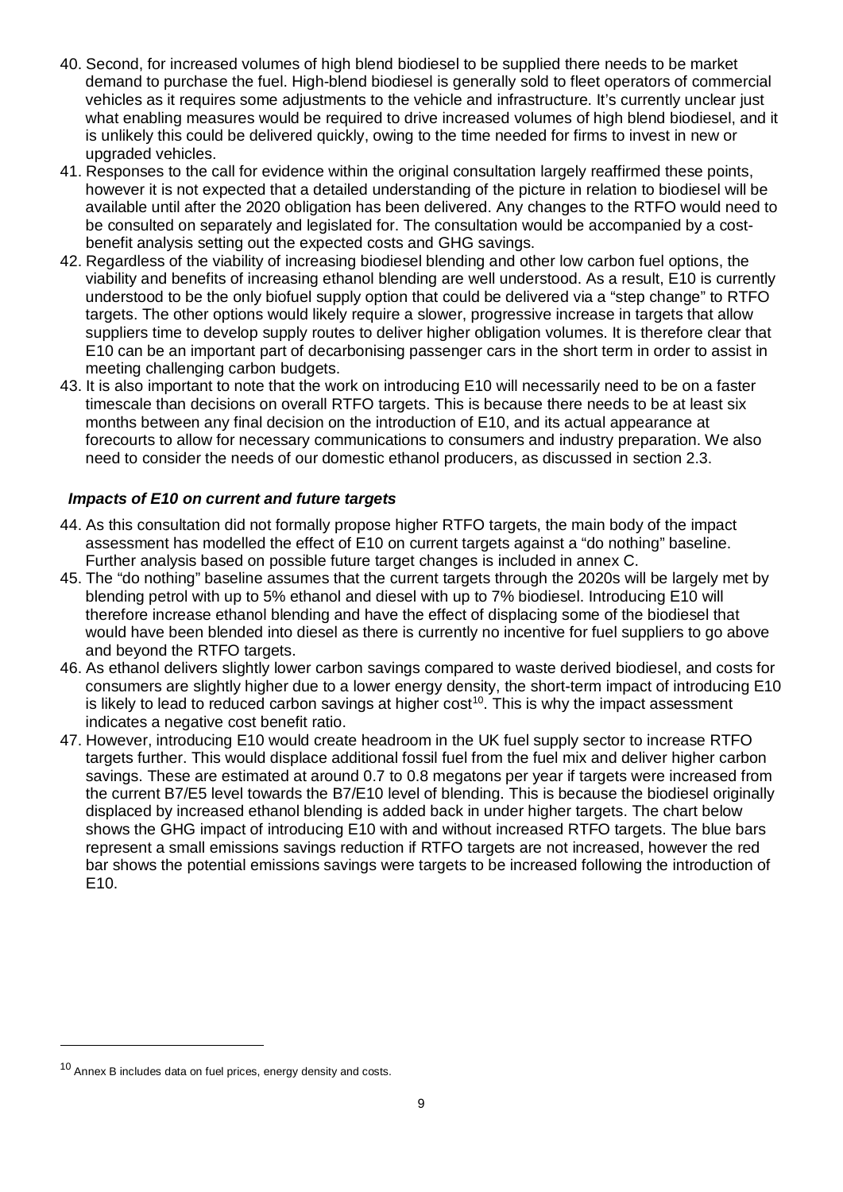40. Second, for increased volumes of high blend biodiesel to be supplied there needs to be market demand to purchase the fuel. High-blend biodiesel is generally sold to fleet operators of commercial vehicles as it requires some adjustments to the vehicle and infrastructure. It's currently unclear just what enabling measures would be required to drive increased volumes of high blend biodiesel, and it is unlikely this could be delivered quickly, owing to the time needed for firms to invest in new or upgraded vehicles.
41. Responses to the call for evidence within the original consultation largely reaffirmed these points, however it is not expected that a detailed understanding of the picture in relation to biodiesel will be available until after the 2020 obligation has been delivered. Any changes to the RTFO would need to be consulted on separately and legislated for. The consultation would be accompanied by a cost-benefit analysis setting out the expected costs and GHG savings.
42. Regardless of the viability of increasing biodiesel blending and other low carbon fuel options, the viability and benefits of increasing ethanol blending are well understood. As a result, E10 is currently understood to be the only biofuel supply option that could be delivered via a "step change" to RTFO targets. The other options would likely require a slower, progressive increase in targets that allow suppliers time to develop supply routes to deliver higher obligation volumes. It is therefore clear that E10 can be an important part of decarbonising passenger cars in the short term in order to assist in meeting challenging carbon budgets.
43. It is also important to note that the work on introducing E10 will necessarily need to be on a faster timescale than decisions on overall RTFO targets. This is because there needs to be at least six months between any final decision on the introduction of E10, and its actual appearance at forecourts to allow for necessary communications to consumers and industry preparation. We also need to consider the needs of our domestic ethanol producers, as discussed in section 2.3.

***Impacts of E10 on current and future targets***

44. As this consultation did not formally propose higher RTFO targets, the main body of the impact assessment has modelled the effect of E10 on current targets against a "do nothing" baseline. Further analysis based on possible future target changes is included in annex C.
45. The "do nothing" baseline assumes that the current targets through the 2020s will be largely met by blending petrol with up to 5% ethanol and diesel with up to 7% biodiesel. Introducing E10 will therefore increase ethanol blending and have the effect of displacing some of the biodiesel that would have been blended into diesel as there is currently no incentive for fuel suppliers to go above and beyond the RTFO targets.
46. As ethanol delivers slightly lower carbon savings compared to waste derived biodiesel, and costs for consumers are slightly higher due to a lower energy density, the short-term impact of introducing E10 is likely to lead to reduced carbon savings at higher cost[10]. This is why the impact assessment indicates a negative cost benefit ratio.
47. However, introducing E10 would create headroom in the UK fuel supply sector to increase RTFO targets further. This would displace additional fossil fuel from the fuel mix and deliver higher carbon savings. These are estimated at around 0.7 to 0.8 megatons per year if targets were increased from the current B7/E5 level towards the B7/E10 level of blending. This is because the biodiesel originally displaced by increased ethanol blending is added back in under higher targets. The chart below shows the GHG impact of introducing E10 with and without increased RTFO targets. The blue bars represent a small emissions savings reduction if RTFO targets are not increased, however the red bar shows the potential emissions savings were targets to be increased following the introduction of E10.

[10] Annex B includes data on fuel prices, energy density and costs.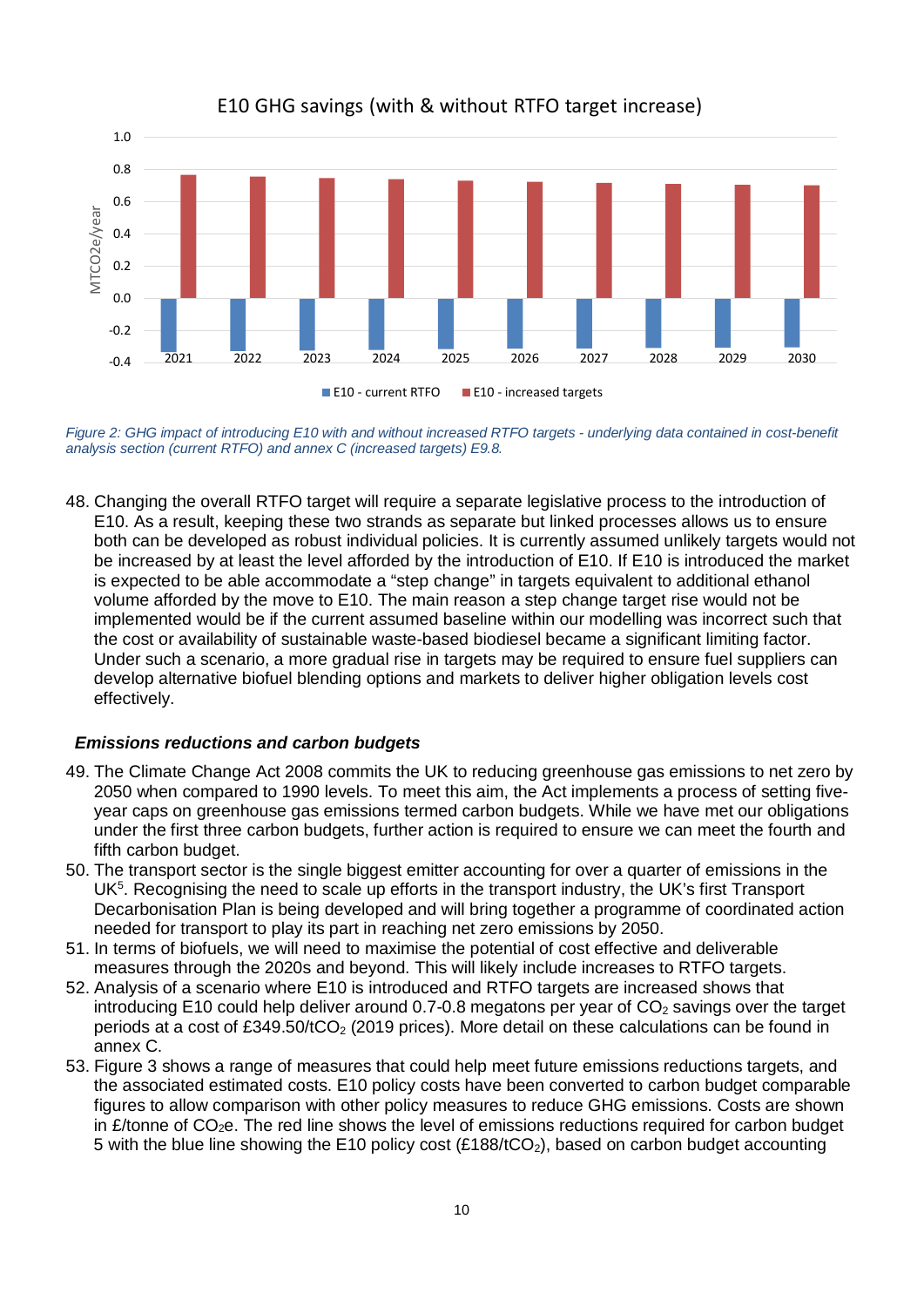E10 GHG savings (with & without RTFO target increase)

*Figure 2: GHG impact of introducing E10 with and without increased RTFO targets - underlying data contained in cost-benefit analysis section (current RTFO) and annex C (increased targets) E9.8.*

48. Changing the overall RTFO target will require a separate legislative process to the introduction of E10. As a result, keeping these two strands as separate but linked processes allows us to ensure both can be developed as robust individual policies. It is currently assumed unlikely targets would not be increased by at least the level afforded by the introduction of E10. If E10 is introduced the market is expected to be able accommodate a "step change" in targets equivalent to additional ethanol volume afforded by the move to E10. The main reason a step change target rise would not be implemented would be if the current assumed baseline within our modelling was incorrect such that the cost or availability of sustainable waste-based biodiesel became a significant limiting factor. Under such a scenario, a more gradual rise in targets may be required to ensure fuel suppliers can develop alternative biofuel blending options and markets to deliver higher obligation levels cost effectively.

### *Emissions reductions and carbon budgets*

49. The Climate Change Act 2008 commits the UK to reducing greenhouse gas emissions to net zero by 2050 when compared to 1990 levels. To meet this aim, the Act implements a process of setting five-year caps on greenhouse gas emissions termed carbon budgets. While we have met our obligations under the first three carbon budgets, further action is required to ensure we can meet the fourth and fifth carbon budget.
50. The transport sector is the single biggest emitter accounting for over a quarter of emissions in the UK[5]. Recognising the need to scale up efforts in the transport industry, the UK's first Transport Decarbonisation Plan is being developed and will bring together a programme of coordinated action needed for transport to play its part in reaching net zero emissions by 2050.
51. In terms of biofuels, we will need to maximise the potential of cost effective and deliverable measures through the 2020s and beyond. This will likely include increases to RTFO targets.
52. Analysis of a scenario where E10 is introduced and RTFO targets are increased shows that introducing E10 could help deliver around 0.7-0.8 megatons per year of $CO_2$ savings over the target periods at a cost of £349.50/t$CO_2$ (2019 prices). More detail on these calculations can be found in annex C.
53. Figure 3 shows a range of measures that could help meet future emissions reductions targets, and the associated estimated costs. E10 policy costs have been converted to carbon budget comparable figures to allow comparison with other policy measures to reduce GHG emissions. Costs are shown in £/tonne of $CO_2e$. The red line shows the level of emissions reductions required for carbon budget 5 with the blue line showing the E10 policy cost (£188/t$CO_2$), based on carbon budget accounting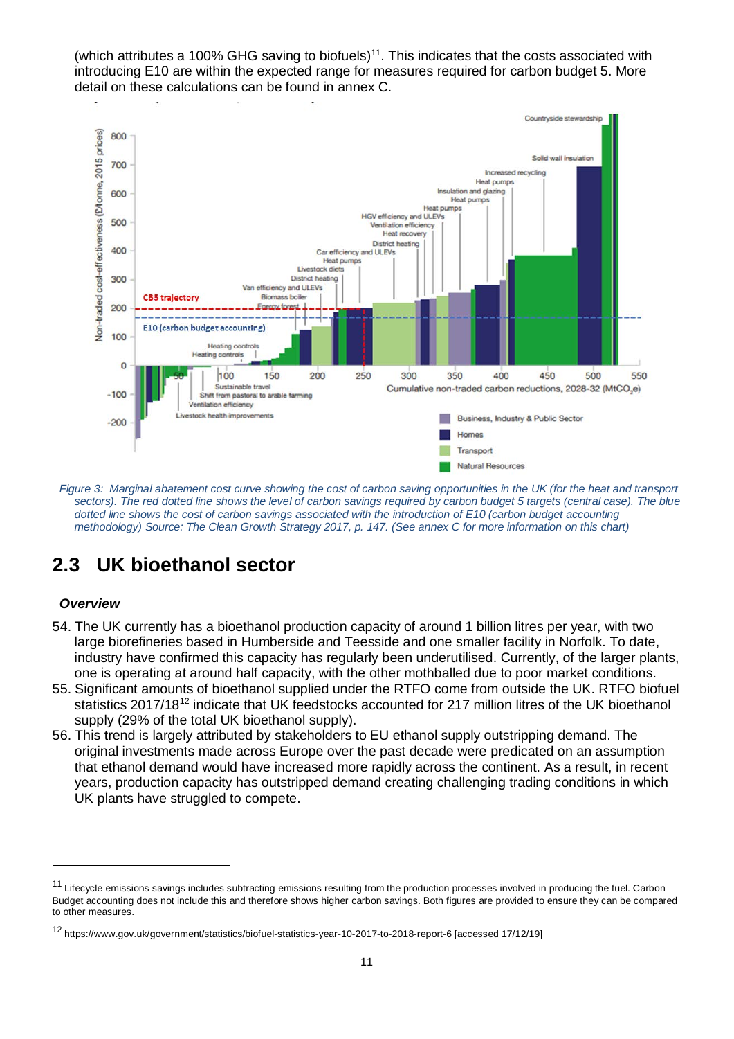(which attributes a 100% GHG saving to biofuels)[11]. This indicates that the costs associated with introducing E10 are within the expected range for measures required for carbon budget 5. More detail on these calculations can be found in annex C.

*Figure 3: Marginal abatement cost curve showing the cost of carbon saving opportunities in the UK (for the heat and transport sectors). The red dotted line shows the level of carbon savings required by carbon budget 5 targets (central case). The blue dotted line shows the cost of carbon savings associated with the introduction of E10 (carbon budget accounting methodology) Source: The Clean Growth Strategy 2017, p. 147. (See annex C for more information on this chart)*

## 2.3 UK bioethanol sector

### *Overview*

54. The UK currently has a bioethanol production capacity of around 1 billion litres per year, with two large biorefineries based in Humberside and Teesside and one smaller facility in Norfolk. To date, industry have confirmed this capacity has regularly been underutilised. Currently, of the larger plants, one is operating at around half capacity, with the other mothballed due to poor market conditions.
55. Significant amounts of bioethanol supplied under the RTFO come from outside the UK. RTFO biofuel statistics 2017/18[12] indicate that UK feedstocks accounted for 217 million litres of the UK bioethanol supply (29% of the total UK bioethanol supply).
56. This trend is largely attributed by stakeholders to EU ethanol supply outstripping demand. The original investments made across Europe over the past decade were predicated on an assumption that ethanol demand would have increased more rapidly across the continent. As a result, in recent years, production capacity has outstripped demand creating challenging trading conditions in which UK plants have struggled to compete.

---

[11] Lifecycle emissions savings includes subtracting emissions resulting from the production processes involved in producing the fuel. Carbon Budget accounting does not include this and therefore shows higher carbon savings. Both figures are provided to ensure they can be compared to other measures.

[12] https://www.gov.uk/government/statistics/biofuel-statistics-year-10-2017-to-2018-report-6 [accessed 17/12/19]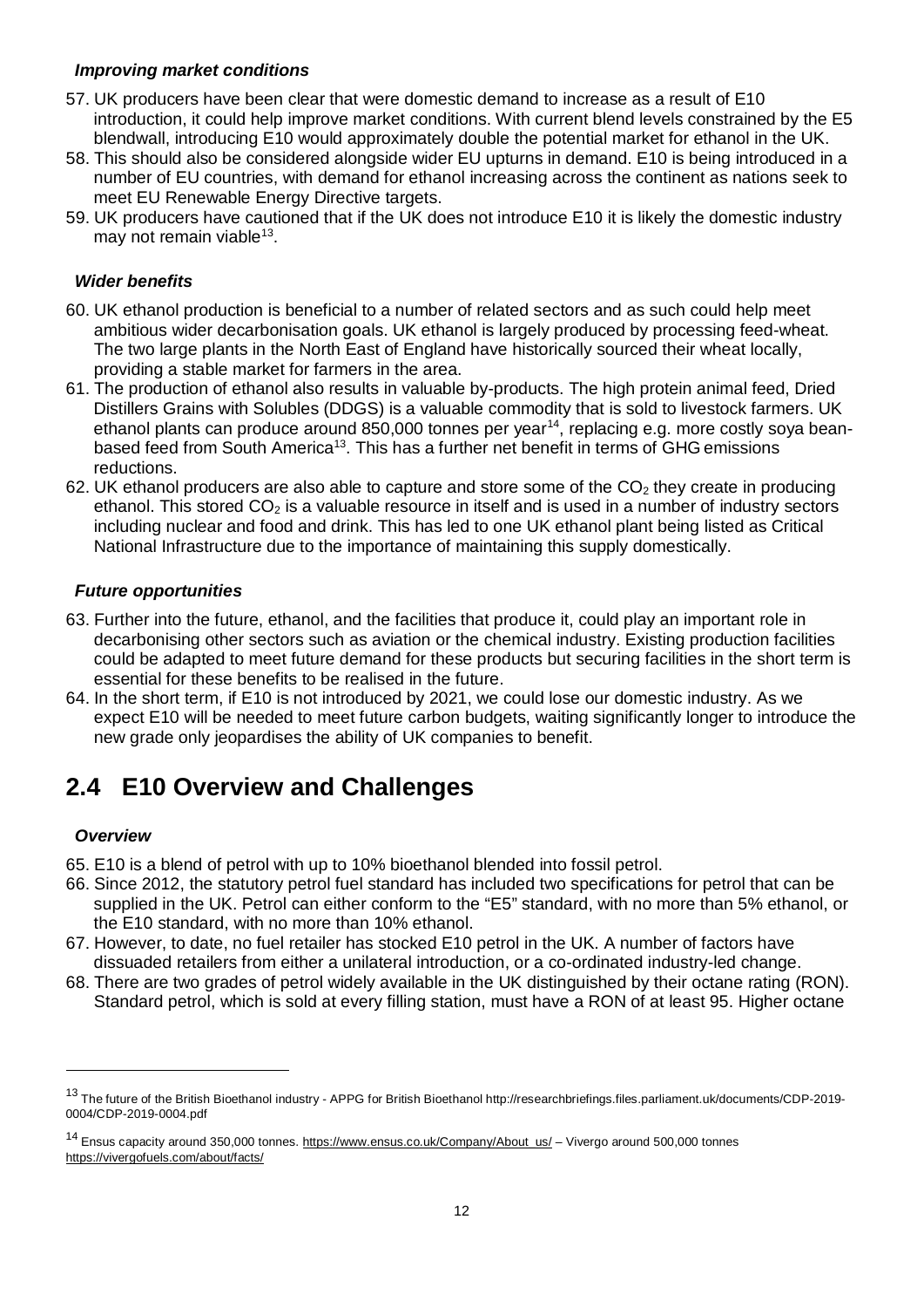### *Improving market conditions*

57. UK producers have been clear that were domestic demand to increase as a result of E10 introduction, it could help improve market conditions. With current blend levels constrained by the E5 blendwall, introducing E10 would approximately double the potential market for ethanol in the UK.
58. This should also be considered alongside wider EU upturns in demand. E10 is being introduced in a number of EU countries, with demand for ethanol increasing across the continent as nations seek to meet EU Renewable Energy Directive targets.
59. UK producers have cautioned that if the UK does not introduce E10 it is likely the domestic industry may not remain viable[13].

### *Wider benefits*

60. UK ethanol production is beneficial to a number of related sectors and as such could help meet ambitious wider decarbonisation goals. UK ethanol is largely produced by processing feed-wheat. The two large plants in the North East of England have historically sourced their wheat locally, providing a stable market for farmers in the area.
61. The production of ethanol also results in valuable by-products. The high protein animal feed, Dried Distillers Grains with Solubles (DDGS) is a valuable commodity that is sold to livestock farmers. UK ethanol plants can produce around 850,000 tonnes per year[14], replacing e.g. more costly soya bean-based feed from South America[13]. This has a further net benefit in terms of GHG emissions reductions.
62. UK ethanol producers are also able to capture and store some of the $CO_2$ they create in producing ethanol. This stored $CO_2$ is a valuable resource in itself and is used in a number of industry sectors including nuclear and food and drink. This has led to one UK ethanol plant being listed as Critical National Infrastructure due to the importance of maintaining this supply domestically.

### *Future opportunities*

63. Further into the future, ethanol, and the facilities that produce it, could play an important role in decarbonising other sectors such as aviation or the chemical industry. Existing production facilities could be adapted to meet future demand for these products but securing facilities in the short term is essential for these benefits to be realised in the future.
64. In the short term, if E10 is not introduced by 2021, we could lose our domestic industry. As we expect E10 will be needed to meet future carbon budgets, waiting significantly longer to introduce the new grade only jeopardises the ability of UK companies to benefit.

## 2.4 E10 Overview and Challenges

### *Overview*

65. E10 is a blend of petrol with up to 10% bioethanol blended into fossil petrol.
66. Since 2012, the statutory petrol fuel standard has included two specifications for petrol that can be supplied in the UK. Petrol can either conform to the "E5" standard, with no more than 5% ethanol, or the E10 standard, with no more than 10% ethanol.
67. However, to date, no fuel retailer has stocked E10 petrol in the UK. A number of factors have dissuaded retailers from either a unilateral introduction, or a co-ordinated industry-led change.
68. There are two grades of petrol widely available in the UK distinguished by their octane rating (RON). Standard petrol, which is sold at every filling station, must have a RON of at least 95. Higher octane

---

[13] The future of the British Bioethanol industry - APPG for British Bioethanol http://researchbriefings.files.parliament.uk/documents/CDP-2019-0004/CDP-2019-0004.pdf

[14] Ensus capacity around 350,000 tonnes. https://www.ensus.co.uk/Company/About_us/ – Vivergo around 500,000 tonnes https://vivergofuels.com/about/facts/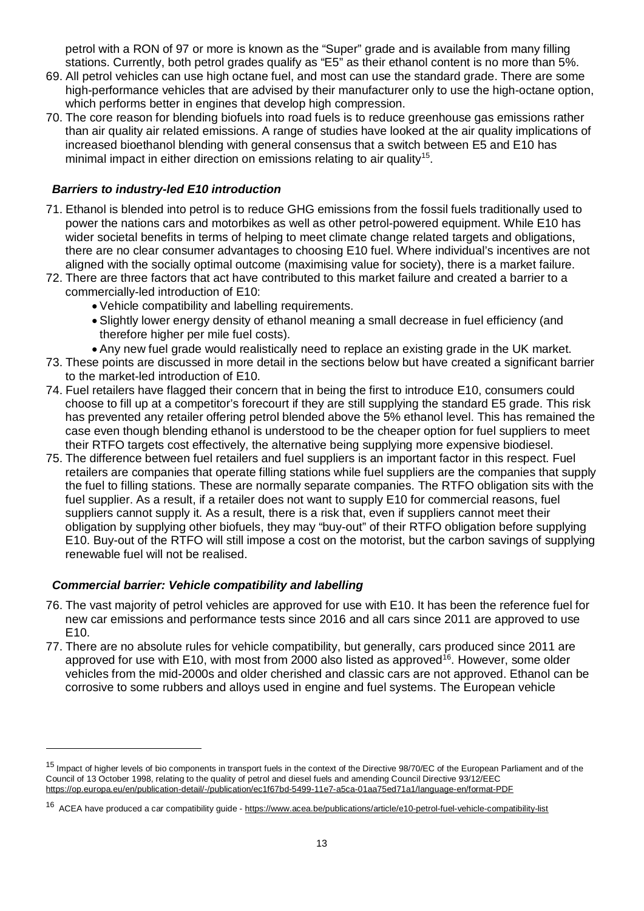petrol with a RON of 97 or more is known as the "Super" grade and is available from many filling stations. Currently, both petrol grades qualify as "E5" as their ethanol content is no more than 5%.

69. All petrol vehicles can use high octane fuel, and most can use the standard grade. There are some high-performance vehicles that are advised by their manufacturer only to use the high-octane option, which performs better in engines that develop high compression.
70. The core reason for blending biofuels into road fuels is to reduce greenhouse gas emissions rather than air quality air related emissions. A range of studies have looked at the air quality implications of increased bioethanol blending with general consensus that a switch between E5 and E10 has minimal impact in either direction on emissions relating to air quality[15].

### *Barriers to industry-led E10 introduction*

71. Ethanol is blended into petrol is to reduce GHG emissions from the fossil fuels traditionally used to power the nations cars and motorbikes as well as other petrol-powered equipment. While E10 has wider societal benefits in terms of helping to meet climate change related targets and obligations, there are no clear consumer advantages to choosing E10 fuel. Where individual's incentives are not aligned with the socially optimal outcome (maximising value for society), there is a market failure.
72. There are three factors that act have contributed to this market failure and created a barrier to a commercially-led introduction of E10:
    - Vehicle compatibility and labelling requirements.
    - Slightly lower energy density of ethanol meaning a small decrease in fuel efficiency (and therefore higher per mile fuel costs).
    - Any new fuel grade would realistically need to replace an existing grade in the UK market.
73. These points are discussed in more detail in the sections below but have created a significant barrier to the market-led introduction of E10.
74. Fuel retailers have flagged their concern that in being the first to introduce E10, consumers could choose to fill up at a competitor's forecourt if they are still supplying the standard E5 grade. This risk has prevented any retailer offering petrol blended above the 5% ethanol level. This has remained the case even though blending ethanol is understood to be the cheaper option for fuel suppliers to meet their RTFO targets cost effectively, the alternative being supplying more expensive biodiesel.
75. The difference between fuel retailers and fuel suppliers is an important factor in this respect. Fuel retailers are companies that operate filling stations while fuel suppliers are the companies that supply the fuel to filling stations. These are normally separate companies. The RTFO obligation sits with the fuel supplier. As a result, if a retailer does not want to supply E10 for commercial reasons, fuel suppliers cannot supply it. As a result, there is a risk that, even if suppliers cannot meet their obligation by supplying other biofuels, they may "buy-out" of their RTFO obligation before supplying E10. Buy-out of the RTFO will still impose a cost on the motorist, but the carbon savings of supplying renewable fuel will not be realised.

### *Commercial barrier: Vehicle compatibility and labelling*

76. The vast majority of petrol vehicles are approved for use with E10. It has been the reference fuel for new car emissions and performance tests since 2016 and all cars since 2011 are approved to use E10.
77. There are no absolute rules for vehicle compatibility, but generally, cars produced since 2011 are approved for use with E10, with most from 2000 also listed as approved[16]. However, some older vehicles from the mid-2000s and older cherished and classic cars are not approved. Ethanol can be corrosive to some rubbers and alloys used in engine and fuel systems. The European vehicle

---

[15] Impact of higher levels of bio components in transport fuels in the context of the Directive 98/70/EC of the European Parliament and of the Council of 13 October 1998, relating to the quality of petrol and diesel fuels and amending Council Directive 93/12/EEC https://op.europa.eu/en/publication-detail/-/publication/ec1f67bd-5499-11e7-a5ca-01aa75ed71a1/language-en/format-PDF

[16] ACEA have produced a car compatibility guide - https://www.acea.be/publications/article/e10-petrol-fuel-vehicle-compatibility-list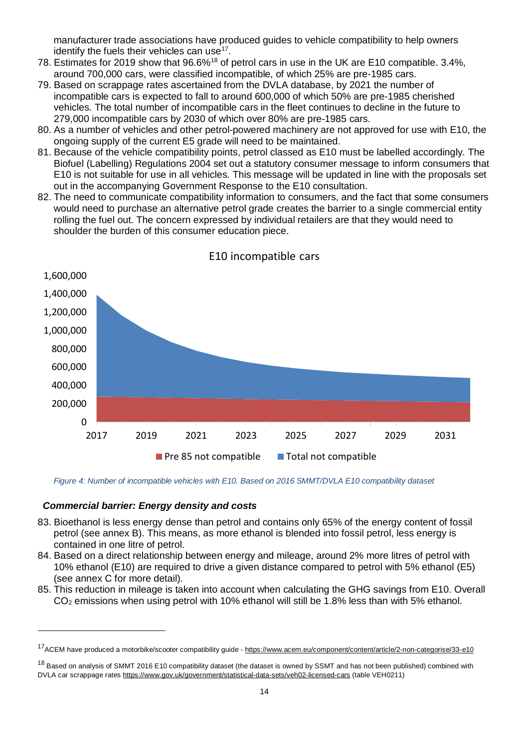manufacturer trade associations have produced guides to vehicle compatibility to help owners identify the fuels their vehicles can use[17].

78. Estimates for 2019 show that 96.6%[18] of petrol cars in use in the UK are E10 compatible. 3.4%, around 700,000 cars, were classified incompatible, of which 25% are pre-1985 cars.
79. Based on scrappage rates ascertained from the DVLA database, by 2021 the number of incompatible cars is expected to fall to around 600,000 of which 50% are pre-1985 cherished vehicles. The total number of incompatible cars in the fleet continues to decline in the future to 279,000 incompatible cars by 2030 of which over 80% are pre-1985 cars.
80. As a number of vehicles and other petrol-powered machinery are not approved for use with E10, the ongoing supply of the current E5 grade will need to be maintained.
81. Because of the vehicle compatibility points, petrol classed as E10 must be labelled accordingly. The Biofuel (Labelling) Regulations 2004 set out a statutory consumer message to inform consumers that E10 is not suitable for use in all vehicles. This message will be updated in line with the proposals set out in the accompanying Government Response to the E10 consultation.
82. The need to communicate compatibility information to consumers, and the fact that some consumers would need to purchase an alternative petrol grade creates the barrier to a single commercial entity rolling the fuel out. The concern expressed by individual retailers are that they would need to shoulder the burden of this consumer education piece.

*Figure 4: Number of incompatible vehicles with E10. Based on 2016 SMMT/DVLA E10 compatibility dataset*

### ***Commercial barrier: Energy density and costs***

83. Bioethanol is less energy dense than petrol and contains only 65% of the energy content of fossil petrol (see annex B). This means, as more ethanol is blended into fossil petrol, less energy is contained in one litre of petrol.
84. Based on a direct relationship between energy and mileage, around 2% more litres of petrol with 10% ethanol (E10) are required to drive a given distance compared to petrol with 5% ethanol (E5) (see annex C for more detail).
85. This reduction in mileage is taken into account when calculating the GHG savings from E10. Overall $CO_2$ emissions when using petrol with 10% ethanol will still be 1.8% less than with 5% ethanol.

---

[17] ACEM have produced a motorbike/scooter compatibility guide - https://www.acem.eu/component/content/article/2-non-categorise/33-e10

[18] Based on analysis of SMMT 2016 E10 compatibility dataset (the dataset is owned by SSMT and has not been published) combined with DVLA car scrappage rates https://www.gov.uk/government/statistical-data-sets/veh02-licensed-cars (table VEH0211)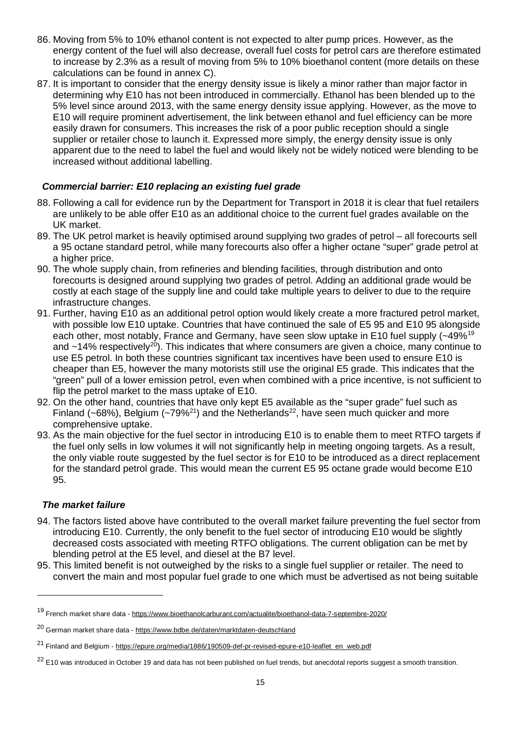86. Moving from 5% to 10% ethanol content is not expected to alter pump prices. However, as the energy content of the fuel will also decrease, overall fuel costs for petrol cars are therefore estimated to increase by 2.3% as a result of moving from 5% to 10% bioethanol content (more details on these calculations can be found in annex C).
87. It is important to consider that the energy density issue is likely a minor rather than major factor in determining why E10 has not been introduced in commercially. Ethanol has been blended up to the 5% level since around 2013, with the same energy density issue applying. However, as the move to E10 will require prominent advertisement, the link between ethanol and fuel efficiency can be more easily drawn for consumers. This increases the risk of a poor public reception should a single supplier or retailer chose to launch it. Expressed more simply, the energy density issue is only apparent due to the need to label the fuel and would likely not be widely noticed were blending to be increased without additional labelling.

### *Commercial barrier: E10 replacing an existing fuel grade*

88. Following a call for evidence run by the Department for Transport in 2018 it is clear that fuel retailers are unlikely to be able offer E10 as an additional choice to the current fuel grades available on the UK market.
89. The UK petrol market is heavily optimised around supplying two grades of petrol – all forecourts sell a 95 octane standard petrol, while many forecourts also offer a higher octane "super" grade petrol at a higher price.
90. The whole supply chain, from refineries and blending facilities, through distribution and onto forecourts is designed around supplying two grades of petrol. Adding an additional grade would be costly at each stage of the supply line and could take multiple years to deliver to due to the require infrastructure changes.
91. Further, having E10 as an additional petrol option would likely create a more fractured petrol market, with possible low E10 uptake. Countries that have continued the sale of E5 95 and E10 95 alongside each other, most notably, France and Germany, have seen slow uptake in E10 fuel supply (~49%[19] and ~14% respectively[20]). This indicates that where consumers are given a choice, many continue to use E5 petrol. In both these countries significant tax incentives have been used to ensure E10 is cheaper than E5, however the many motorists still use the original E5 grade. This indicates that the "green" pull of a lower emission petrol, even when combined with a price incentive, is not sufficient to flip the petrol market to the mass uptake of E10.
92. On the other hand, countries that have only kept E5 available as the "super grade" fuel such as Finland (~68%), Belgium (~79%[21]) and the Netherlands[22], have seen much quicker and more comprehensive uptake.
93. As the main objective for the fuel sector in introducing E10 is to enable them to meet RTFO targets if the fuel only sells in low volumes it will not significantly help in meeting ongoing targets. As a result, the only viable route suggested by the fuel sector is for E10 to be introduced as a direct replacement for the standard petrol grade. This would mean the current E5 95 octane grade would become E10 95.

### *The market failure*

94. The factors listed above have contributed to the overall market failure preventing the fuel sector from introducing E10. Currently, the only benefit to the fuel sector of introducing E10 would be slightly decreased costs associated with meeting RTFO obligations. The current obligation can be met by blending petrol at the E5 level, and diesel at the B7 level.
95. This limited benefit is not outweighed by the risks to a single fuel supplier or retailer. The need to convert the main and most popular fuel grade to one which must be advertised as not being suitable

---

[19] French market share data - https://www.bioethanolcarburant.com/actualite/bioethanol-data-7-septembre-2020/

[20] German market share data - https://www.bdbe.de/daten/marktdaten-deutschland

[21] Finland and Belgium - https://epure.org/media/1886/190509-def-pr-revised-epure-e10-leaflet_en_web.pdf

[22] E10 was introduced in October 19 and data has not been published on fuel trends, but anecdotal reports suggest a smooth transition.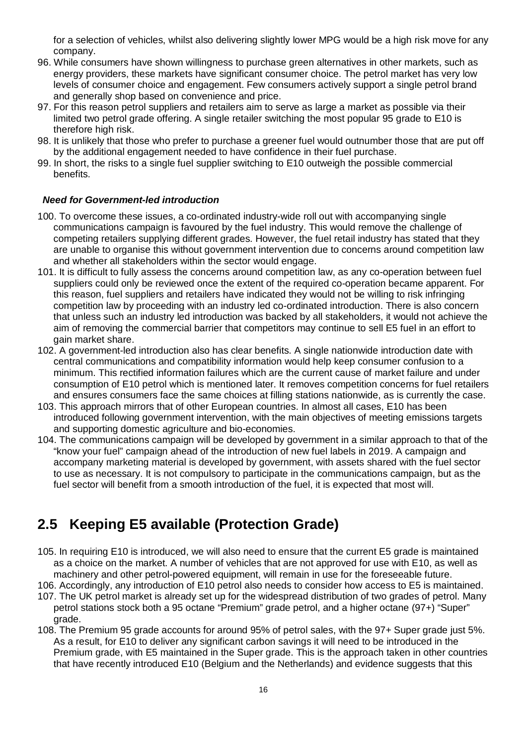for a selection of vehicles, whilst also delivering slightly lower MPG would be a high risk move for any company.

96. While consumers have shown willingness to purchase green alternatives in other markets, such as energy providers, these markets have significant consumer choice. The petrol market has very low levels of consumer choice and engagement. Few consumers actively support a single petrol brand and generally shop based on convenience and price.
97. For this reason petrol suppliers and retailers aim to serve as large a market as possible via their limited two petrol grade offering. A single retailer switching the most popular 95 grade to E10 is therefore high risk.
98. It is unlikely that those who prefer to purchase a greener fuel would outnumber those that are put off by the additional engagement needed to have confidence in their fuel purchase.
99. In short, the risks to a single fuel supplier switching to E10 outweigh the possible commercial benefits.

***Need for Government-led introduction***

100. To overcome these issues, a co-ordinated industry-wide roll out with accompanying single communications campaign is favoured by the fuel industry. This would remove the challenge of competing retailers supplying different grades. However, the fuel retail industry has stated that they are unable to organise this without government intervention due to concerns around competition law and whether all stakeholders within the sector would engage.
101. It is difficult to fully assess the concerns around competition law, as any co-operation between fuel suppliers could only be reviewed once the extent of the required co-operation became apparent. For this reason, fuel suppliers and retailers have indicated they would not be willing to risk infringing competition law by proceeding with an industry led co-ordinated introduction. There is also concern that unless such an industry led introduction was backed by all stakeholders, it would not achieve the aim of removing the commercial barrier that competitors may continue to sell E5 fuel in an effort to gain market share.
102. A government-led introduction also has clear benefits. A single nationwide introduction date with central communications and compatibility information would help keep consumer confusion to a minimum. This rectified information failures which are the current cause of market failure and under consumption of E10 petrol which is mentioned later. It removes competition concerns for fuel retailers and ensures consumers face the same choices at filling stations nationwide, as is currently the case.
103. This approach mirrors that of other European countries. In almost all cases, E10 has been introduced following government intervention, with the main objectives of meeting emissions targets and supporting domestic agriculture and bio-economies.
104. The communications campaign will be developed by government in a similar approach to that of the "know your fuel" campaign ahead of the introduction of new fuel labels in 2019. A campaign and accompany marketing material is developed by government, with assets shared with the fuel sector to use as necessary. It is not compulsory to participate in the communications campaign, but as the fuel sector will benefit from a smooth introduction of the fuel, it is expected that most will.

## 2.5 Keeping E5 available (Protection Grade)

105. In requiring E10 is introduced, we will also need to ensure that the current E5 grade is maintained as a choice on the market. A number of vehicles that are not approved for use with E10, as well as machinery and other petrol-powered equipment, will remain in use for the foreseeable future.
106. Accordingly, any introduction of E10 petrol also needs to consider how access to E5 is maintained.
107. The UK petrol market is already set up for the widespread distribution of two grades of petrol. Many petrol stations stock both a 95 octane "Premium" grade petrol, and a higher octane (97+) "Super" grade.
108. The Premium 95 grade accounts for around 95% of petrol sales, with the 97+ Super grade just 5%. As a result, for E10 to deliver any significant carbon savings it will need to be introduced in the Premium grade, with E5 maintained in the Super grade. This is the approach taken in other countries that have recently introduced E10 (Belgium and the Netherlands) and evidence suggests that this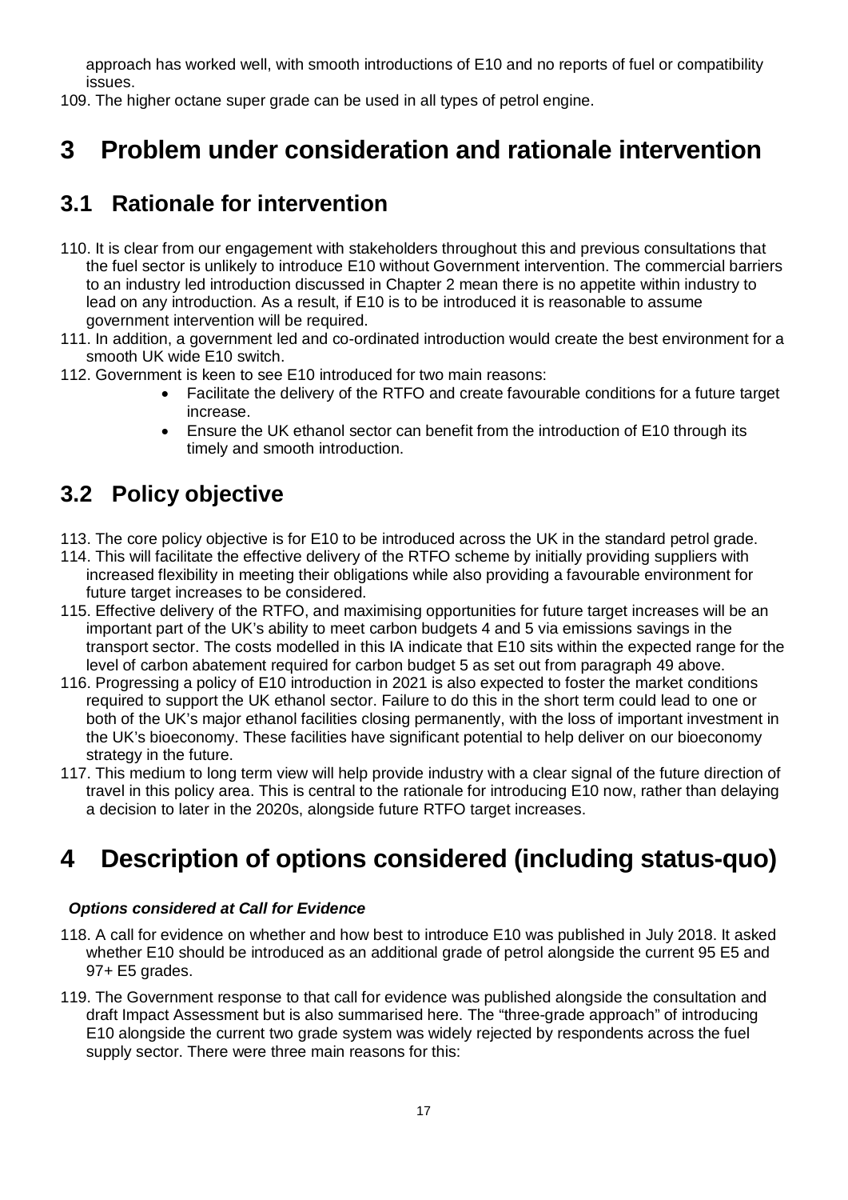approach has worked well, with smooth introductions of E10 and no reports of fuel or compatibility issues.

109. The higher octane super grade can be used in all types of petrol engine.

# 3 Problem under consideration and rationale intervention

## 3.1 Rationale for intervention

110. It is clear from our engagement with stakeholders throughout this and previous consultations that the fuel sector is unlikely to introduce E10 without Government intervention. The commercial barriers to an industry led introduction discussed in Chapter 2 mean there is no appetite within industry to lead on any introduction. As a result, if E10 is to be introduced it is reasonable to assume government intervention will be required.

111. In addition, a government led and co-ordinated introduction would create the best environment for a smooth UK wide E10 switch.

112. Government is keen to see E10 introduced for two main reasons:

- Facilitate the delivery of the RTFO and create favourable conditions for a future target increase.
- Ensure the UK ethanol sector can benefit from the introduction of E10 through its timely and smooth introduction.

## 3.2 Policy objective

113. The core policy objective is for E10 to be introduced across the UK in the standard petrol grade.

114. This will facilitate the effective delivery of the RTFO scheme by initially providing suppliers with increased flexibility in meeting their obligations while also providing a favourable environment for future target increases to be considered.

115. Effective delivery of the RTFO, and maximising opportunities for future target increases will be an important part of the UK's ability to meet carbon budgets 4 and 5 via emissions savings in the transport sector. The costs modelled in this IA indicate that E10 sits within the expected range for the level of carbon abatement required for carbon budget 5 as set out from paragraph 49 above.

116. Progressing a policy of E10 introduction in 2021 is also expected to foster the market conditions required to support the UK ethanol sector. Failure to do this in the short term could lead to one or both of the UK's major ethanol facilities closing permanently, with the loss of important investment in the UK's bioeconomy. These facilities have significant potential to help deliver on our bioeconomy strategy in the future.

117. This medium to long term view will help provide industry with a clear signal of the future direction of travel in this policy area. This is central to the rationale for introducing E10 now, rather than delaying a decision to later in the 2020s, alongside future RTFO target increases.

# 4 Description of options considered (including status-quo)

***Options considered at Call for Evidence***

118. A call for evidence on whether and how best to introduce E10 was published in July 2018. It asked whether E10 should be introduced as an additional grade of petrol alongside the current 95 E5 and 97+ E5 grades.

119. The Government response to that call for evidence was published alongside the consultation and draft Impact Assessment but is also summarised here. The "three-grade approach" of introducing E10 alongside the current two grade system was widely rejected by respondents across the fuel supply sector. There were three main reasons for this: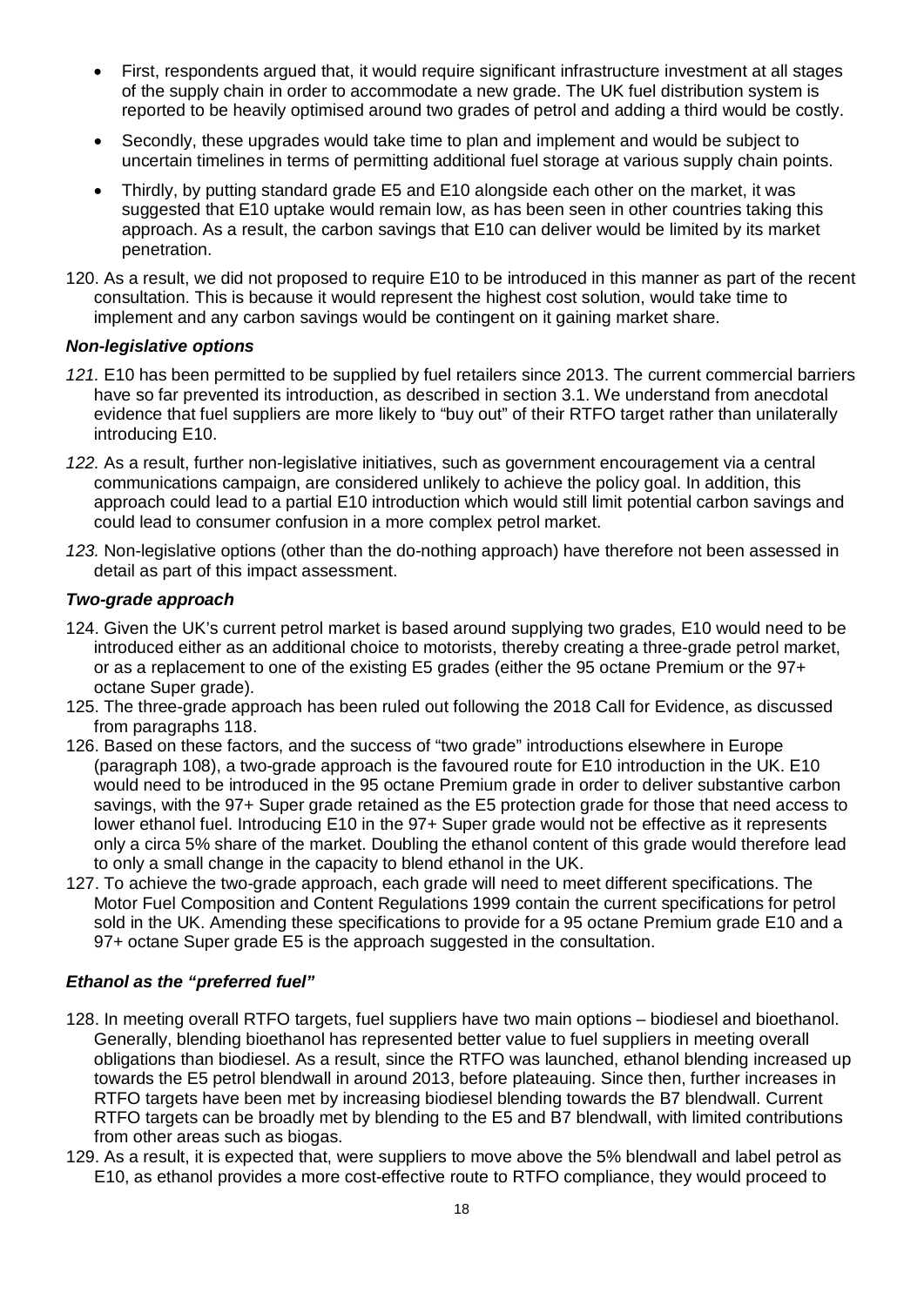- First, respondents argued that, it would require significant infrastructure investment at all stages of the supply chain in order to accommodate a new grade. The UK fuel distribution system is reported to be heavily optimised around two grades of petrol and adding a third would be costly.
- Secondly, these upgrades would take time to plan and implement and would be subject to uncertain timelines in terms of permitting additional fuel storage at various supply chain points.
- Thirdly, by putting standard grade E5 and E10 alongside each other on the market, it was suggested that E10 uptake would remain low, as has been seen in other countries taking this approach. As a result, the carbon savings that E10 can deliver would be limited by its market penetration.

120. As a result, we did not proposed to require E10 to be introduced in this manner as part of the recent consultation. This is because it would represent the highest cost solution, would take time to implement and any carbon savings would be contingent on it gaining market share.

### *Non-legislative options*

*121.* E10 has been permitted to be supplied by fuel retailers since 2013. The current commercial barriers have so far prevented its introduction, as described in section 3.1. We understand from anecdotal evidence that fuel suppliers are more likely to "buy out" of their RTFO target rather than unilaterally introducing E10.

*122.* As a result, further non-legislative initiatives, such as government encouragement via a central communications campaign, are considered unlikely to achieve the policy goal. In addition, this approach could lead to a partial E10 introduction which would still limit potential carbon savings and could lead to consumer confusion in a more complex petrol market.

*123.* Non-legislative options (other than the do-nothing approach) have therefore not been assessed in detail as part of this impact assessment.

### *Two-grade approach*

124. Given the UK's current petrol market is based around supplying two grades, E10 would need to be introduced either as an additional choice to motorists, thereby creating a three-grade petrol market, or as a replacement to one of the existing E5 grades (either the 95 octane Premium or the 97+ octane Super grade).

125. The three-grade approach has been ruled out following the 2018 Call for Evidence, as discussed from paragraphs 118.

126. Based on these factors, and the success of "two grade" introductions elsewhere in Europe (paragraph 108), a two-grade approach is the favoured route for E10 introduction in the UK. E10 would need to be introduced in the 95 octane Premium grade in order to deliver substantive carbon savings, with the 97+ Super grade retained as the E5 protection grade for those that need access to lower ethanol fuel. Introducing E10 in the 97+ Super grade would not be effective as it represents only a circa 5% share of the market. Doubling the ethanol content of this grade would therefore lead to only a small change in the capacity to blend ethanol in the UK.

127. To achieve the two-grade approach, each grade will need to meet different specifications. The Motor Fuel Composition and Content Regulations 1999 contain the current specifications for petrol sold in the UK. Amending these specifications to provide for a 95 octane Premium grade E10 and a 97+ octane Super grade E5 is the approach suggested in the consultation.

### *Ethanol as the "preferred fuel"*

128. In meeting overall RTFO targets, fuel suppliers have two main options – biodiesel and bioethanol. Generally, blending bioethanol has represented better value to fuel suppliers in meeting overall obligations than biodiesel. As a result, since the RTFO was launched, ethanol blending increased up towards the E5 petrol blendwall in around 2013, before plateauing. Since then, further increases in RTFO targets have been met by increasing biodiesel blending towards the B7 blendwall. Current RTFO targets can be broadly met by blending to the E5 and B7 blendwall, with limited contributions from other areas such as biogas.

129. As a result, it is expected that, were suppliers to move above the 5% blendwall and label petrol as E10, as ethanol provides a more cost-effective route to RTFO compliance, they would proceed to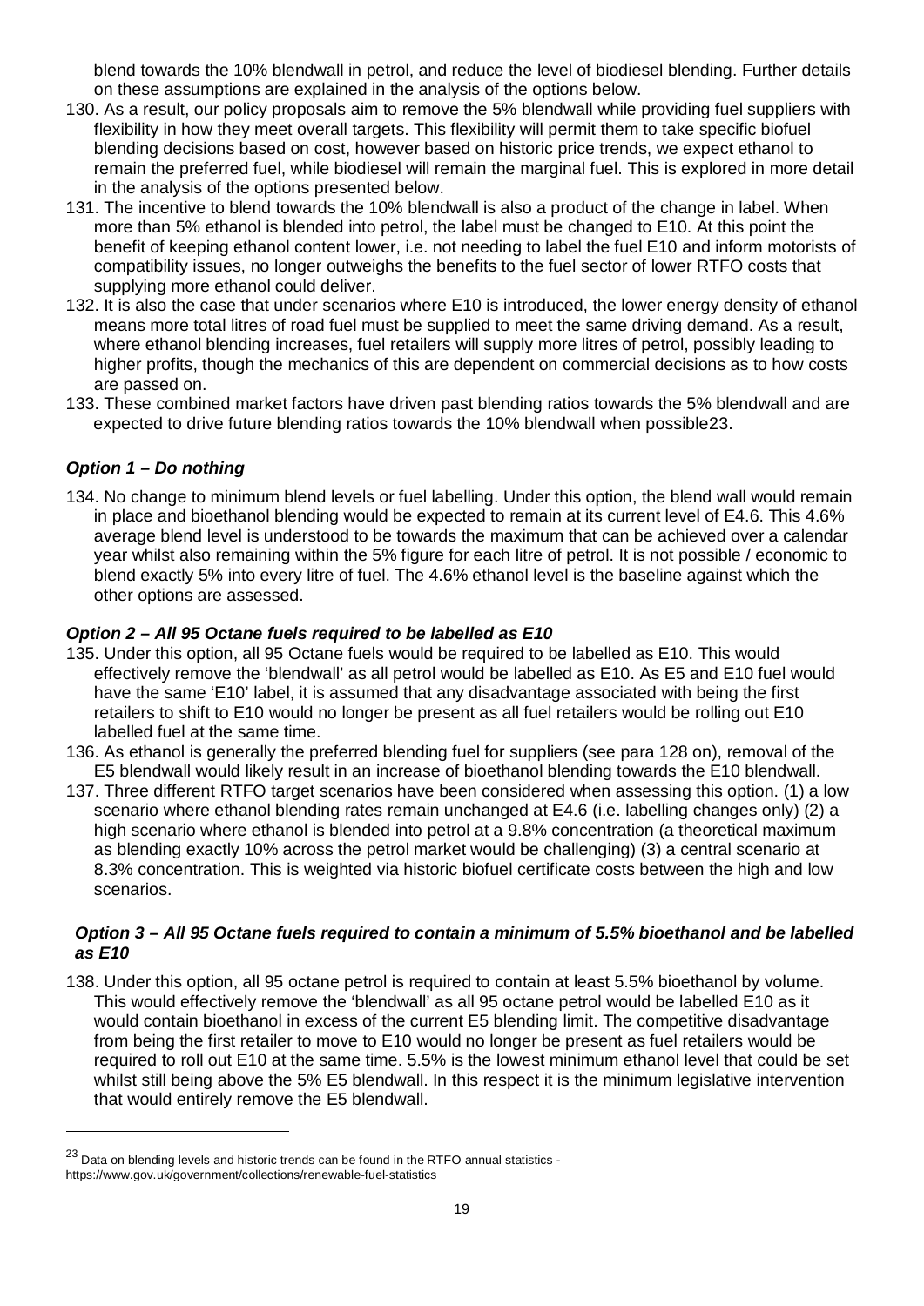blend towards the 10% blendwall in petrol, and reduce the level of biodiesel blending. Further details on these assumptions are explained in the analysis of the options below.

130. As a result, our policy proposals aim to remove the 5% blendwall while providing fuel suppliers with flexibility in how they meet overall targets. This flexibility will permit them to take specific biofuel blending decisions based on cost, however based on historic price trends, we expect ethanol to remain the preferred fuel, while biodiesel will remain the marginal fuel. This is explored in more detail in the analysis of the options presented below.
131. The incentive to blend towards the 10% blendwall is also a product of the change in label. When more than 5% ethanol is blended into petrol, the label must be changed to E10. At this point the benefit of keeping ethanol content lower, i.e. not needing to label the fuel E10 and inform motorists of compatibility issues, no longer outweighs the benefits to the fuel sector of lower RTFO costs that supplying more ethanol could deliver.
132. It is also the case that under scenarios where E10 is introduced, the lower energy density of ethanol means more total litres of road fuel must be supplied to meet the same driving demand. As a result, where ethanol blending increases, fuel retailers will supply more litres of petrol, possibly leading to higher profits, though the mechanics of this are dependent on commercial decisions as to how costs are passed on.
133. These combined market factors have driven past blending ratios towards the 5% blendwall and are expected to drive future blending ratios towards the 10% blendwall when possible[23].

### *Option 1 – Do nothing*

134. No change to minimum blend levels or fuel labelling. Under this option, the blend wall would remain in place and bioethanol blending would be expected to remain at its current level of E4.6. This 4.6% average blend level is understood to be towards the maximum that can be achieved over a calendar year whilst also remaining within the 5% figure for each litre of petrol. It is not possible / economic to blend exactly 5% into every litre of fuel. The 4.6% ethanol level is the baseline against which the other options are assessed.

### *Option 2 – All 95 Octane fuels required to be labelled as E10*

135. Under this option, all 95 Octane fuels would be required to be labelled as E10. This would effectively remove the 'blendwall' as all petrol would be labelled as E10. As E5 and E10 fuel would have the same 'E10' label, it is assumed that any disadvantage associated with being the first retailers to shift to E10 would no longer be present as all fuel retailers would be rolling out E10 labelled fuel at the same time.
136. As ethanol is generally the preferred blending fuel for suppliers (see para 128 on), removal of the E5 blendwall would likely result in an increase of bioethanol blending towards the E10 blendwall.
137. Three different RTFO target scenarios have been considered when assessing this option. (1) a low scenario where ethanol blending rates remain unchanged at E4.6 (i.e. labelling changes only) (2) a high scenario where ethanol is blended into petrol at a 9.8% concentration (a theoretical maximum as blending exactly 10% across the petrol market would be challenging) (3) a central scenario at 8.3% concentration. This is weighted via historic biofuel certificate costs between the high and low scenarios.

### *Option 3 – All 95 Octane fuels required to contain a minimum of 5.5% bioethanol and be labelled as E10*

138. Under this option, all 95 octane petrol is required to contain at least 5.5% bioethanol by volume. This would effectively remove the 'blendwall' as all 95 octane petrol would be labelled E10 as it would contain bioethanol in excess of the current E5 blending limit. The competitive disadvantage from being the first retailer to move to E10 would no longer be present as fuel retailers would be required to roll out E10 at the same time. 5.5% is the lowest minimum ethanol level that could be set whilst still being above the 5% E5 blendwall. In this respect it is the minimum legislative intervention that would entirely remove the E5 blendwall.

---

[23] Data on blending levels and historic trends can be found in the RTFO annual statistics - https://www.gov.uk/government/collections/renewable-fuel-statistics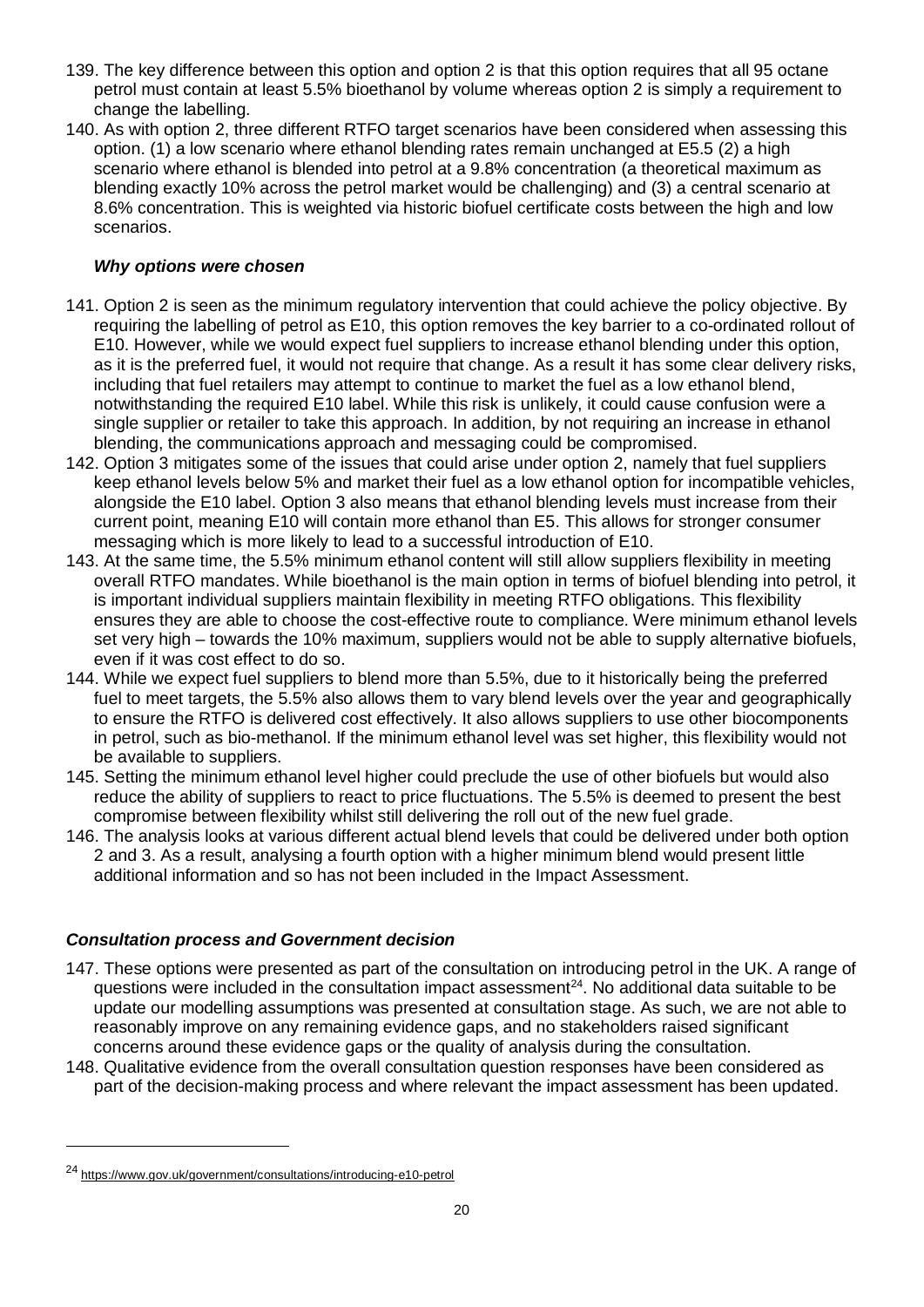139. The key difference between this option and option 2 is that this option requires that all 95 octane petrol must contain at least 5.5% bioethanol by volume whereas option 2 is simply a requirement to change the labelling.
140. As with option 2, three different RTFO target scenarios have been considered when assessing this option. (1) a low scenario where ethanol blending rates remain unchanged at E5.5 (2) a high scenario where ethanol is blended into petrol at a 9.8% concentration (a theoretical maximum as blending exactly 10% across the petrol market would be challenging) and (3) a central scenario at 8.6% concentration. This is weighted via historic biofuel certificate costs between the high and low scenarios.

### *Why options were chosen*

141. Option 2 is seen as the minimum regulatory intervention that could achieve the policy objective. By requiring the labelling of petrol as E10, this option removes the key barrier to a co-ordinated rollout of E10. However, while we would expect fuel suppliers to increase ethanol blending under this option, as it is the preferred fuel, it would not require that change. As a result it has some clear delivery risks, including that fuel retailers may attempt to continue to market the fuel as a low ethanol blend, notwithstanding the required E10 label. While this risk is unlikely, it could cause confusion were a single supplier or retailer to take this approach. In addition, by not requiring an increase in ethanol blending, the communications approach and messaging could be compromised.
142. Option 3 mitigates some of the issues that could arise under option 2, namely that fuel suppliers keep ethanol levels below 5% and market their fuel as a low ethanol option for incompatible vehicles, alongside the E10 label. Option 3 also means that ethanol blending levels must increase from their current point, meaning E10 will contain more ethanol than E5. This allows for stronger consumer messaging which is more likely to lead to a successful introduction of E10.
143. At the same time, the 5.5% minimum ethanol content will still allow suppliers flexibility in meeting overall RTFO mandates. While bioethanol is the main option in terms of biofuel blending into petrol, it is important individual suppliers maintain flexibility in meeting RTFO obligations. This flexibility ensures they are able to choose the cost-effective route to compliance. Were minimum ethanol levels set very high – towards the 10% maximum, suppliers would not be able to supply alternative biofuels, even if it was cost effect to do so.
144. While we expect fuel suppliers to blend more than 5.5%, due to it historically being the preferred fuel to meet targets, the 5.5% also allows them to vary blend levels over the year and geographically to ensure the RTFO is delivered cost effectively. It also allows suppliers to use other biocomponents in petrol, such as bio-methanol. If the minimum ethanol level was set higher, this flexibility would not be available to suppliers.
145. Setting the minimum ethanol level higher could preclude the use of other biofuels but would also reduce the ability of suppliers to react to price fluctuations. The 5.5% is deemed to present the best compromise between flexibility whilst still delivering the roll out of the new fuel grade.
146. The analysis looks at various different actual blend levels that could be delivered under both option 2 and 3. As a result, analysing a fourth option with a higher minimum blend would present little additional information and so has not been included in the Impact Assessment.

### *Consultation process and Government decision*

147. These options were presented as part of the consultation on introducing petrol in the UK. A range of questions were included in the consultation impact assessment[24]. No additional data suitable to be update our modelling assumptions was presented at consultation stage. As such, we are not able to reasonably improve on any remaining evidence gaps, and no stakeholders raised significant concerns around these evidence gaps or the quality of analysis during the consultation.
148. Qualitative evidence from the overall consultation question responses have been considered as part of the decision-making process and where relevant the impact assessment has been updated.

[24] https://www.gov.uk/government/consultations/introducing-e10-petrol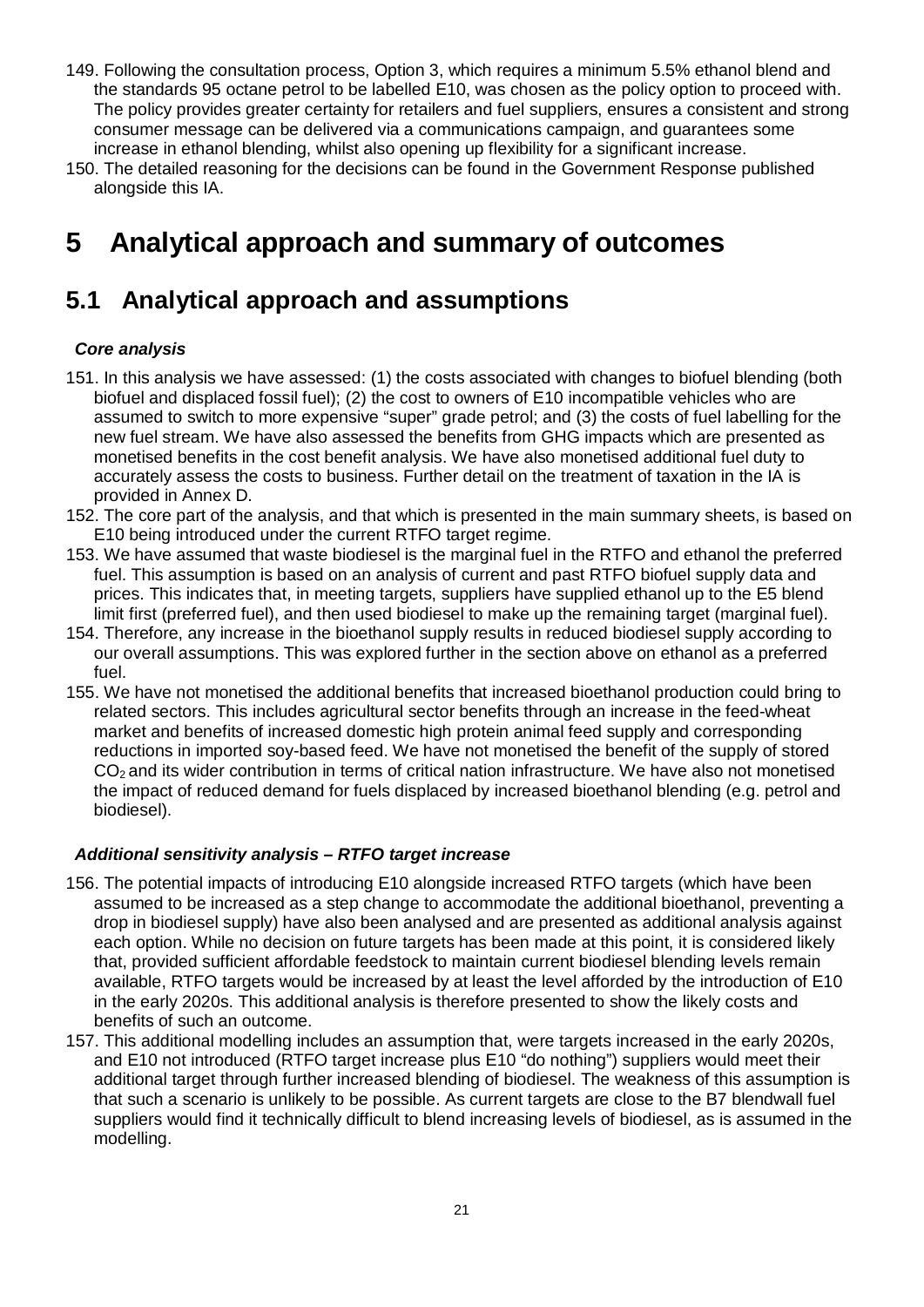149. Following the consultation process, Option 3, which requires a minimum 5.5% ethanol blend and the standards 95 octane petrol to be labelled E10, was chosen as the policy option to proceed with. The policy provides greater certainty for retailers and fuel suppliers, ensures a consistent and strong consumer message can be delivered via a communications campaign, and guarantees some increase in ethanol blending, whilst also opening up flexibility for a significant increase.

150. The detailed reasoning for the decisions can be found in the Government Response published alongside this IA.

# 5 Analytical approach and summary of outcomes

## 5.1 Analytical approach and assumptions

### *Core analysis*

151. In this analysis we have assessed: (1) the costs associated with changes to biofuel blending (both biofuel and displaced fossil fuel); (2) the cost to owners of E10 incompatible vehicles who are assumed to switch to more expensive "super" grade petrol; and (3) the costs of fuel labelling for the new fuel stream. We have also assessed the benefits from GHG impacts which are presented as monetised benefits in the cost benefit analysis. We have also monetised additional fuel duty to accurately assess the costs to business. Further detail on the treatment of taxation in the IA is provided in Annex D.

152. The core part of the analysis, and that which is presented in the main summary sheets, is based on E10 being introduced under the current RTFO target regime.

153. We have assumed that waste biodiesel is the marginal fuel in the RTFO and ethanol the preferred fuel. This assumption is based on an analysis of current and past RTFO biofuel supply data and prices. This indicates that, in meeting targets, suppliers have supplied ethanol up to the E5 blend limit first (preferred fuel), and then used biodiesel to make up the remaining target (marginal fuel).

154. Therefore, any increase in the bioethanol supply results in reduced biodiesel supply according to our overall assumptions. This was explored further in the section above on ethanol as a preferred fuel.

155. We have not monetised the additional benefits that increased bioethanol production could bring to related sectors. This includes agricultural sector benefits through an increase in the feed-wheat market and benefits of increased domestic high protein animal feed supply and corresponding reductions in imported soy-based feed. We have not monetised the benefit of the supply of stored $CO_2$ and its wider contribution in terms of critical nation infrastructure. We have also not monetised the impact of reduced demand for fuels displaced by increased bioethanol blending (e.g. petrol and biodiesel).

### *Additional sensitivity analysis – RTFO target increase*

156. The potential impacts of introducing E10 alongside increased RTFO targets (which have been assumed to be increased as a step change to accommodate the additional bioethanol, preventing a drop in biodiesel supply) have also been analysed and are presented as additional analysis against each option. While no decision on future targets has been made at this point, it is considered likely that, provided sufficient affordable feedstock to maintain current biodiesel blending levels remain available, RTFO targets would be increased by at least the level afforded by the introduction of E10 in the early 2020s. This additional analysis is therefore presented to show the likely costs and benefits of such an outcome.

157. This additional modelling includes an assumption that, were targets increased in the early 2020s, and E10 not introduced (RTFO target increase plus E10 "do nothing") suppliers would meet their additional target through further increased blending of biodiesel. The weakness of this assumption is that such a scenario is unlikely to be possible. As current targets are close to the B7 blendwall fuel suppliers would find it technically difficult to blend increasing levels of biodiesel, as is assumed in the modelling.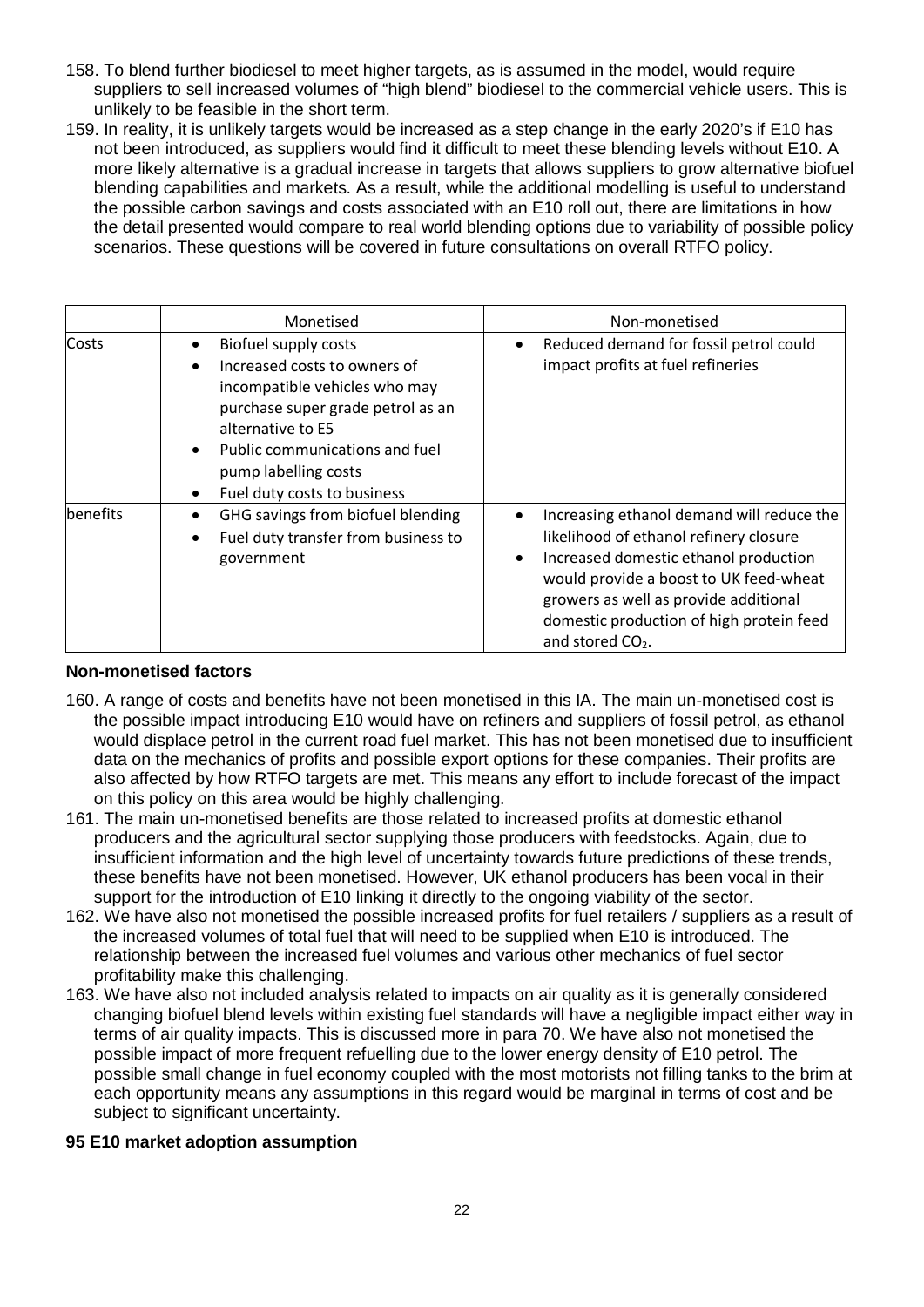158. To blend further biodiesel to meet higher targets, as is assumed in the model, would require suppliers to sell increased volumes of "high blend" biodiesel to the commercial vehicle users. This is unlikely to be feasible in the short term.
159. In reality, it is unlikely targets would be increased as a step change in the early 2020's if E10 has not been introduced, as suppliers would find it difficult to meet these blending levels without E10. A more likely alternative is a gradual increase in targets that allows suppliers to grow alternative biofuel blending capabilities and markets. As a result, while the additional modelling is useful to understand the possible carbon savings and costs associated with an E10 roll out, there are limitations in how the detail presented would compare to real world blending options due to variability of possible policy scenarios. These questions will be covered in future consultations on overall RTFO policy.

| | Monetised | Non-monetised |
|---|---|---|
| Costs | • Biofuel supply costs<br>• Increased costs to owners of incompatible vehicles who may purchase super grade petrol as an alternative to E5<br>• Public communications and fuel pump labelling costs<br>• Fuel duty costs to business | • Reduced demand for fossil petrol could impact profits at fuel refineries |
| benefits | • GHG savings from biofuel blending<br>• Fuel duty transfer from business to government | • Increasing ethanol demand will reduce the likelihood of ethanol refinery closure<br>• Increased domestic ethanol production would provide a boost to UK feed-wheat growers as well as provide additional domestic production of high protein feed and stored $CO_2$. |

**Non-monetised factors**

160. A range of costs and benefits have not been monetised in this IA. The main un-monetised cost is the possible impact introducing E10 would have on refiners and suppliers of fossil petrol, as ethanol would displace petrol in the current road fuel market. This has not been monetised due to insufficient data on the mechanics of profits and possible export options for these companies. Their profits are also affected by how RTFO targets are met. This means any effort to include forecast of the impact on this policy on this area would be highly challenging.
161. The main un-monetised benefits are those related to increased profits at domestic ethanol producers and the agricultural sector supplying those producers with feedstocks. Again, due to insufficient information and the high level of uncertainty towards future predictions of these trends, these benefits have not been monetised. However, UK ethanol producers has been vocal in their support for the introduction of E10 linking it directly to the ongoing viability of the sector.
162. We have also not monetised the possible increased profits for fuel retailers / suppliers as a result of the increased volumes of total fuel that will need to be supplied when E10 is introduced. The relationship between the increased fuel volumes and various other mechanics of fuel sector profitability make this challenging.
163. We have also not included analysis related to impacts on air quality as it is generally considered changing biofuel blend levels within existing fuel standards will have a negligible impact either way in terms of air quality impacts. This is discussed more in para 70. We have also not monetised the possible impact of more frequent refuelling due to the lower energy density of E10 petrol. The possible small change in fuel economy coupled with the most motorists not filling tanks to the brim at each opportunity means any assumptions in this regard would be marginal in terms of cost and be subject to significant uncertainty.

**95 E10 market adoption assumption**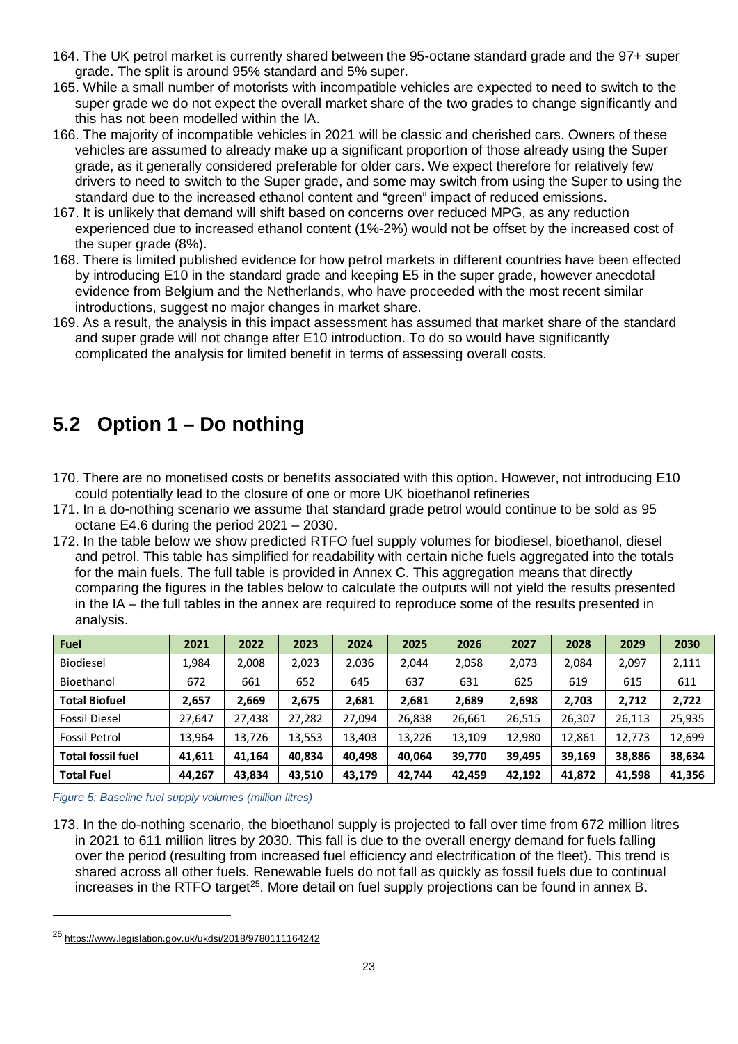164. The UK petrol market is currently shared between the 95-octane standard grade and the 97+ super grade. The split is around 95% standard and 5% super.
165. While a small number of motorists with incompatible vehicles are expected to need to switch to the super grade we do not expect the overall market share of the two grades to change significantly and this has not been modelled within the IA.
166. The majority of incompatible vehicles in 2021 will be classic and cherished cars. Owners of these vehicles are assumed to already make up a significant proportion of those already using the Super grade, as it generally considered preferable for older cars. We expect therefore for relatively few drivers to need to switch to the Super grade, and some may switch from using the Super to using the standard due to the increased ethanol content and "green" impact of reduced emissions.
167. It is unlikely that demand will shift based on concerns over reduced MPG, as any reduction experienced due to increased ethanol content (1%-2%) would not be offset by the increased cost of the super grade (8%).
168. There is limited published evidence for how petrol markets in different countries have been effected by introducing E10 in the standard grade and keeping E5 in the super grade, however anecdotal evidence from Belgium and the Netherlands, who have proceeded with the most recent similar introductions, suggest no major changes in market share.
169. As a result, the analysis in this impact assessment has assumed that market share of the standard and super grade will not change after E10 introduction. To do so would have significantly complicated the analysis for limited benefit in terms of assessing overall costs.

## 5.2 Option 1 – Do nothing

170. There are no monetised costs or benefits associated with this option. However, not introducing E10 could potentially lead to the closure of one or more UK bioethanol refineries
171. In a do-nothing scenario we assume that standard grade petrol would continue to be sold as 95 octane E4.6 during the period 2021 – 2030.
172. In the table below we show predicted RTFO fuel supply volumes for biodiesel, bioethanol, diesel and petrol. This table has simplified for readability with certain niche fuels aggregated into the totals for the main fuels. The full table is provided in Annex C. This aggregation means that directly comparing the figures in the tables below to calculate the outputs will not yield the results presented in the IA – the full tables in the annex are required to reproduce some of the results presented in analysis.

| Fuel | 2021 | 2022 | 2023 | 2024 | 2025 | 2026 | 2027 | 2028 | 2029 | 2030 |
|---|---|---|---|---|---|---|---|---|---|---|
| Biodiesel | 1,984 | 2,008 | 2,023 | 2,036 | 2,044 | 2,058 | 2,073 | 2,084 | 2,097 | 2,111 |
| Bioethanol | 672 | 661 | 652 | 645 | 637 | 631 | 625 | 619 | 615 | 611 |
| **Total Biofuel** | **2,657** | **2,669** | **2,675** | **2,681** | **2,681** | **2,689** | **2,698** | **2,703** | **2,712** | **2,722** |
| Fossil Diesel | 27,647 | 27,438 | 27,282 | 27,094 | 26,838 | 26,661 | 26,515 | 26,307 | 26,113 | 25,935 |
| Fossil Petrol | 13,964 | 13,726 | 13,553 | 13,403 | 13,226 | 13,109 | 12,980 | 12,861 | 12,773 | 12,699 |
| **Total fossil fuel** | **41,611** | **41,164** | **40,834** | **40,498** | **40,064** | **39,770** | **39,495** | **39,169** | **38,886** | **38,634** |
| **Total Fuel** | **44,267** | **43,834** | **43,510** | **43,179** | **42,744** | **42,459** | **42,192** | **41,872** | **41,598** | **41,356** |

*Figure 5: Baseline fuel supply volumes (million litres)*

173. In the do-nothing scenario, the bioethanol supply is projected to fall over time from 672 million litres in 2021 to 611 million litres by 2030. This fall is due to the overall energy demand for fuels falling over the period (resulting from increased fuel efficiency and electrification of the fleet). This trend is shared across all other fuels. Renewable fuels do not fall as quickly as fossil fuels due to continual increases in the RTFO target[25]. More detail on fuel supply projections can be found in annex B.

[25] https://www.legislation.gov.uk/ukdsi/2018/9780111164242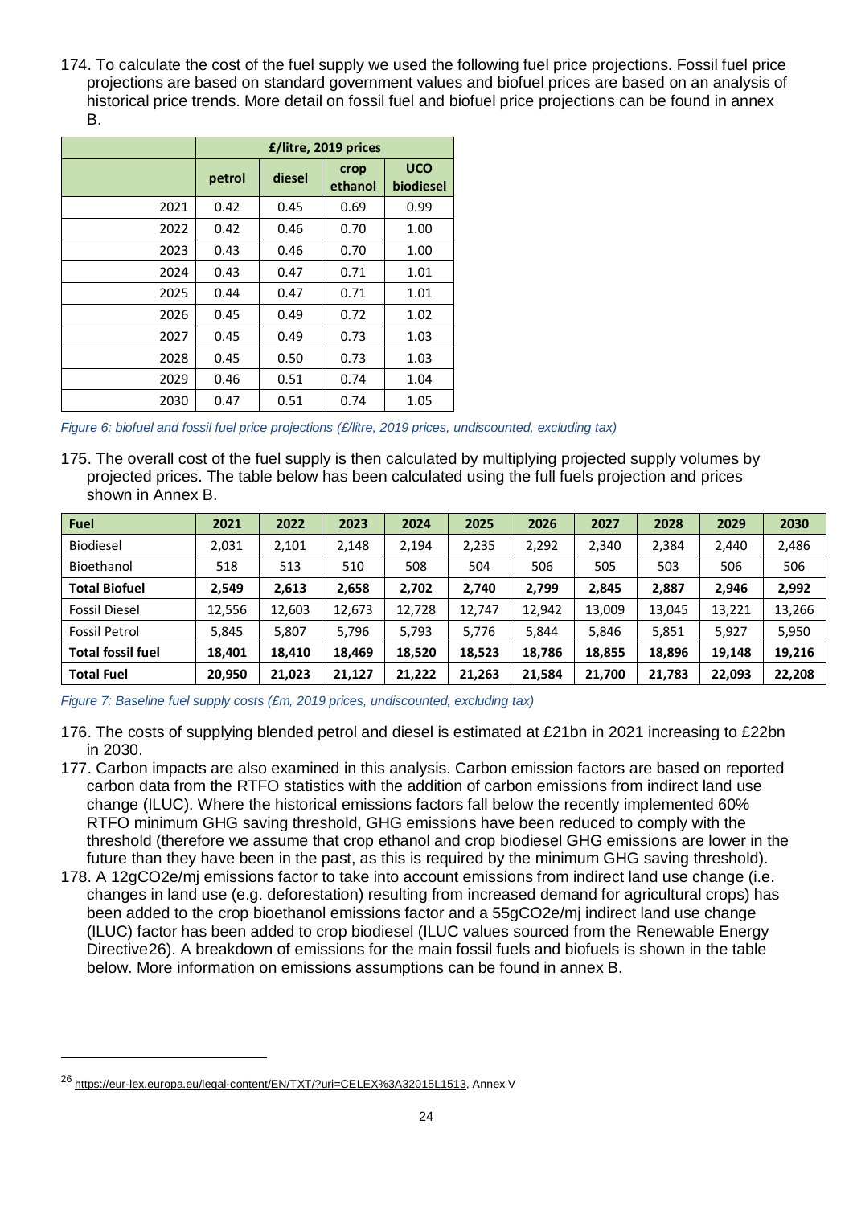174. To calculate the cost of the fuel supply we used the following fuel price projections. Fossil fuel price projections are based on standard government values and biofuel prices are based on an analysis of historical price trends. More detail on fossil fuel and biofuel price projections can be found in annex B.

| | £/litre, 2019 prices | | | |
|---|---|---|---|---|
| | petrol | diesel | crop ethanol | UCO biodiesel |
| 2021 | 0.42 | 0.45 | 0.69 | 0.99 |
| 2022 | 0.42 | 0.46 | 0.70 | 1.00 |
| 2023 | 0.43 | 0.46 | 0.70 | 1.00 |
| 2024 | 0.43 | 0.47 | 0.71 | 1.01 |
| 2025 | 0.44 | 0.47 | 0.71 | 1.01 |
| 2026 | 0.45 | 0.49 | 0.72 | 1.02 |
| 2027 | 0.45 | 0.49 | 0.73 | 1.03 |
| 2028 | 0.45 | 0.50 | 0.73 | 1.03 |
| 2029 | 0.46 | 0.51 | 0.74 | 1.04 |
| 2030 | 0.47 | 0.51 | 0.74 | 1.05 |

*Figure 6: biofuel and fossil fuel price projections (£/litre, 2019 prices, undiscounted, excluding tax)*

175. The overall cost of the fuel supply is then calculated by multiplying projected supply volumes by projected prices. The table below has been calculated using the full fuels projection and prices shown in Annex B.

| Fuel | 2021 | 2022 | 2023 | 2024 | 2025 | 2026 | 2027 | 2028 | 2029 | 2030 |
|---|---|---|---|---|---|---|---|---|---|---|
| Biodiesel | 2,031 | 2,101 | 2,148 | 2,194 | 2,235 | 2,292 | 2,340 | 2,384 | 2,440 | 2,486 |
| Bioethanol | 518 | 513 | 510 | 508 | 504 | 506 | 505 | 503 | 506 | 506 |
| **Total Biofuel** | **2,549** | **2,613** | **2,658** | **2,702** | **2,740** | **2,799** | **2,845** | **2,887** | **2,946** | **2,992** |
| Fossil Diesel | 12,556 | 12,603 | 12,673 | 12,728 | 12,747 | 12,942 | 13,009 | 13,045 | 13,221 | 13,266 |
| Fossil Petrol | 5,845 | 5,807 | 5,796 | 5,793 | 5,776 | 5,844 | 5,846 | 5,851 | 5,927 | 5,950 |
| **Total fossil fuel** | **18,401** | **18,410** | **18,469** | **18,520** | **18,523** | **18,786** | **18,855** | **18,896** | **19,148** | **19,216** |
| **Total Fuel** | **20,950** | **21,023** | **21,127** | **21,222** | **21,263** | **21,584** | **21,700** | **21,783** | **22,093** | **22,208** |

*Figure 7: Baseline fuel supply costs (£m, 2019 prices, undiscounted, excluding tax)*

176. The costs of supplying blended petrol and diesel is estimated at £21bn in 2021 increasing to £22bn in 2030.

177. Carbon impacts are also examined in this analysis. Carbon emission factors are based on reported carbon data from the RTFO statistics with the addition of carbon emissions from indirect land use change (ILUC). Where the historical emissions factors fall below the recently implemented 60% RTFO minimum GHG saving threshold, GHG emissions have been reduced to comply with the threshold (therefore we assume that crop ethanol and crop biodiesel GHG emissions are lower in the future than they have been in the past, as this is required by the minimum GHG saving threshold).

178. A 12gCO2e/mj emissions factor to take into account emissions from indirect land use change (i.e. changes in land use (e.g. deforestation) resulting from increased demand for agricultural crops) has been added to the crop bioethanol emissions factor and a 55gCO2e/mj indirect land use change (ILUC) factor has been added to crop biodiesel (ILUC values sourced from the Renewable Energy Directive[26]). A breakdown of emissions for the main fossil fuels and biofuels is shown in the table below. More information on emissions assumptions can be found in annex B.

[26] https://eur-lex.europa.eu/legal-content/EN/TXT/?uri=CELEX%3A32015L1513, Annex V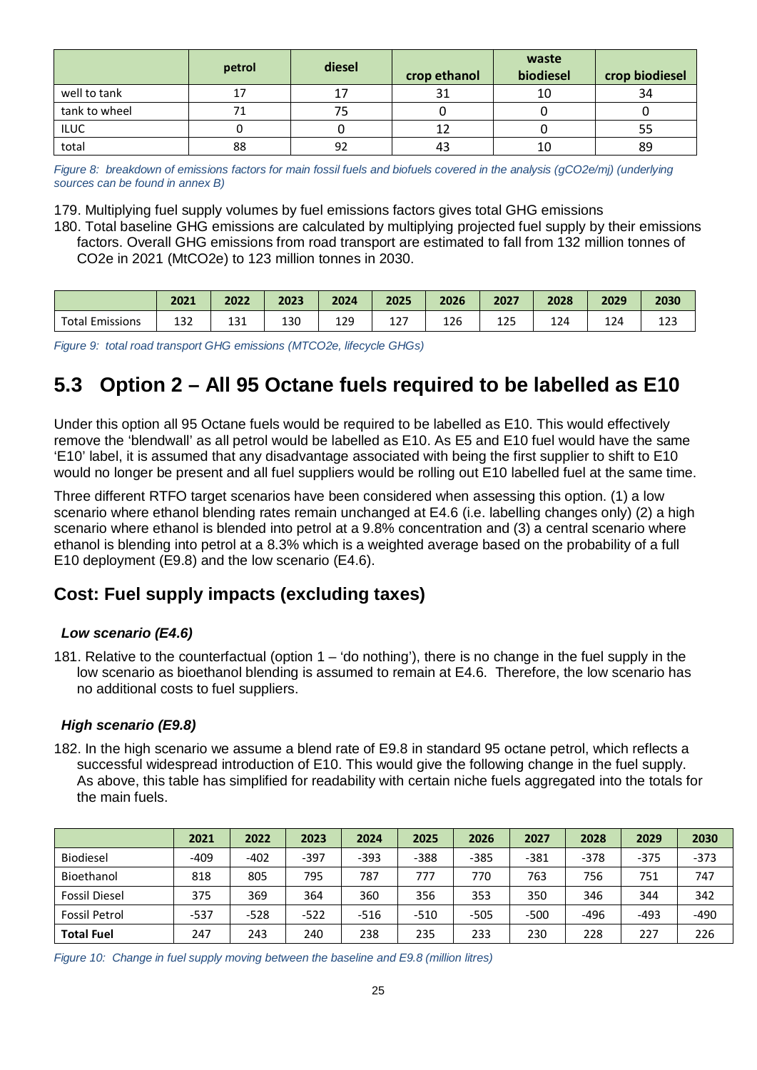| | petrol | diesel | crop ethanol | waste biodiesel | crop biodiesel |
|---|---|---|---|---|---|
| well to tank | 17 | 17 | 31 | 10 | 34 |
| tank to wheel | 71 | 75 | 0 | 0 | 0 |
| ILUC | 0 | 0 | 12 | 0 | 55 |
| total | 88 | 92 | 43 | 10 | 89 |

*Figure 8: breakdown of emissions factors for main fossil fuels and biofuels covered in the analysis (gCO2e/mj) (underlying sources can be found in annex B)*

179. Multiplying fuel supply volumes by fuel emissions factors gives total GHG emissions

180. Total baseline GHG emissions are calculated by multiplying projected fuel supply by their emissions factors. Overall GHG emissions from road transport are estimated to fall from 132 million tonnes of CO2e in 2021 (MtCO2e) to 123 million tonnes in 2030.

| | 2021 | 2022 | 2023 | 2024 | 2025 | 2026 | 2027 | 2028 | 2029 | 2030 |
|---|---|---|---|---|---|---|---|---|---|---|
| Total Emissions | 132 | 131 | 130 | 129 | 127 | 126 | 125 | 124 | 124 | 123 |

*Figure 9: total road transport GHG emissions (MTCO2e, lifecycle GHGs)*

## 5.3 Option 2 – All 95 Octane fuels required to be labelled as E10

Under this option all 95 Octane fuels would be required to be labelled as E10. This would effectively remove the 'blendwall' as all petrol would be labelled as E10. As E5 and E10 fuel would have the same 'E10' label, it is assumed that any disadvantage associated with being the first supplier to shift to E10 would no longer be present and all fuel suppliers would be rolling out E10 labelled fuel at the same time.

Three different RTFO target scenarios have been considered when assessing this option. (1) a low scenario where ethanol blending rates remain unchanged at E4.6 (i.e. labelling changes only) (2) a high scenario where ethanol is blended into petrol at a 9.8% concentration and (3) a central scenario where ethanol is blending into petrol at a 8.3% which is a weighted average based on the probability of a full E10 deployment (E9.8) and the low scenario (E4.6).

### Cost: Fuel supply impacts (excluding taxes)

#### *Low scenario (E4.6)*

181. Relative to the counterfactual (option 1 – 'do nothing'), there is no change in the fuel supply in the low scenario as bioethanol blending is assumed to remain at E4.6. Therefore, the low scenario has no additional costs to fuel suppliers.

#### *High scenario (E9.8)*

182. In the high scenario we assume a blend rate of E9.8 in standard 95 octane petrol, which reflects a successful widespread introduction of E10. This would give the following change in the fuel supply. As above, this table has simplified for readability with certain niche fuels aggregated into the totals for the main fuels.

| | 2021 | 2022 | 2023 | 2024 | 2025 | 2026 | 2027 | 2028 | 2029 | 2030 |
|---|---|---|---|---|---|---|---|---|---|---|
| Biodiesel | -409 | -402 | -397 | -393 | -388 | -385 | -381 | -378 | -375 | -373 |
| Bioethanol | 818 | 805 | 795 | 787 | 777 | 770 | 763 | 756 | 751 | 747 |
| Fossil Diesel | 375 | 369 | 364 | 360 | 356 | 353 | 350 | 346 | 344 | 342 |
| Fossil Petrol | -537 | -528 | -522 | -516 | -510 | -505 | -500 | -496 | -493 | -490 |
| **Total Fuel** | 247 | 243 | 240 | 238 | 235 | 233 | 230 | 228 | 227 | 226 |

*Figure 10: Change in fuel supply moving between the baseline and E9.8 (million litres)*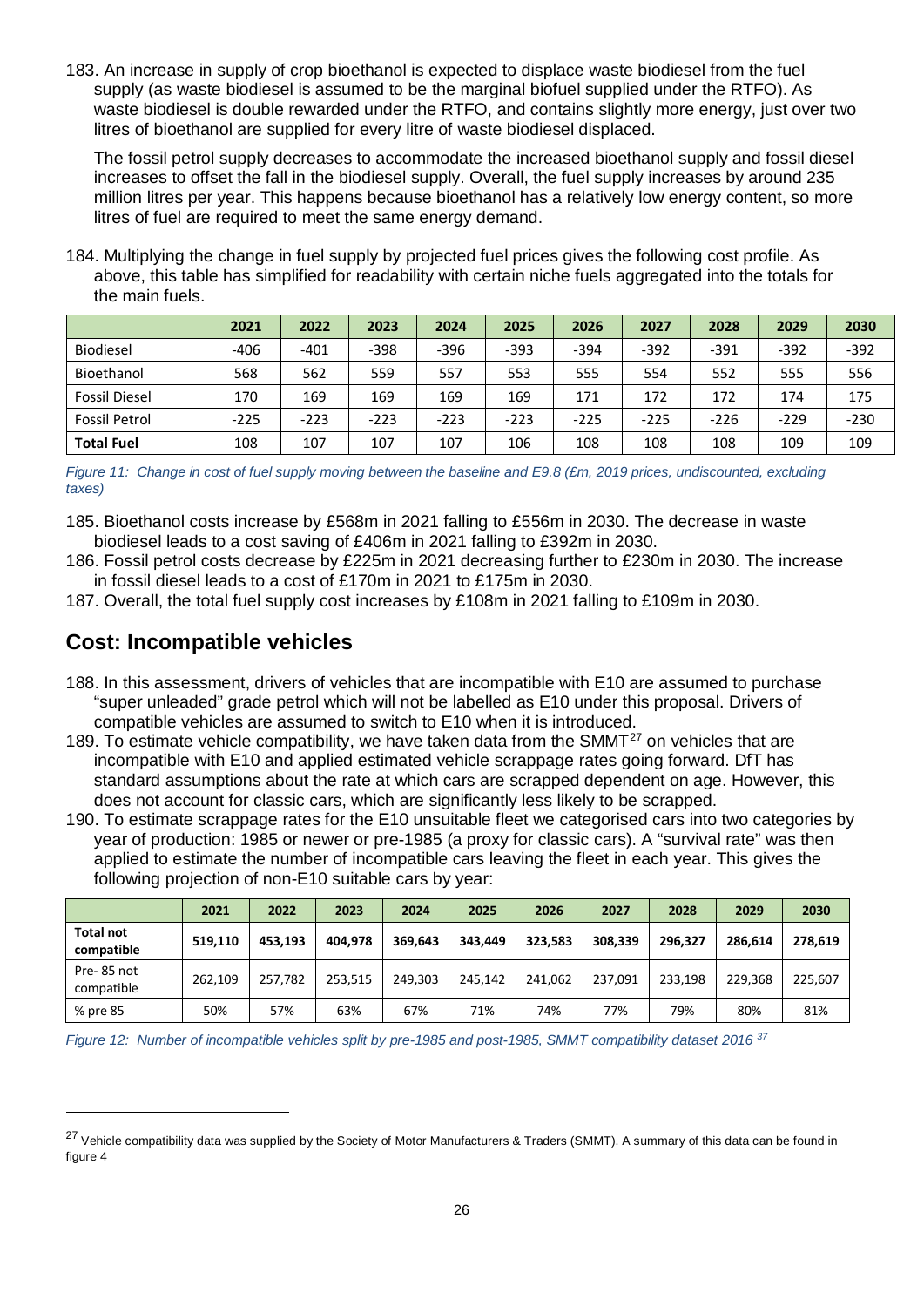183. An increase in supply of crop bioethanol is expected to displace waste biodiesel from the fuel supply (as waste biodiesel is assumed to be the marginal biofuel supplied under the RTFO). As waste biodiesel is double rewarded under the RTFO, and contains slightly more energy, just over two litres of bioethanol are supplied for every litre of waste biodiesel displaced.

The fossil petrol supply decreases to accommodate the increased bioethanol supply and fossil diesel increases to offset the fall in the biodiesel supply. Overall, the fuel supply increases by around 235 million litres per year. This happens because bioethanol has a relatively low energy content, so more litres of fuel are required to meet the same energy demand.

184. Multiplying the change in fuel supply by projected fuel prices gives the following cost profile. As above, this table has simplified for readability with certain niche fuels aggregated into the totals for the main fuels.

| | 2021 | 2022 | 2023 | 2024 | 2025 | 2026 | 2027 | 2028 | 2029 | 2030 |
|---|---|---|---|---|---|---|---|---|---|---|
| Biodiesel | -406 | -401 | -398 | -396 | -393 | -394 | -392 | -391 | -392 | -392 |
| Bioethanol | 568 | 562 | 559 | 557 | 553 | 555 | 554 | 552 | 555 | 556 |
| Fossil Diesel | 170 | 169 | 169 | 169 | 169 | 171 | 172 | 172 | 174 | 175 |
| Fossil Petrol | -225 | -223 | -223 | -223 | -223 | -225 | -225 | -226 | -229 | -230 |
| **Total Fuel** | 108 | 107 | 107 | 107 | 106 | 108 | 108 | 108 | 109 | 109 |

*Figure 11: Change in cost of fuel supply moving between the baseline and E9.8 (£m, 2019 prices, undiscounted, excluding taxes)*

185. Bioethanol costs increase by £568m in 2021 falling to £556m in 2030. The decrease in waste biodiesel leads to a cost saving of £406m in 2021 falling to £392m in 2030.
186. Fossil petrol costs decrease by £225m in 2021 decreasing further to £230m in 2030. The increase in fossil diesel leads to a cost of £170m in 2021 to £175m in 2030.
187. Overall, the total fuel supply cost increases by £108m in 2021 falling to £109m in 2030.

## Cost: Incompatible vehicles

188. In this assessment, drivers of vehicles that are incompatible with E10 are assumed to purchase "super unleaded" grade petrol which will not be labelled as E10 under this proposal. Drivers of compatible vehicles are assumed to switch to E10 when it is introduced.
189. To estimate vehicle compatibility, we have taken data from the SMMT[27] on vehicles that are incompatible with E10 and applied estimated vehicle scrappage rates going forward. DfT has standard assumptions about the rate at which cars are scrapped dependent on age. However, this does not account for classic cars, which are significantly less likely to be scrapped.
190. To estimate scrappage rates for the E10 unsuitable fleet we categorised cars into two categories by year of production: 1985 or newer or pre-1985 (a proxy for classic cars). A "survival rate" was then applied to estimate the number of incompatible cars leaving the fleet in each year. This gives the following projection of non-E10 suitable cars by year:

| | 2021 | 2022 | 2023 | 2024 | 2025 | 2026 | 2027 | 2028 | 2029 | 2030 |
|---|---|---|---|---|---|---|---|---|---|---|
| **Total not compatible** | **519,110** | **453,193** | **404,978** | **369,643** | **343,449** | **323,583** | **308,339** | **296,327** | **286,614** | **278,619** |
| Pre- 85 not compatible | 262,109 | 257,782 | 253,515 | 249,303 | 245,142 | 241,062 | 237,091 | 233,198 | 229,368 | 225,607 |
| % pre 85 | 50% | 57% | 63% | 67% | 71% | 74% | 77% | 79% | 80% | 81% |

*Figure 12: Number of incompatible vehicles split by pre-1985 and post-1985, SMMT compatibility dataset 2016 [37]*

[27] Vehicle compatibility data was supplied by the Society of Motor Manufacturers & Traders (SMMT). A summary of this data can be found in figure 4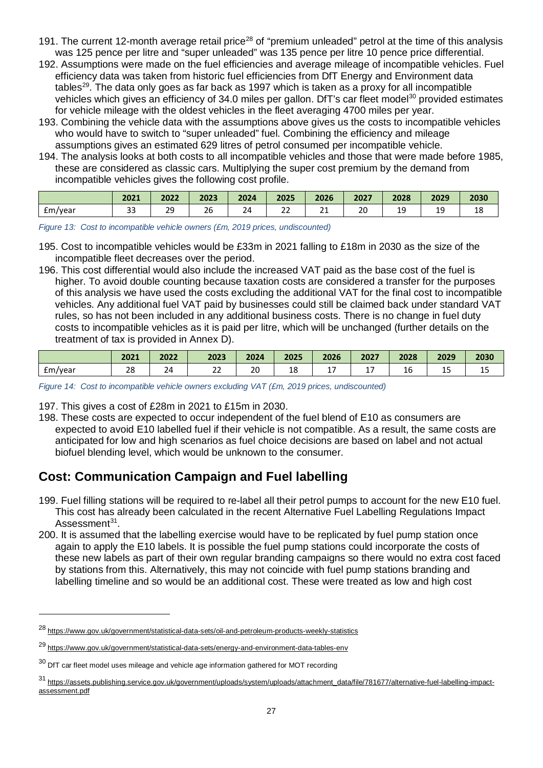191. The current 12-month average retail price[28] of "premium unleaded" petrol at the time of this analysis was 125 pence per litre and "super unleaded" was 135 pence per litre 10 pence price differential.
192. Assumptions were made on the fuel efficiencies and average mileage of incompatible vehicles. Fuel efficiency data was taken from historic fuel efficiencies from DfT Energy and Environment data tables[29]. The data only goes as far back as 1997 which is taken as a proxy for all incompatible vehicles which gives an efficiency of 34.0 miles per gallon. DfT's car fleet model[30] provided estimates for vehicle mileage with the oldest vehicles in the fleet averaging 4700 miles per year.
193. Combining the vehicle data with the assumptions above gives us the costs to incompatible vehicles who would have to switch to "super unleaded" fuel. Combining the efficiency and mileage assumptions gives an estimated 629 litres of petrol consumed per incompatible vehicle.
194. The analysis looks at both costs to all incompatible vehicles and those that were made before 1985, these are considered as classic cars. Multiplying the super cost premium by the demand from incompatible vehicles gives the following cost profile.

| | 2021 | 2022 | 2023 | 2024 | 2025 | 2026 | 2027 | 2028 | 2029 | 2030 |
|---|---|---|---|---|---|---|---|---|---|---|
| £m/year | 33 | 29 | 26 | 24 | 22 | 21 | 20 | 19 | 19 | 18 |

*Figure 13: Cost to incompatible vehicle owners (£m, 2019 prices, undiscounted)*

195. Cost to incompatible vehicles would be £33m in 2021 falling to £18m in 2030 as the size of the incompatible fleet decreases over the period.
196. This cost differential would also include the increased VAT paid as the base cost of the fuel is higher. To avoid double counting because taxation costs are considered a transfer for the purposes of this analysis we have used the costs excluding the additional VAT for the final cost to incompatible vehicles. Any additional fuel VAT paid by businesses could still be claimed back under standard VAT rules, so has not been included in any additional business costs. There is no change in fuel duty costs to incompatible vehicles as it is paid per litre, which will be unchanged (further details on the treatment of tax is provided in Annex D).

| | 2021 | 2022 | 2023 | 2024 | 2025 | 2026 | 2027 | 2028 | 2029 | 2030 |
|---|---|---|---|---|---|---|---|---|---|---|
| £m/year | 28 | 24 | 22 | 20 | 18 | 17 | 17 | 16 | 15 | 15 |

*Figure 14: Cost to incompatible vehicle owners excluding VAT (£m, 2019 prices, undiscounted)*

197. This gives a cost of £28m in 2021 to £15m in 2030.
198. These costs are expected to occur independent of the fuel blend of E10 as consumers are expected to avoid E10 labelled fuel if their vehicle is not compatible. As a result, the same costs are anticipated for low and high scenarios as fuel choice decisions are based on label and not actual biofuel blending level, which would be unknown to the consumer.

## Cost: Communication Campaign and Fuel labelling

199. Fuel filling stations will be required to re-label all their petrol pumps to account for the new E10 fuel. This cost has already been calculated in the recent Alternative Fuel Labelling Regulations Impact Assessment[31].
200. It is assumed that the labelling exercise would have to be replicated by fuel pump station once again to apply the E10 labels. It is possible the fuel pump stations could incorporate the costs of these new labels as part of their own regular branding campaigns so there would no extra cost faced by stations from this. Alternatively, this may not coincide with fuel pump stations branding and labelling timeline and so would be an additional cost. These were treated as low and high cost

---

[28] https://www.gov.uk/government/statistical-data-sets/oil-and-petroleum-products-weekly-statistics

[29] https://www.gov.uk/government/statistical-data-sets/energy-and-environment-data-tables-env

[30] DfT car fleet model uses mileage and vehicle age information gathered for MOT recording

[31] https://assets.publishing.service.gov.uk/government/uploads/system/uploads/attachment_data/file/781677/alternative-fuel-labelling-impact-assessment.pdf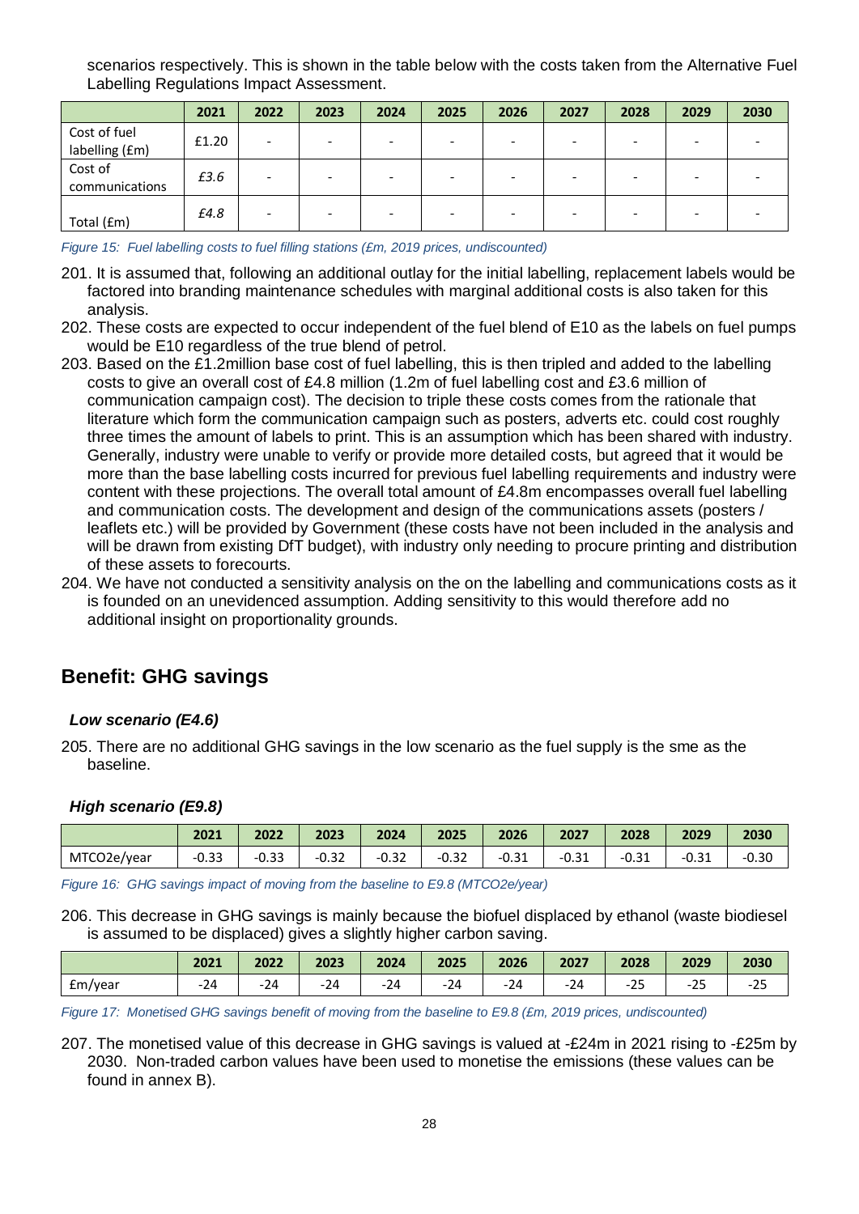scenarios respectively. This is shown in the table below with the costs taken from the Alternative Fuel Labelling Regulations Impact Assessment.

| | 2021 | 2022 | 2023 | 2024 | 2025 | 2026 | 2027 | 2028 | 2029 | 2030 |
|---|---|---|---|---|---|---|---|---|---|---|
| Cost of fuel labelling (£m) | £1.20 | - | - | - | - | - | - | - | - | - |
| Cost of communications | *£3.6* | - | - | - | - | - | - | - | - | - |
| Total (£m) | *£4.8* | - | - | - | - | - | - | - | - | - |

*Figure 15: Fuel labelling costs to fuel filling stations (£m, 2019 prices, undiscounted)*

201. It is assumed that, following an additional outlay for the initial labelling, replacement labels would be factored into branding maintenance schedules with marginal additional costs is also taken for this analysis.
202. These costs are expected to occur independent of the fuel blend of E10 as the labels on fuel pumps would be E10 regardless of the true blend of petrol.
203. Based on the £1.2million base cost of fuel labelling, this is then tripled and added to the labelling costs to give an overall cost of £4.8 million (1.2m of fuel labelling cost and £3.6 million of communication campaign cost). The decision to triple these costs comes from the rationale that literature which form the communication campaign such as posters, adverts etc. could cost roughly three times the amount of labels to print. This is an assumption which has been shared with industry. Generally, industry were unable to verify or provide more detailed costs, but agreed that it would be more than the base labelling costs incurred for previous fuel labelling requirements and industry were content with these projections. The overall total amount of £4.8m encompasses overall fuel labelling and communication costs. The development and design of the communications assets (posters / leaflets etc.) will be provided by Government (these costs have not been included in the analysis and will be drawn from existing DfT budget), with industry only needing to procure printing and distribution of these assets to forecourts.
204. We have not conducted a sensitivity analysis on the on the labelling and communications costs as it is founded on an unevidenced assumption. Adding sensitivity to this would therefore add no additional insight on proportionality grounds.

## Benefit: GHG savings

### *Low scenario (E4.6)*

205. There are no additional GHG savings in the low scenario as the fuel supply is the sme as the baseline.

### *High scenario (E9.8)*

| | 2021 | 2022 | 2023 | 2024 | 2025 | 2026 | 2027 | 2028 | 2029 | 2030 |
|---|---|---|---|---|---|---|---|---|---|---|
| MTCO2e/year | -0.33 | -0.33 | -0.32 | -0.32 | -0.32 | -0.31 | -0.31 | -0.31 | -0.31 | -0.30 |

*Figure 16: GHG savings impact of moving from the baseline to E9.8 (MTCO2e/year)*

206. This decrease in GHG savings is mainly because the biofuel displaced by ethanol (waste biodiesel is assumed to be displaced) gives a slightly higher carbon saving.

| | 2021 | 2022 | 2023 | 2024 | 2025 | 2026 | 2027 | 2028 | 2029 | 2030 |
|---|---|---|---|---|---|---|---|---|---|---|
| £m/year | -24 | -24 | -24 | -24 | -24 | -24 | -24 | -25 | -25 | -25 |

*Figure 17: Monetised GHG savings benefit of moving from the baseline to E9.8 (£m, 2019 prices, undiscounted)*

207. The monetised value of this decrease in GHG savings is valued at -£24m in 2021 rising to -£25m by 2030. Non-traded carbon values have been used to monetise the emissions (these values can be found in annex B).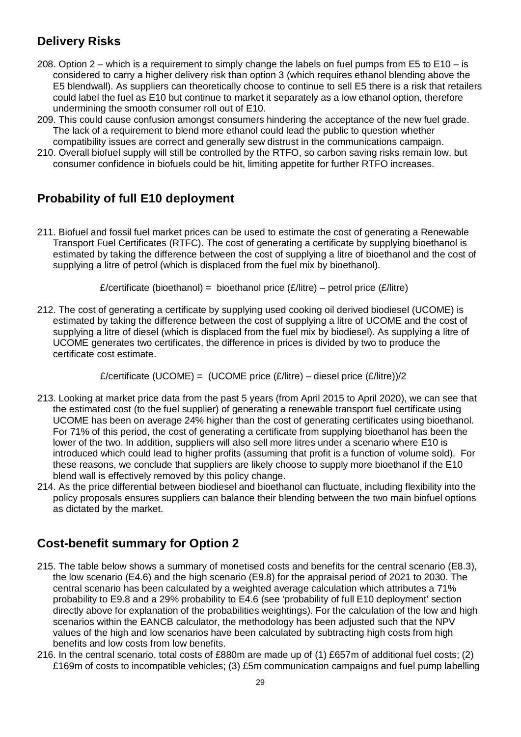## Delivery Risks

208. Option 2 – which is a requirement to simply change the labels on fuel pumps from E5 to E10 – is considered to carry a higher delivery risk than option 3 (which requires ethanol blending above the E5 blendwall). As suppliers can theoretically choose to continue to sell E5 there is a risk that retailers could label the fuel as E10 but continue to market it separately as a low ethanol option, therefore undermining the smooth consumer roll out of E10.
209. This could cause confusion amongst consumers hindering the acceptance of the new fuel grade. The lack of a requirement to blend more ethanol could lead the public to question whether compatibility issues are correct and generally sew distrust in the communications campaign.
210. Overall biofuel supply will still be controlled by the RTFO, so carbon saving risks remain low, but consumer confidence in biofuels could be hit, limiting appetite for further RTFO increases.

## Probability of full E10 deployment

211. Biofuel and fossil fuel market prices can be used to estimate the cost of generating a Renewable Transport Fuel Certificates (RTFC). The cost of generating a certificate by supplying bioethanol is estimated by taking the difference between the cost of supplying a litre of bioethanol and the cost of supplying a litre of petrol (which is displaced from the fuel mix by bioethanol).

£/certificate (bioethanol) = bioethanol price (£/litre) – petrol price (£/litre)

212. The cost of generating a certificate by supplying used cooking oil derived biodiesel (UCOME) is estimated by taking the difference between the cost of supplying a litre of UCOME and the cost of supplying a litre of diesel (which is displaced from the fuel mix by biodiesel). As supplying a litre of UCOME generates two certificates, the difference in prices is divided by two to produce the certificate cost estimate.

£/certificate (UCOME) = (UCOME price (£/litre) – diesel price (£/litre))/2

213. Looking at market price data from the past 5 years (from April 2015 to April 2020), we can see that the estimated cost (to the fuel supplier) of generating a renewable transport fuel certificate using UCOME has been on average 24% higher than the cost of generating certificates using bioethanol. For 71% of this period, the cost of generating a certificate from supplying bioethanol has been the lower of the two. In addition, suppliers will also sell more litres under a scenario where E10 is introduced which could lead to higher profits (assuming that profit is a function of volume sold). For these reasons, we conclude that suppliers are likely choose to supply more bioethanol if the E10 blend wall is effectively removed by this policy change.
214. As the price differential between biodiesel and bioethanol can fluctuate, including flexibility into the policy proposals ensures suppliers can balance their blending between the two main biofuel options as dictated by the market.

## Cost-benefit summary for Option 2

215. The table below shows a summary of monetised costs and benefits for the central scenario (E8.3), the low scenario (E4.6) and the high scenario (E9.8) for the appraisal period of 2021 to 2030. The central scenario has been calculated by a weighted average calculation which attributes a 71% probability to E9.8 and a 29% probability to E4.6 (see 'probability of full E10 deployment' section directly above for explanation of the probabilities weightings). For the calculation of the low and high scenarios within the EANCB calculator, the methodology has been adjusted such that the NPV values of the high and low scenarios have been calculated by subtracting high costs from high benefits and low costs from low benefits.
216. In the central scenario, total costs of £880m are made up of (1) £657m of additional fuel costs; (2) £169m of costs to incompatible vehicles; (3) £5m communication campaigns and fuel pump labelling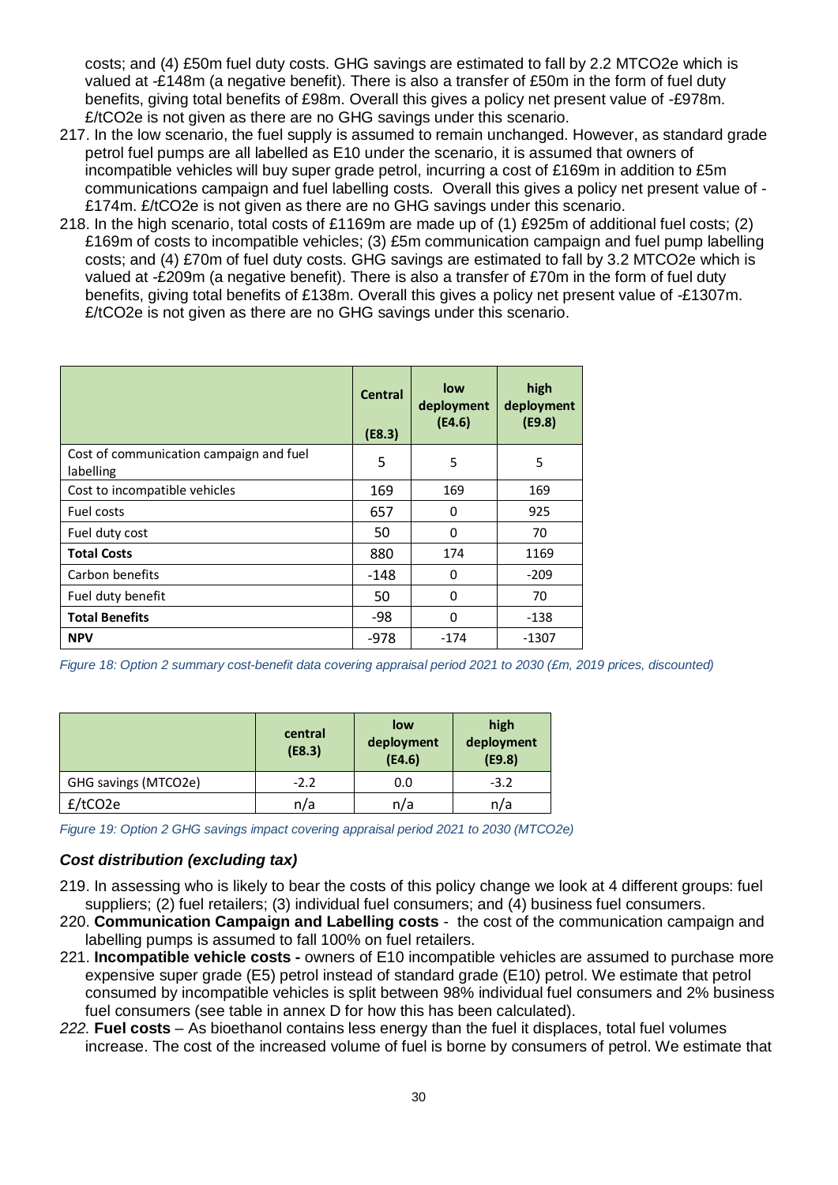costs; and (4) £50m fuel duty costs. GHG savings are estimated to fall by 2.2 MTCO2e which is valued at -£148m (a negative benefit). There is also a transfer of £50m in the form of fuel duty benefits, giving total benefits of £98m. Overall this gives a policy net present value of -£978m. £/tCO2e is not given as there are no GHG savings under this scenario.

217. In the low scenario, the fuel supply is assumed to remain unchanged. However, as standard grade petrol fuel pumps are all labelled as E10 under the scenario, it is assumed that owners of incompatible vehicles will buy super grade petrol, incurring a cost of £169m in addition to £5m communications campaign and fuel labelling costs. Overall this gives a policy net present value of -£174m. £/tCO2e is not given as there are no GHG savings under this scenario.

218. In the high scenario, total costs of £1169m are made up of (1) £925m of additional fuel costs; (2) £169m of costs to incompatible vehicles; (3) £5m communication campaign and fuel pump labelling costs; and (4) £70m of fuel duty costs. GHG savings are estimated to fall by 3.2 MTCO2e which is valued at -£209m (a negative benefit). There is also a transfer of £70m in the form of fuel duty benefits, giving total benefits of £138m. Overall this gives a policy net present value of -£1307m. £/tCO2e is not given as there are no GHG savings under this scenario.

| | Central (E8.3) | low deployment (E4.6) | high deployment (E9.8) |
|---|---|---|---|
| Cost of communication campaign and fuel labelling | 5 | 5 | 5 |
| Cost to incompatible vehicles | 169 | 169 | 169 |
| Fuel costs | 657 | 0 | 925 |
| Fuel duty cost | 50 | 0 | 70 |
| **Total Costs** | 880 | 174 | 1169 |
| Carbon benefits | -148 | 0 | -209 |
| Fuel duty benefit | 50 | 0 | 70 |
| **Total Benefits** | -98 | 0 | -138 |
| **NPV** | -978 | -174 | -1307 |

*Figure 18: Option 2 summary cost-benefit data covering appraisal period 2021 to 2030 (£m, 2019 prices, discounted)*

| | central (E8.3) | low deployment (E4.6) | high deployment (E9.8) |
|---|---|---|---|
| GHG savings (MTCO2e) | -2.2 | 0.0 | -3.2 |
| £/tCO2e | n/a | n/a | n/a |

*Figure 19: Option 2 GHG savings impact covering appraisal period 2021 to 2030 (MTCO2e)*

### *Cost distribution (excluding tax)*

219. In assessing who is likely to bear the costs of this policy change we look at 4 different groups: fuel suppliers; (2) fuel retailers; (3) individual fuel consumers; and (4) business fuel consumers.

220. **Communication Campaign and Labelling costs** - the cost of the communication campaign and labelling pumps is assumed to fall 100% on fuel retailers.

221. **Incompatible vehicle costs -** owners of E10 incompatible vehicles are assumed to purchase more expensive super grade (E5) petrol instead of standard grade (E10) petrol. We estimate that petrol consumed by incompatible vehicles is split between 98% individual fuel consumers and 2% business fuel consumers (see table in annex D for how this has been calculated).

*222.* **Fuel costs** – As bioethanol contains less energy than the fuel it displaces, total fuel volumes increase. The cost of the increased volume of fuel is borne by consumers of petrol. We estimate that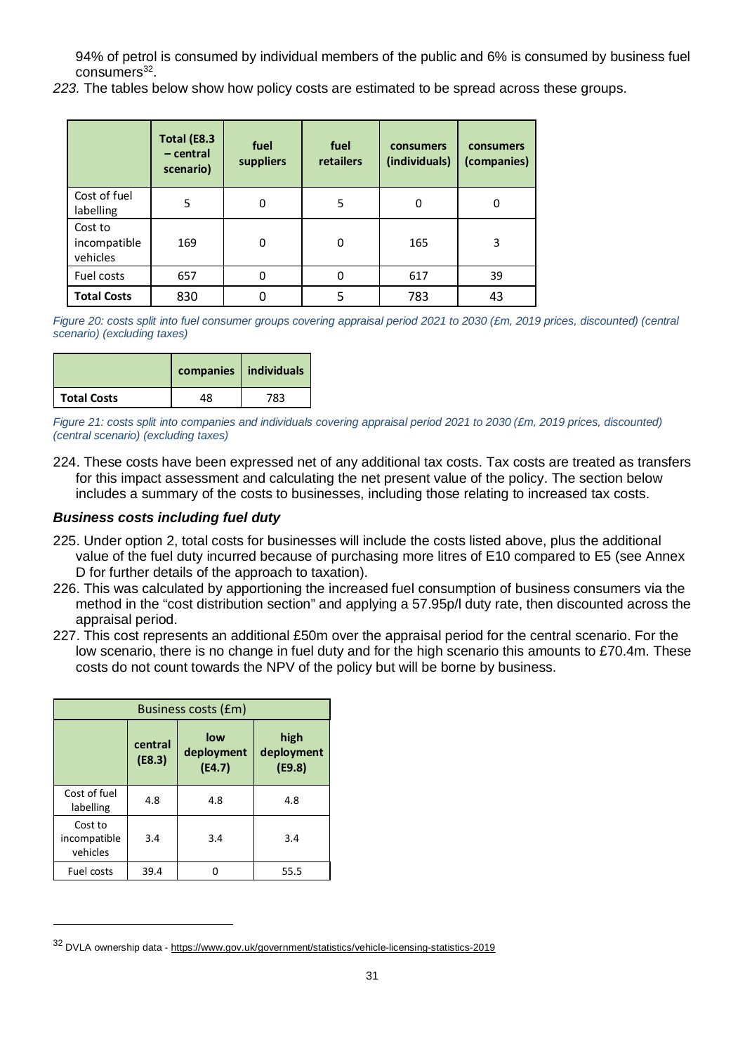94% of petrol is consumed by individual members of the public and 6% is consumed by business fuel consumers[32].

*223.* The tables below show how policy costs are estimated to be spread across these groups.

| | Total (E8.3 – central scenario) | fuel suppliers | fuel retailers | consumers (individuals) | consumers (companies) |
|---|---|---|---|---|---|
| Cost of fuel labelling | 5 | 0 | 5 | 0 | 0 |
| Cost to incompatible vehicles | 169 | 0 | 0 | 165 | 3 |
| Fuel costs | 657 | 0 | 0 | 617 | 39 |
| **Total Costs** | 830 | 0 | 5 | 783 | 43 |

*Figure 20: costs split into fuel consumer groups covering appraisal period 2021 to 2030 (£m, 2019 prices, discounted) (central scenario) (excluding taxes)*

| | companies | individuals |
|---|---|---|
| **Total Costs** | 48 | 783 |

*Figure 21: costs split into companies and individuals covering appraisal period 2021 to 2030 (£m, 2019 prices, discounted) (central scenario) (excluding taxes)*

224. These costs have been expressed net of any additional tax costs. Tax costs are treated as transfers for this impact assessment and calculating the net present value of the policy. The section below includes a summary of the costs to businesses, including those relating to increased tax costs.

### *Business costs including fuel duty*

225. Under option 2, total costs for businesses will include the costs listed above, plus the additional value of the fuel duty incurred because of purchasing more litres of E10 compared to E5 (see Annex D for further details of the approach to taxation).
226. This was calculated by apportioning the increased fuel consumption of business consumers via the method in the "cost distribution section" and applying a 57.95p/l duty rate, then discounted across the appraisal period.
227. This cost represents an additional £50m over the appraisal period for the central scenario. For the low scenario, there is no change in fuel duty and for the high scenario this amounts to £70.4m. These costs do not count towards the NPV of the policy but will be borne by business.

| Business costs (£m) | | | |
|---|---|---|---|
| | central (E8.3) | low deployment (E4.7) | high deployment (E9.8) |
| Cost of fuel labelling | 4.8 | 4.8 | 4.8 |
| Cost to incompatible vehicles | 3.4 | 3.4 | 3.4 |
| Fuel costs | 39.4 | 0 | 55.5 |

[32] DVLA ownership data - https://www.gov.uk/government/statistics/vehicle-licensing-statistics-2019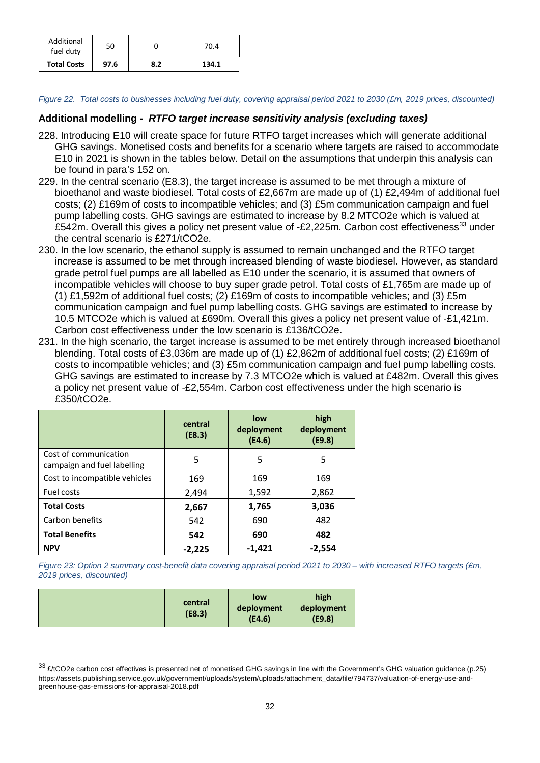| Additional fuel duty | 50 | 0 | 70.4 |
|---|---|---|---|
| **Total Costs** | **97.6** | **8.2** | **134.1** |

*Figure 22. Total costs to businesses including fuel duty, covering appraisal period 2021 to 2030 (£m, 2019 prices, discounted)*

**Additional modelling -** ***RTFO target increase sensitivity analysis (excluding taxes)***

228. Introducing E10 will create space for future RTFO target increases which will generate additional GHG savings. Monetised costs and benefits for a scenario where targets are raised to accommodate E10 in 2021 is shown in the tables below. Detail on the assumptions that underpin this analysis can be found in para's 152 on.

229. In the central scenario (E8.3), the target increase is assumed to be met through a mixture of bioethanol and waste biodiesel. Total costs of £2,667m are made up of (1) £2,494m of additional fuel costs; (2) £169m of costs to incompatible vehicles; and (3) £5m communication campaign and fuel pump labelling costs. GHG savings are estimated to increase by 8.2 MTCO2e which is valued at £542m. Overall this gives a policy net present value of -£2,225m. Carbon cost effectiveness[33] under the central scenario is £271/tCO2e.

230. In the low scenario, the ethanol supply is assumed to remain unchanged and the RTFO target increase is assumed to be met through increased blending of waste biodiesel. However, as standard grade petrol fuel pumps are all labelled as E10 under the scenario, it is assumed that owners of incompatible vehicles will choose to buy super grade petrol. Total costs of £1,765m are made up of (1) £1,592m of additional fuel costs; (2) £169m of costs to incompatible vehicles; and (3) £5m communication campaign and fuel pump labelling costs. GHG savings are estimated to increase by 10.5 MTCO2e which is valued at £690m. Overall this gives a policy net present value of -£1,421m. Carbon cost effectiveness under the low scenario is £136/tCO2e.

231. In the high scenario, the target increase is assumed to be met entirely through increased bioethanol blending. Total costs of £3,036m are made up of (1) £2,862m of additional fuel costs; (2) £169m of costs to incompatible vehicles; and (3) £5m communication campaign and fuel pump labelling costs. GHG savings are estimated to increase by 7.3 MTCO2e which is valued at £482m. Overall this gives a policy net present value of -£2,554m. Carbon cost effectiveness under the high scenario is £350/tCO2e.

| | central (E8.3) | low deployment (E4.6) | high deployment (E9.8) |
|---|---|---|---|
| Cost of communication campaign and fuel labelling | 5 | 5 | 5 |
| Cost to incompatible vehicles | 169 | 169 | 169 |
| Fuel costs | 2,494 | 1,592 | 2,862 |
| **Total Costs** | **2,667** | **1,765** | **3,036** |
| Carbon benefits | 542 | 690 | 482 |
| **Total Benefits** | **542** | **690** | **482** |
| **NPV** | **-2,225** | **-1,421** | **-2,554** |

*Figure 23: Option 2 summary cost-benefit data covering appraisal period 2021 to 2030 – with increased RTFO targets (£m, 2019 prices, discounted)*

| | central (E8.3) | low deployment (E4.6) | high deployment (E9.8) |
|---|---|---|---|

[33] £/tCO2e carbon cost effectives is presented net of monetised GHG savings in line with the Government's GHG valuation guidance (p.25) https://assets.publishing.service.gov.uk/government/uploads/system/uploads/attachment_data/file/794737/valuation-of-energy-use-and-greenhouse-gas-emissions-for-appraisal-2018.pdf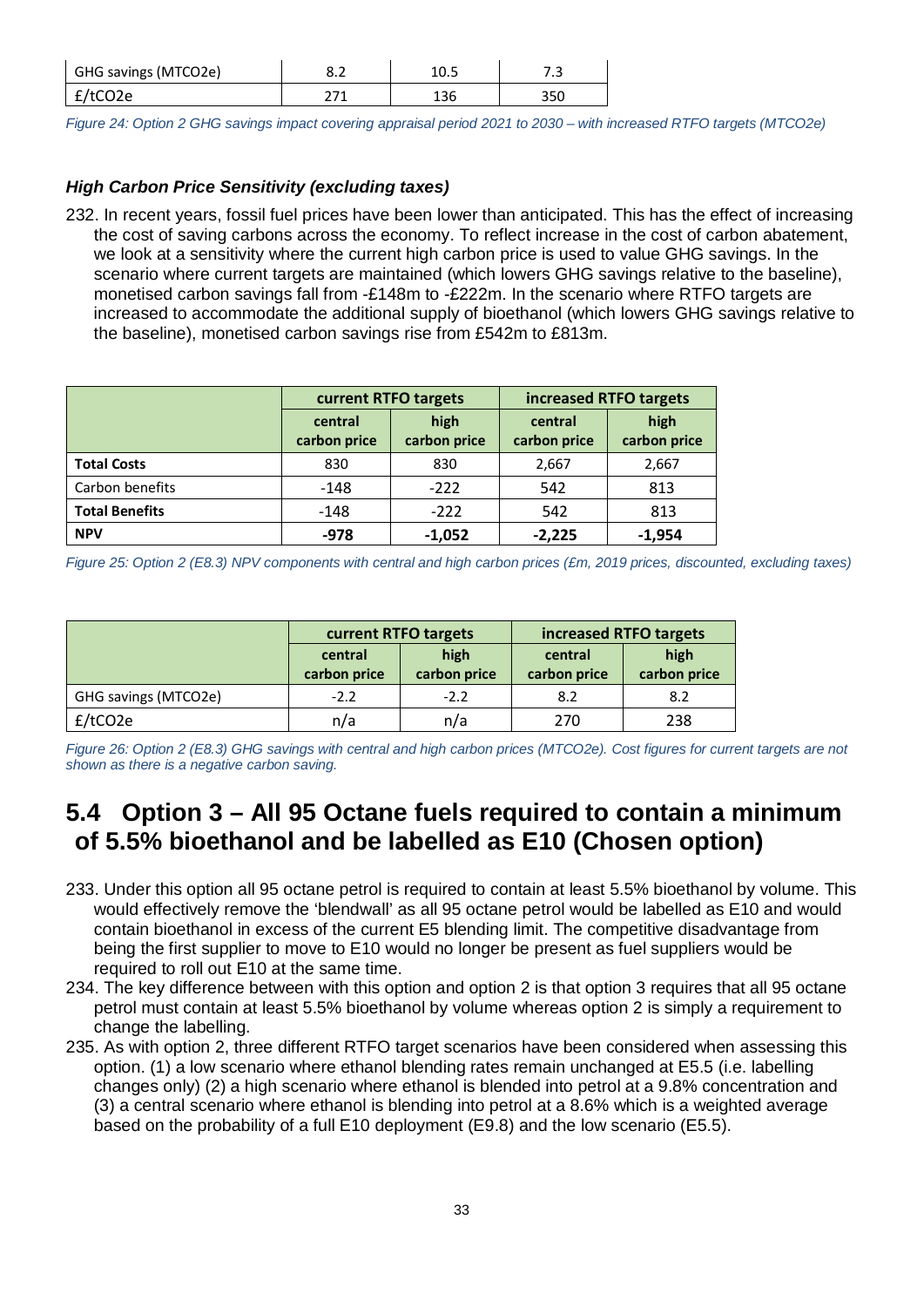| GHG savings (MTCO2e) | 8.2 | 10.5 | 7.3 |
|---|---|---|---|
| £/tCO2e | 271 | 136 | 350 |

*Figure 24: Option 2 GHG savings impact covering appraisal period 2021 to 2030 – with increased RTFO targets (MTCO2e)*

### *High Carbon Price Sensitivity (excluding taxes)*

232. In recent years, fossil fuel prices have been lower than anticipated. This has the effect of increasing the cost of saving carbons across the economy. To reflect increase in the cost of carbon abatement, we look at a sensitivity where the current high carbon price is used to value GHG savings. In the scenario where current targets are maintained (which lowers GHG savings relative to the baseline), monetised carbon savings fall from -£148m to -£222m. In the scenario where RTFO targets are increased to accommodate the additional supply of bioethanol (which lowers GHG savings relative to the baseline), monetised carbon savings rise from £542m to £813m.

| | current RTFO targets | | increased RTFO targets | |
|---|---|---|---|---|
| | central carbon price | high carbon price | central carbon price | high carbon price |
| **Total Costs** | 830 | 830 | 2,667 | 2,667 |
| Carbon benefits | -148 | -222 | 542 | 813 |
| **Total Benefits** | -148 | -222 | 542 | 813 |
| **NPV** | **-978** | **-1,052** | **-2,225** | **-1,954** |

*Figure 25: Option 2 (E8.3) NPV components with central and high carbon prices (£m, 2019 prices, discounted, excluding taxes)*

| | current RTFO targets | | increased RTFO targets | |
|---|---|---|---|---|
| | central carbon price | high carbon price | central carbon price | high carbon price |
| GHG savings (MTCO2e) | -2.2 | -2.2 | 8.2 | 8.2 |
| £/tCO2e | n/a | n/a | 270 | 238 |

*Figure 26: Option 2 (E8.3) GHG savings with central and high carbon prices (MTCO2e). Cost figures for current targets are not shown as there is a negative carbon saving.*

## 5.4 Option 3 – All 95 Octane fuels required to contain a minimum of 5.5% bioethanol and be labelled as E10 (Chosen option)

233. Under this option all 95 octane petrol is required to contain at least 5.5% bioethanol by volume. This would effectively remove the 'blendwall' as all 95 octane petrol would be labelled as E10 and would contain bioethanol in excess of the current E5 blending limit. The competitive disadvantage from being the first supplier to move to E10 would no longer be present as fuel suppliers would be required to roll out E10 at the same time.

234. The key difference between with this option and option 2 is that option 3 requires that all 95 octane petrol must contain at least 5.5% bioethanol by volume whereas option 2 is simply a requirement to change the labelling.

235. As with option 2, three different RTFO target scenarios have been considered when assessing this option. (1) a low scenario where ethanol blending rates remain unchanged at E5.5 (i.e. labelling changes only) (2) a high scenario where ethanol is blended into petrol at a 9.8% concentration and (3) a central scenario where ethanol is blending into petrol at a 8.6% which is a weighted average based on the probability of a full E10 deployment (E9.8) and the low scenario (E5.5).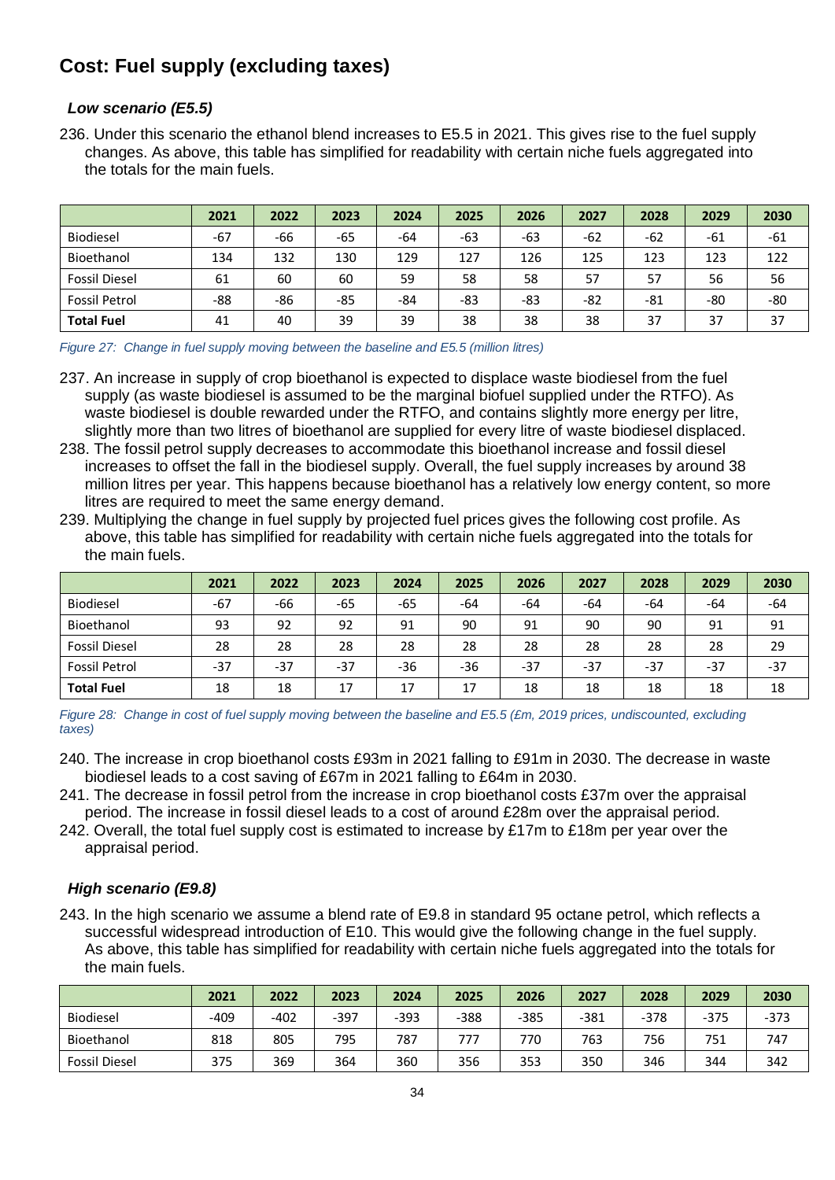## Cost: Fuel supply (excluding taxes)

### *Low scenario (E5.5)*

236. Under this scenario the ethanol blend increases to E5.5 in 2021. This gives rise to the fuel supply changes. As above, this table has simplified for readability with certain niche fuels aggregated into the totals for the main fuels.

| | 2021 | 2022 | 2023 | 2024 | 2025 | 2026 | 2027 | 2028 | 2029 | 2030 |
|---|---|---|---|---|---|---|---|---|---|---|
| Biodiesel | -67 | -66 | -65 | -64 | -63 | -63 | -62 | -62 | -61 | -61 |
| Bioethanol | 134 | 132 | 130 | 129 | 127 | 126 | 125 | 123 | 123 | 122 |
| Fossil Diesel | 61 | 60 | 60 | 59 | 58 | 58 | 57 | 57 | 56 | 56 |
| Fossil Petrol | -88 | -86 | -85 | -84 | -83 | -83 | -82 | -81 | -80 | -80 |
| **Total Fuel** | 41 | 40 | 39 | 39 | 38 | 38 | 38 | 37 | 37 | 37 |

*Figure 27: Change in fuel supply moving between the baseline and E5.5 (million litres)*

237. An increase in supply of crop bioethanol is expected to displace waste biodiesel from the fuel supply (as waste biodiesel is assumed to be the marginal biofuel supplied under the RTFO). As waste biodiesel is double rewarded under the RTFO, and contains slightly more energy per litre, slightly more than two litres of bioethanol are supplied for every litre of waste biodiesel displaced.
238. The fossil petrol supply decreases to accommodate this bioethanol increase and fossil diesel increases to offset the fall in the biodiesel supply. Overall, the fuel supply increases by around 38 million litres per year. This happens because bioethanol has a relatively low energy content, so more litres are required to meet the same energy demand.
239. Multiplying the change in fuel supply by projected fuel prices gives the following cost profile. As above, this table has simplified for readability with certain niche fuels aggregated into the totals for the main fuels.

| | 2021 | 2022 | 2023 | 2024 | 2025 | 2026 | 2027 | 2028 | 2029 | 2030 |
|---|---|---|---|---|---|---|---|---|---|---|
| Biodiesel | -67 | -66 | -65 | -65 | -64 | -64 | -64 | -64 | -64 | -64 |
| Bioethanol | 93 | 92 | 92 | 91 | 90 | 91 | 90 | 90 | 91 | 91 |
| Fossil Diesel | 28 | 28 | 28 | 28 | 28 | 28 | 28 | 28 | 28 | 29 |
| Fossil Petrol | -37 | -37 | -37 | -36 | -36 | -37 | -37 | -37 | -37 | -37 |
| **Total Fuel** | 18 | 18 | 17 | 17 | 17 | 18 | 18 | 18 | 18 | 18 |

*Figure 28: Change in cost of fuel supply moving between the baseline and E5.5 (£m, 2019 prices, undiscounted, excluding taxes)*

240. The increase in crop bioethanol costs £93m in 2021 falling to £91m in 2030. The decrease in waste biodiesel leads to a cost saving of £67m in 2021 falling to £64m in 2030.
241. The decrease in fossil petrol from the increase in crop bioethanol costs £37m over the appraisal period. The increase in fossil diesel leads to a cost of around £28m over the appraisal period.
242. Overall, the total fuel supply cost is estimated to increase by £17m to £18m per year over the appraisal period.

### *High scenario (E9.8)*

243. In the high scenario we assume a blend rate of E9.8 in standard 95 octane petrol, which reflects a successful widespread introduction of E10. This would give the following change in the fuel supply. As above, this table has simplified for readability with certain niche fuels aggregated into the totals for the main fuels.

| | 2021 | 2022 | 2023 | 2024 | 2025 | 2026 | 2027 | 2028 | 2029 | 2030 |
|---|---|---|---|---|---|---|---|---|---|---|
| Biodiesel | -409 | -402 | -397 | -393 | -388 | -385 | -381 | -378 | -375 | -373 |
| Bioethanol | 818 | 805 | 795 | 787 | 777 | 770 | 763 | 756 | 751 | 747 |
| Fossil Diesel | 375 | 369 | 364 | 360 | 356 | 353 | 350 | 346 | 344 | 342 |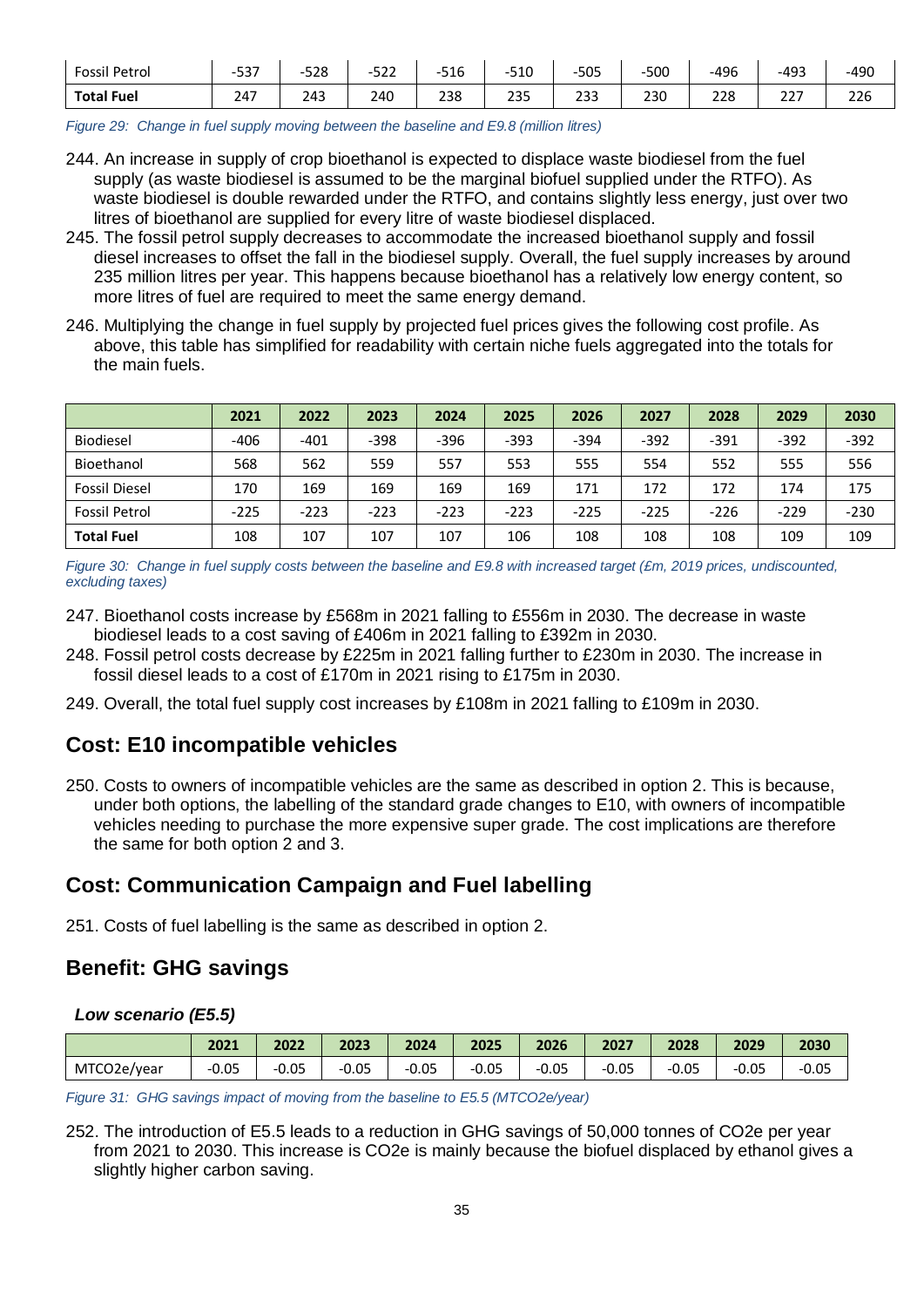| | | | | | | | | | | |
|---|---|---|---|---|---|---|---|---|---|---|
| Fossil Petrol | -537 | -528 | -522 | -516 | -510 | -505 | -500 | -496 | -493 | -490 |
| **Total Fuel** | 247 | 243 | 240 | 238 | 235 | 233 | 230 | 228 | 227 | 226 |

*Figure 29: Change in fuel supply moving between the baseline and E9.8 (million litres)*

244. An increase in supply of crop bioethanol is expected to displace waste biodiesel from the fuel supply (as waste biodiesel is assumed to be the marginal biofuel supplied under the RTFO). As waste biodiesel is double rewarded under the RTFO, and contains slightly less energy, just over two litres of bioethanol are supplied for every litre of waste biodiesel displaced.
245. The fossil petrol supply decreases to accommodate the increased bioethanol supply and fossil diesel increases to offset the fall in the biodiesel supply. Overall, the fuel supply increases by around 235 million litres per year. This happens because bioethanol has a relatively low energy content, so more litres of fuel are required to meet the same energy demand.
246. Multiplying the change in fuel supply by projected fuel prices gives the following cost profile. As above, this table has simplified for readability with certain niche fuels aggregated into the totals for the main fuels.

| | 2021 | 2022 | 2023 | 2024 | 2025 | 2026 | 2027 | 2028 | 2029 | 2030 |
|---|---|---|---|---|---|---|---|---|---|---|
| Biodiesel | -406 | -401 | -398 | -396 | -393 | -394 | -392 | -391 | -392 | -392 |
| Bioethanol | 568 | 562 | 559 | 557 | 553 | 555 | 554 | 552 | 555 | 556 |
| Fossil Diesel | 170 | 169 | 169 | 169 | 169 | 171 | 172 | 172 | 174 | 175 |
| Fossil Petrol | -225 | -223 | -223 | -223 | -223 | -225 | -225 | -226 | -229 | -230 |
| **Total Fuel** | 108 | 107 | 107 | 107 | 106 | 108 | 108 | 108 | 109 | 109 |

*Figure 30: Change in fuel supply costs between the baseline and E9.8 with increased target (£m, 2019 prices, undiscounted, excluding taxes)*

247. Bioethanol costs increase by £568m in 2021 falling to £556m in 2030. The decrease in waste biodiesel leads to a cost saving of £406m in 2021 falling to £392m in 2030.
248. Fossil petrol costs decrease by £225m in 2021 falling further to £230m in 2030. The increase in fossil diesel leads to a cost of £170m in 2021 rising to £175m in 2030.
249. Overall, the total fuel supply cost increases by £108m in 2021 falling to £109m in 2030.

## Cost: E10 incompatible vehicles

250. Costs to owners of incompatible vehicles are the same as described in option 2. This is because, under both options, the labelling of the standard grade changes to E10, with owners of incompatible vehicles needing to purchase the more expensive super grade. The cost implications are therefore the same for both option 2 and 3.

## Cost: Communication Campaign and Fuel labelling

251. Costs of fuel labelling is the same as described in option 2.

## Benefit: GHG savings

### *Low scenario (E5.5)*

| | 2021 | 2022 | 2023 | 2024 | 2025 | 2026 | 2027 | 2028 | 2029 | 2030 |
|---|---|---|---|---|---|---|---|---|---|---|
| MTCO2e/year | -0.05 | -0.05 | -0.05 | -0.05 | -0.05 | -0.05 | -0.05 | -0.05 | -0.05 | -0.05 |

*Figure 31: GHG savings impact of moving from the baseline to E5.5 (MTCO2e/year)*

252. The introduction of E5.5 leads to a reduction in GHG savings of 50,000 tonnes of $CO_2e$ per year from 2021 to 2030. This increase is $CO_2e$ is mainly because the biofuel displaced by ethanol gives a slightly higher carbon saving.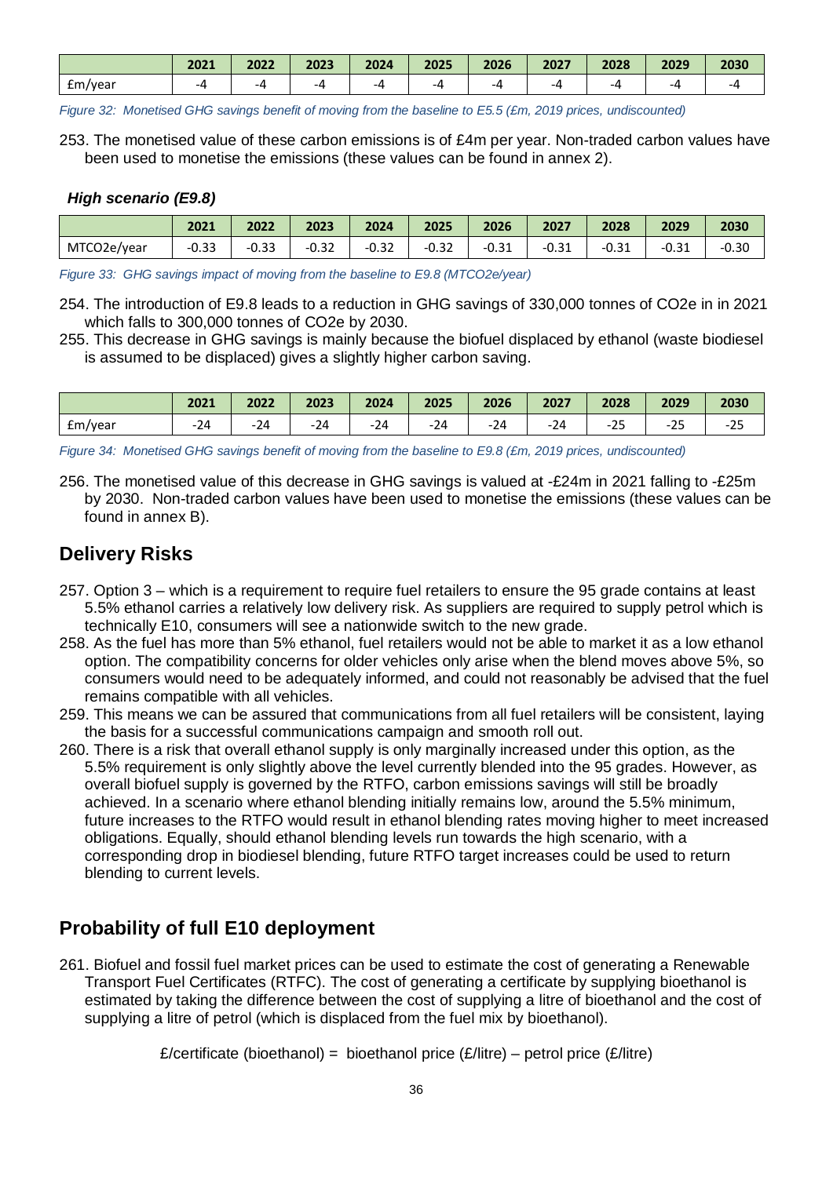| | 2021 | 2022 | 2023 | 2024 | 2025 | 2026 | 2027 | 2028 | 2029 | 2030 |
|---|---|---|---|---|---|---|---|---|---|---|
| £m/year | -4 | -4 | -4 | -4 | -4 | -4 | -4 | -4 | -4 | -4 |

*Figure 32: Monetised GHG savings benefit of moving from the baseline to E5.5 (£m, 2019 prices, undiscounted)*

253. The monetised value of these carbon emissions is of £4m per year. Non-traded carbon values have been used to monetise the emissions (these values can be found in annex 2).

#### *High scenario (E9.8)*

| | 2021 | 2022 | 2023 | 2024 | 2025 | 2026 | 2027 | 2028 | 2029 | 2030 |
|---|---|---|---|---|---|---|---|---|---|---|
| MTCO2e/year | -0.33 | -0.33 | -0.32 | -0.32 | -0.32 | -0.31 | -0.31 | -0.31 | -0.31 | -0.30 |

*Figure 33: GHG savings impact of moving from the baseline to E9.8 (MTCO2e/year)*

254. The introduction of E9.8 leads to a reduction in GHG savings of 330,000 tonnes of CO2e in in 2021 which falls to 300,000 tonnes of CO2e by 2030.
255. This decrease in GHG savings is mainly because the biofuel displaced by ethanol (waste biodiesel is assumed to be displaced) gives a slightly higher carbon saving.

| | 2021 | 2022 | 2023 | 2024 | 2025 | 2026 | 2027 | 2028 | 2029 | 2030 |
|---|---|---|---|---|---|---|---|---|---|---|
| £m/year | -24 | -24 | -24 | -24 | -24 | -24 | -24 | -25 | -25 | -25 |

*Figure 34: Monetised GHG savings benefit of moving from the baseline to E9.8 (£m, 2019 prices, undiscounted)*

256. The monetised value of this decrease in GHG savings is valued at -£24m in 2021 falling to -£25m by 2030. Non-traded carbon values have been used to monetise the emissions (these values can be found in annex B).

## Delivery Risks

257. Option 3 – which is a requirement to require fuel retailers to ensure the 95 grade contains at least 5.5% ethanol carries a relatively low delivery risk. As suppliers are required to supply petrol which is technically E10, consumers will see a nationwide switch to the new grade.
258. As the fuel has more than 5% ethanol, fuel retailers would not be able to market it as a low ethanol option. The compatibility concerns for older vehicles only arise when the blend moves above 5%, so consumers would need to be adequately informed, and could not reasonably be advised that the fuel remains compatible with all vehicles.
259. This means we can be assured that communications from all fuel retailers will be consistent, laying the basis for a successful communications campaign and smooth roll out.
260. There is a risk that overall ethanol supply is only marginally increased under this option, as the 5.5% requirement is only slightly above the level currently blended into the 95 grades. However, as overall biofuel supply is governed by the RTFO, carbon emissions savings will still be broadly achieved. In a scenario where ethanol blending initially remains low, around the 5.5% minimum, future increases to the RTFO would result in ethanol blending rates moving higher to meet increased obligations. Equally, should ethanol blending levels run towards the high scenario, with a corresponding drop in biodiesel blending, future RTFO target increases could be used to return blending to current levels.

## Probability of full E10 deployment

261. Biofuel and fossil fuel market prices can be used to estimate the cost of generating a Renewable Transport Fuel Certificates (RTFC). The cost of generating a certificate by supplying bioethanol is estimated by taking the difference between the cost of supplying a litre of bioethanol and the cost of supplying a litre of petrol (which is displaced from the fuel mix by bioethanol).

£/certificate (bioethanol) = bioethanol price (£/litre) – petrol price (£/litre)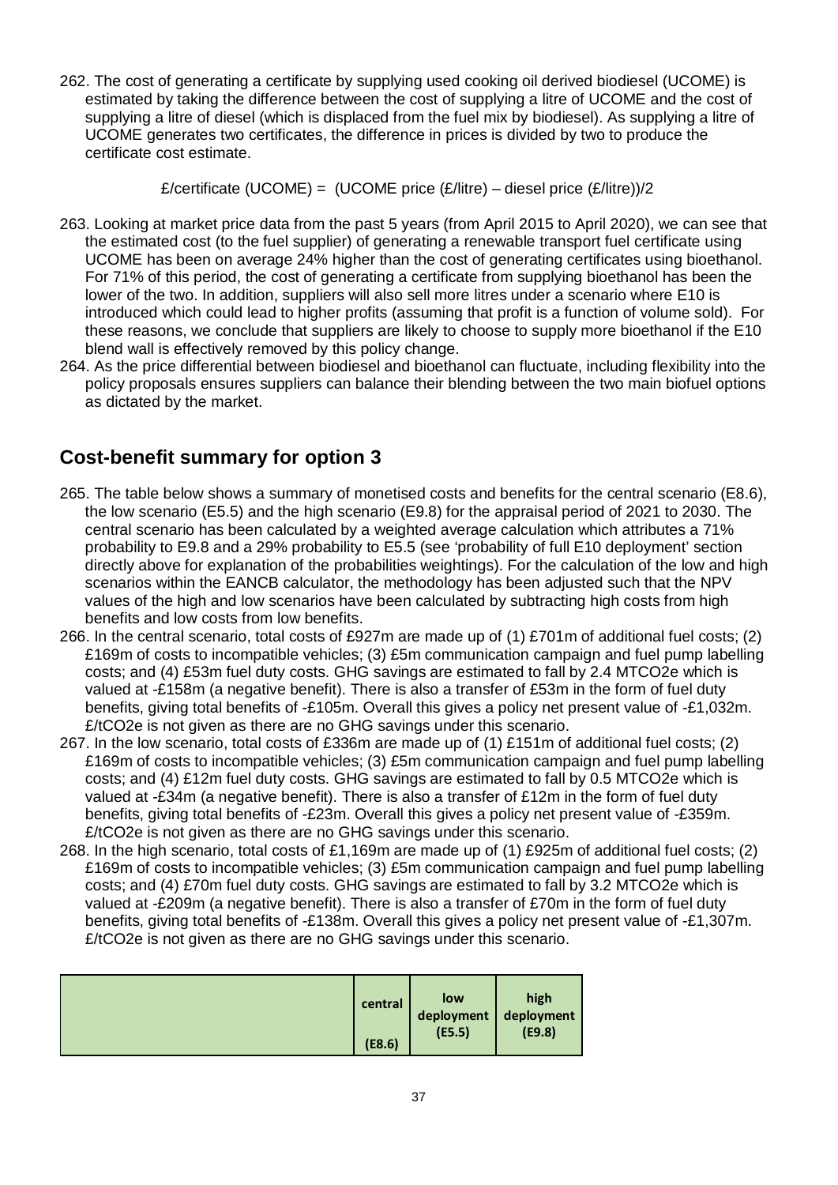262. The cost of generating a certificate by supplying used cooking oil derived biodiesel (UCOME) is estimated by taking the difference between the cost of supplying a litre of UCOME and the cost of supplying a litre of diesel (which is displaced from the fuel mix by biodiesel). As supplying a litre of UCOME generates two certificates, the difference in prices is divided by two to produce the certificate cost estimate.

£/certificate (UCOME) = (UCOME price (£/litre) – diesel price (£/litre))/2

263. Looking at market price data from the past 5 years (from April 2015 to April 2020), we can see that the estimated cost (to the fuel supplier) of generating a renewable transport fuel certificate using UCOME has been on average 24% higher than the cost of generating certificates using bioethanol. For 71% of this period, the cost of generating a certificate from supplying bioethanol has been the lower of the two. In addition, suppliers will also sell more litres under a scenario where E10 is introduced which could lead to higher profits (assuming that profit is a function of volume sold). For these reasons, we conclude that suppliers are likely to choose to supply more bioethanol if the E10 blend wall is effectively removed by this policy change.

264. As the price differential between biodiesel and bioethanol can fluctuate, including flexibility into the policy proposals ensures suppliers can balance their blending between the two main biofuel options as dictated by the market.

## Cost-benefit summary for option 3

265. The table below shows a summary of monetised costs and benefits for the central scenario (E8.6), the low scenario (E5.5) and the high scenario (E9.8) for the appraisal period of 2021 to 2030. The central scenario has been calculated by a weighted average calculation which attributes a 71% probability to E9.8 and a 29% probability to E5.5 (see 'probability of full E10 deployment' section directly above for explanation of the probabilities weightings). For the calculation of the low and high scenarios within the EANCB calculator, the methodology has been adjusted such that the NPV values of the high and low scenarios have been calculated by subtracting high costs from high benefits and low costs from low benefits.

266. In the central scenario, total costs of £927m are made up of (1) £701m of additional fuel costs; (2) £169m of costs to incompatible vehicles; (3) £5m communication campaign and fuel pump labelling costs; and (4) £53m fuel duty costs. GHG savings are estimated to fall by 2.4 MTCO2e which is valued at -£158m (a negative benefit). There is also a transfer of £53m in the form of fuel duty benefits, giving total benefits of -£105m. Overall this gives a policy net present value of -£1,032m. £/tCO2e is not given as there are no GHG savings under this scenario.

267. In the low scenario, total costs of £336m are made up of (1) £151m of additional fuel costs; (2) £169m of costs to incompatible vehicles; (3) £5m communication campaign and fuel pump labelling costs; and (4) £12m fuel duty costs. GHG savings are estimated to fall by 0.5 MTCO2e which is valued at -£34m (a negative benefit). There is also a transfer of £12m in the form of fuel duty benefits, giving total benefits of -£23m. Overall this gives a policy net present value of -£359m. £/tCO2e is not given as there are no GHG savings under this scenario.

268. In the high scenario, total costs of £1,169m are made up of (1) £925m of additional fuel costs; (2) £169m of costs to incompatible vehicles; (3) £5m communication campaign and fuel pump labelling costs; and (4) £70m fuel duty costs. GHG savings are estimated to fall by 3.2 MTCO2e which is valued at -£209m (a negative benefit). There is also a transfer of £70m in the form of fuel duty benefits, giving total benefits of -£138m. Overall this gives a policy net present value of -£1,307m. £/tCO2e is not given as there are no GHG savings under this scenario.

| | central (E8.6) | low deployment (E5.5) | high deployment (E9.8) |
|---|---|---|---|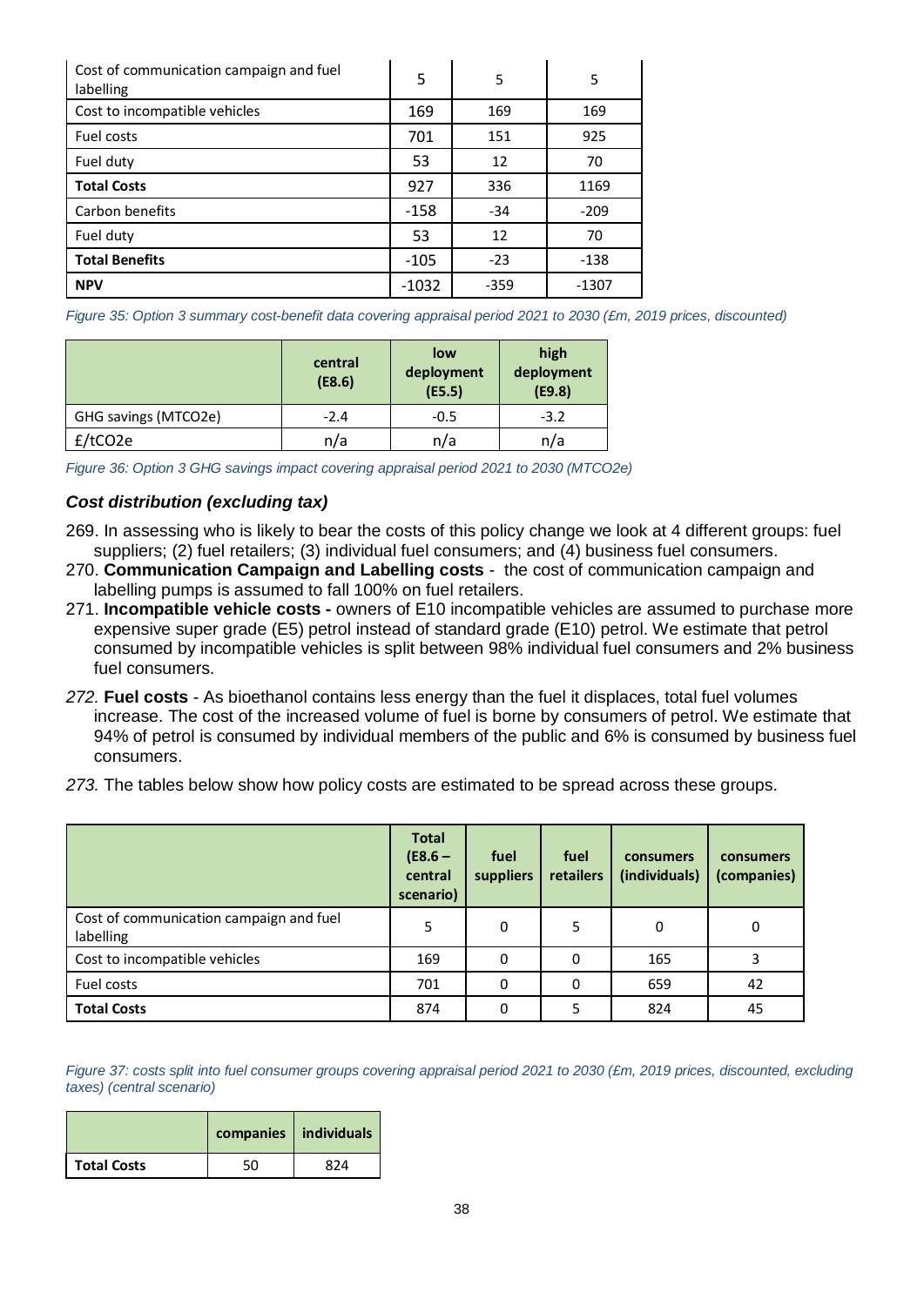| | | | |
|---|---|---|---|
| Cost of communication campaign and fuel labelling | 5 | 5 | 5 |
| Cost to incompatible vehicles | 169 | 169 | 169 |
| Fuel costs | 701 | 151 | 925 |
| Fuel duty | 53 | 12 | 70 |
| **Total Costs** | 927 | 336 | 1169 |
| Carbon benefits | -158 | -34 | -209 |
| Fuel duty | 53 | 12 | 70 |
| **Total Benefits** | -105 | -23 | -138 |
| **NPV** | -1032 | -359 | -1307 |

*Figure 35: Option 3 summary cost-benefit data covering appraisal period 2021 to 2030 (£m, 2019 prices, discounted)*

| | central (E8.6) | low deployment (E5.5) | high deployment (E9.8) |
|---|---|---|---|
| GHG savings (MTCO2e) | -2.4 | -0.5 | -3.2 |
| £/tCO2e | n/a | n/a | n/a |

*Figure 36: Option 3 GHG savings impact covering appraisal period 2021 to 2030 (MTCO2e)*

### *Cost distribution (excluding tax)*

269. In assessing who is likely to bear the costs of this policy change we look at 4 different groups: fuel suppliers; (2) fuel retailers; (3) individual fuel consumers; and (4) business fuel consumers.
270. **Communication Campaign and Labelling costs** - the cost of communication campaign and labelling pumps is assumed to fall 100% on fuel retailers.
271. **Incompatible vehicle costs -** owners of E10 incompatible vehicles are assumed to purchase more expensive super grade (E5) petrol instead of standard grade (E10) petrol. We estimate that petrol consumed by incompatible vehicles is split between 98% individual fuel consumers and 2% business fuel consumers.
272. **Fuel costs** - As bioethanol contains less energy than the fuel it displaces, total fuel volumes increase. The cost of the increased volume of fuel is borne by consumers of petrol. We estimate that 94% of petrol is consumed by individual members of the public and 6% is consumed by business fuel consumers.
273. The tables below show how policy costs are estimated to be spread across these groups.

| | Total (E8.6 – central scenario) | fuel suppliers | fuel retailers | consumers (individuals) | consumers (companies) |
|---|---|---|---|---|---|
| Cost of communication campaign and fuel labelling | 5 | 0 | 5 | 0 | 0 |
| Cost to incompatible vehicles | 169 | 0 | 0 | 165 | 3 |
| Fuel costs | 701 | 0 | 0 | 659 | 42 |
| **Total Costs** | 874 | 0 | 5 | 824 | 45 |

*Figure 37: costs split into fuel consumer groups covering appraisal period 2021 to 2030 (£m, 2019 prices, discounted, excluding taxes) (central scenario)*

| | companies | individuals |
|---|---|---|
| **Total Costs** | 50 | 824 |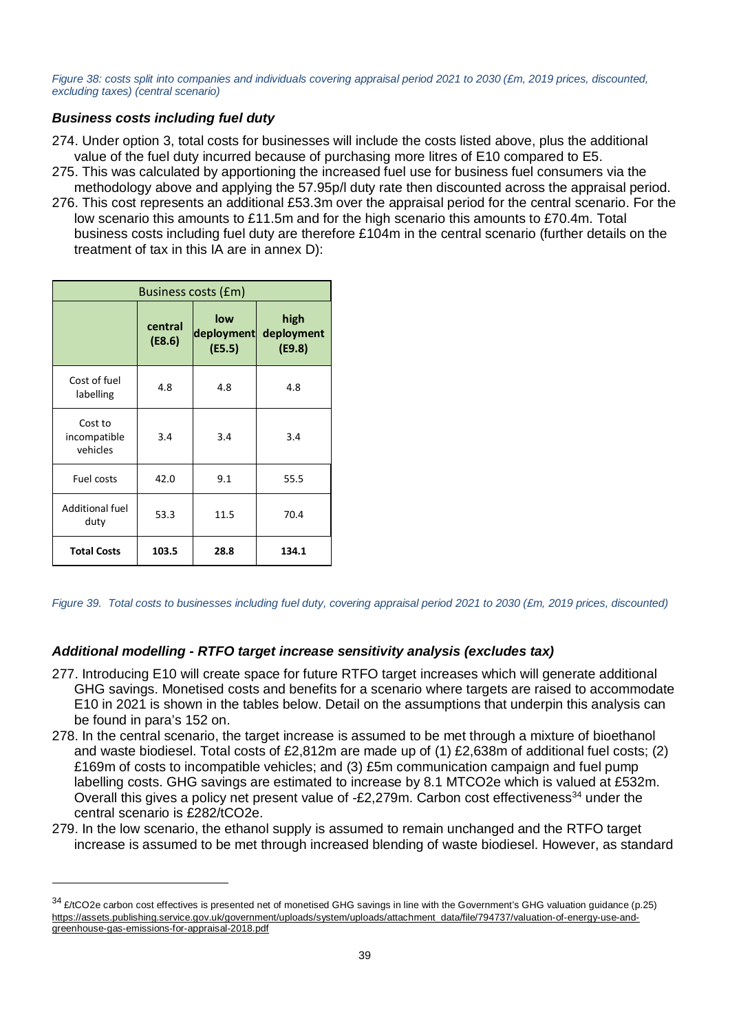*Figure 38: costs split into companies and individuals covering appraisal period 2021 to 2030 (£m, 2019 prices, discounted, excluding taxes) (central scenario)*

### *Business costs including fuel duty*

274. Under option 3, total costs for businesses will include the costs listed above, plus the additional value of the fuel duty incurred because of purchasing more litres of E10 compared to E5.
275. This was calculated by apportioning the increased fuel use for business fuel consumers via the methodology above and applying the 57.95p/l duty rate then discounted across the appraisal period.
276. This cost represents an additional £53.3m over the appraisal period for the central scenario. For the low scenario this amounts to £11.5m and for the high scenario this amounts to £70.4m. Total business costs including fuel duty are therefore £104m in the central scenario (further details on the treatment of tax in this IA are in annex D):

| Business costs (£m) | | | |
|---|---|---|---|
| | **central (E8.6)** | **low deployment (E5.5)** | **high deployment (E9.8)** |
| Cost of fuel labelling | 4.8 | 4.8 | 4.8 |
| Cost to incompatible vehicles | 3.4 | 3.4 | 3.4 |
| Fuel costs | 42.0 | 9.1 | 55.5 |
| Additional fuel duty | 53.3 | 11.5 | 70.4 |
| **Total Costs** | **103.5** | **28.8** | **134.1** |

*Figure 39. Total costs to businesses including fuel duty, covering appraisal period 2021 to 2030 (£m, 2019 prices, discounted)*

### *Additional modelling - RTFO target increase sensitivity analysis (excludes tax)*

277. Introducing E10 will create space for future RTFO target increases which will generate additional GHG savings. Monetised costs and benefits for a scenario where targets are raised to accommodate E10 in 2021 is shown in the tables below. Detail on the assumptions that underpin this analysis can be found in para's 152 on.
278. In the central scenario, the target increase is assumed to be met through a mixture of bioethanol and waste biodiesel. Total costs of £2,812m are made up of (1) £2,638m of additional fuel costs; (2) £169m of costs to incompatible vehicles; and (3) £5m communication campaign and fuel pump labelling costs. GHG savings are estimated to increase by 8.1 MTCO2e which is valued at £532m. Overall this gives a policy net present value of -£2,279m. Carbon cost effectiveness[34] under the central scenario is £282/tCO2e.
279. In the low scenario, the ethanol supply is assumed to remain unchanged and the RTFO target increase is assumed to be met through increased blending of waste biodiesel. However, as standard

[34] £/tCO2e carbon cost effectives is presented net of monetised GHG savings in line with the Government's GHG valuation guidance (p.25) https://assets.publishing.service.gov.uk/government/uploads/system/uploads/attachment_data/file/794737/valuation-of-energy-use-and-greenhouse-gas-emissions-for-appraisal-2018.pdf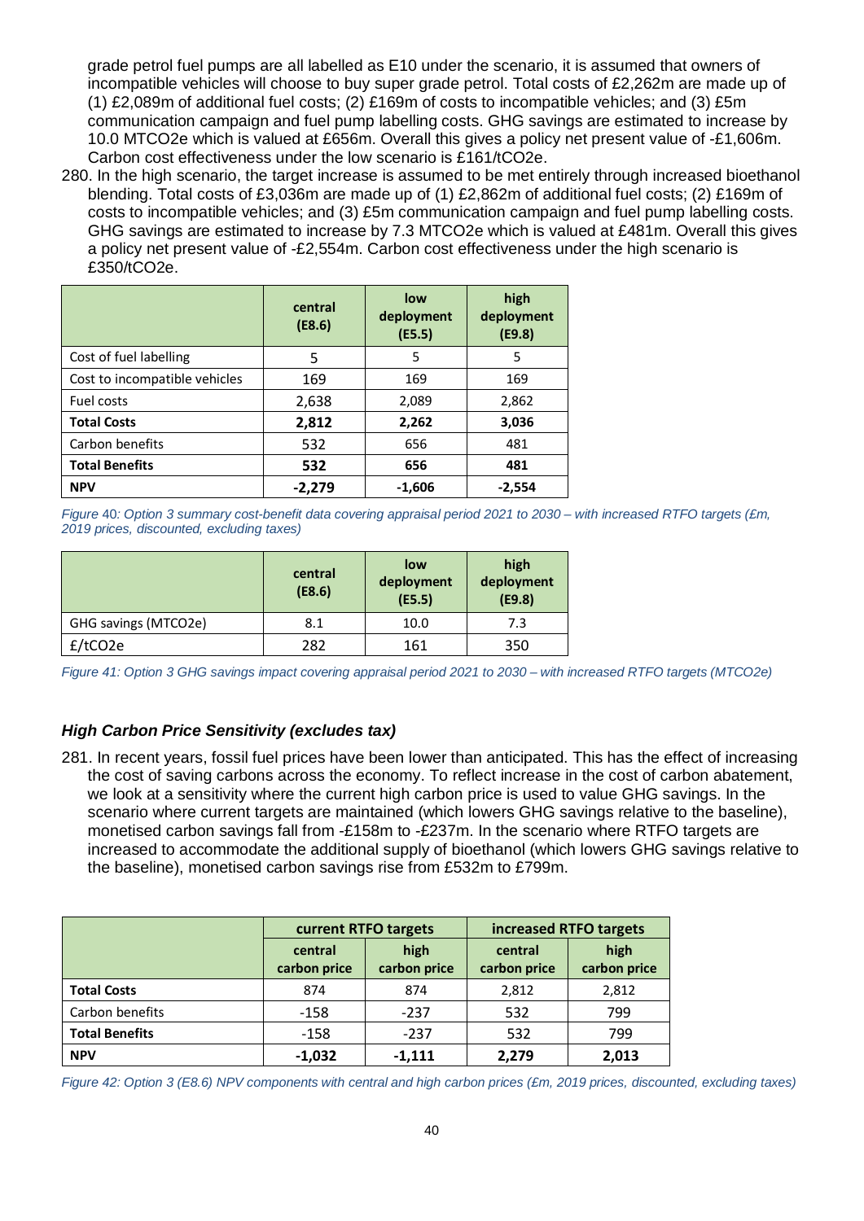grade petrol fuel pumps are all labelled as E10 under the scenario, it is assumed that owners of incompatible vehicles will choose to buy super grade petrol. Total costs of £2,262m are made up of (1) £2,089m of additional fuel costs; (2) £169m of costs to incompatible vehicles; and (3) £5m communication campaign and fuel pump labelling costs. GHG savings are estimated to increase by 10.0 MTCO2e which is valued at £656m. Overall this gives a policy net present value of -£1,606m. Carbon cost effectiveness under the low scenario is £161/tCO2e.

280. In the high scenario, the target increase is assumed to be met entirely through increased bioethanol blending. Total costs of £3,036m are made up of (1) £2,862m of additional fuel costs; (2) £169m of costs to incompatible vehicles; and (3) £5m communication campaign and fuel pump labelling costs. GHG savings are estimated to increase by 7.3 MTCO2e which is valued at £481m. Overall this gives a policy net present value of -£2,554m. Carbon cost effectiveness under the high scenario is £350/tCO2e.

| | central (E8.6) | low deployment (E5.5) | high deployment (E9.8) |
|---|---|---|---|
| Cost of fuel labelling | 5 | 5 | 5 |
| Cost to incompatible vehicles | 169 | 169 | 169 |
| Fuel costs | 2,638 | 2,089 | 2,862 |
| **Total Costs** | **2,812** | **2,262** | **3,036** |
| Carbon benefits | 532 | 656 | 481 |
| **Total Benefits** | **532** | **656** | **481** |
| **NPV** | **-2,279** | **-1,606** | **-2,554** |

*Figure 40: Option 3 summary cost-benefit data covering appraisal period 2021 to 2030 – with increased RTFO targets (£m, 2019 prices, discounted, excluding taxes)*

| | central (E8.6) | low deployment (E5.5) | high deployment (E9.8) |
|---|---|---|---|
| GHG savings (MTCO2e) | 8.1 | 10.0 | 7.3 |
| £/tCO2e | 282 | 161 | 350 |

*Figure 41: Option 3 GHG savings impact covering appraisal period 2021 to 2030 – with increased RTFO targets (MTCO2e)*

### *High Carbon Price Sensitivity (excludes tax)*

281. In recent years, fossil fuel prices have been lower than anticipated. This has the effect of increasing the cost of saving carbons across the economy. To reflect increase in the cost of carbon abatement, we look at a sensitivity where the current high carbon price is used to value GHG savings. In the scenario where current targets are maintained (which lowers GHG savings relative to the baseline), monetised carbon savings fall from -£158m to -£237m. In the scenario where RTFO targets are increased to accommodate the additional supply of bioethanol (which lowers GHG savings relative to the baseline), monetised carbon savings rise from £532m to £799m.

| | current RTFO targets | | increased RTFO targets | |
|---|---|---|---|---|
| | central carbon price | high carbon price | central carbon price | high carbon price |
| **Total Costs** | 874 | 874 | 2,812 | 2,812 |
| Carbon benefits | -158 | -237 | 532 | 799 |
| **Total Benefits** | -158 | -237 | 532 | 799 |
| **NPV** | **-1,032** | **-1,111** | **2,279** | **2,013** |

*Figure 42: Option 3 (E8.6) NPV components with central and high carbon prices (£m, 2019 prices, discounted, excluding taxes)*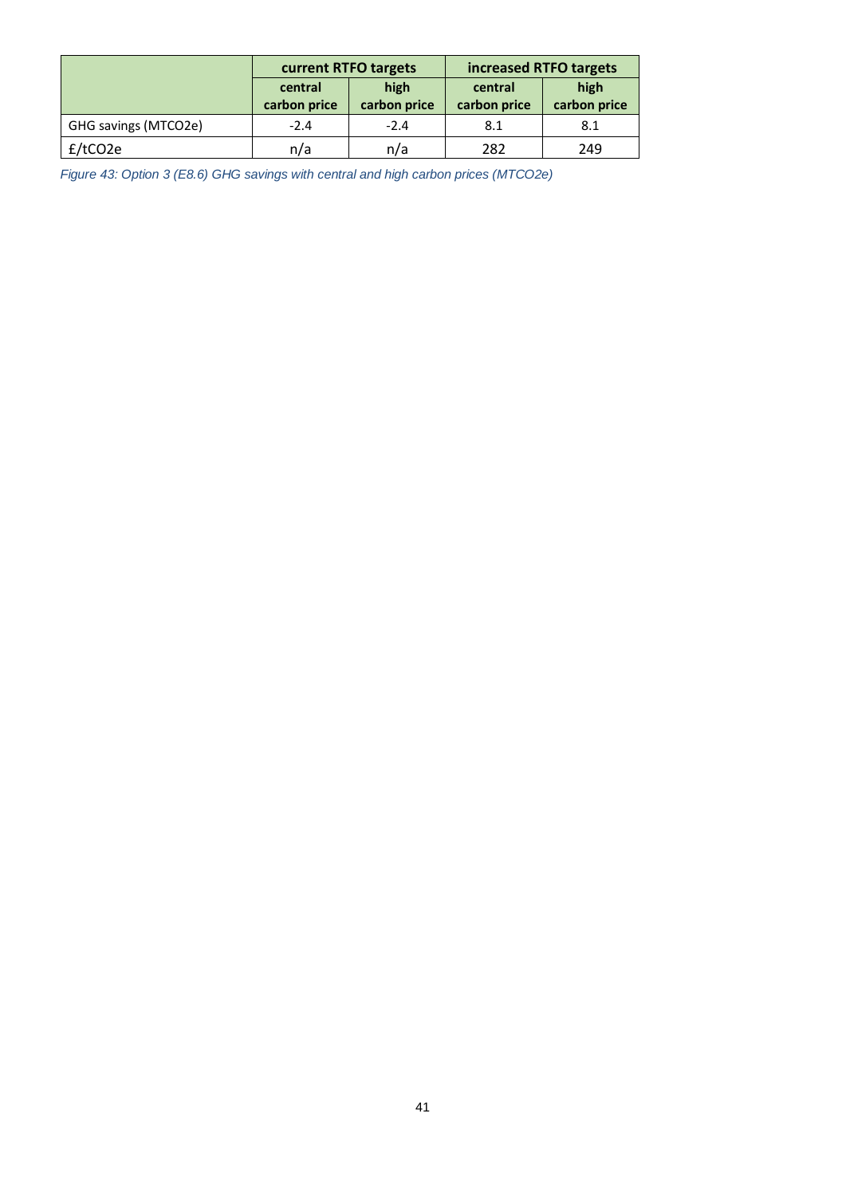| | current RTFO targets | | increased RTFO targets | |
|---|---|---|---|---|
| | central carbon price | high carbon price | central carbon price | high carbon price |
| GHG savings (MTCO2e) | -2.4 | -2.4 | 8.1 | 8.1 |
| £/tCO2e | n/a | n/a | 282 | 249 |

*Figure 43: Option 3 (E8.6) GHG savings with central and high carbon prices (MTCO2e)*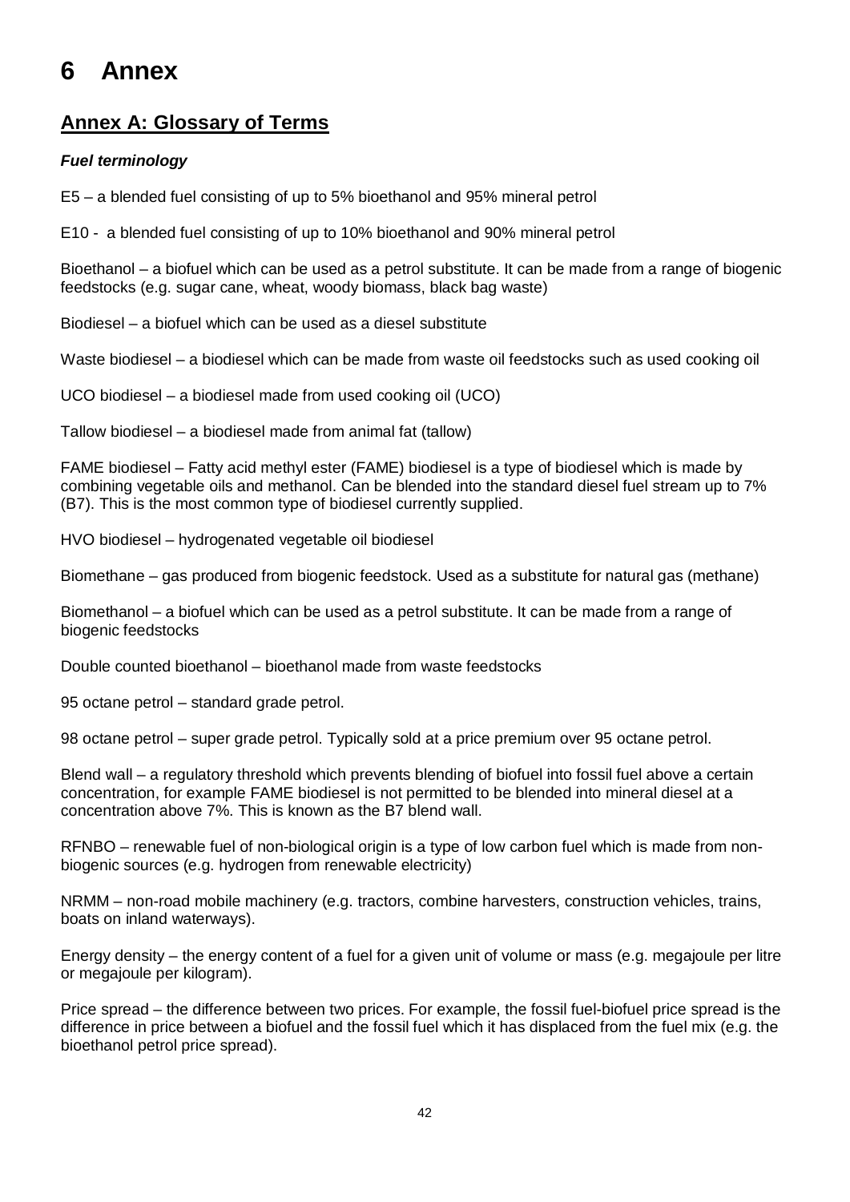# 6 Annex

## Annex A: Glossary of Terms

***Fuel terminology***

E5 – a blended fuel consisting of up to 5% bioethanol and 95% mineral petrol

E10 - a blended fuel consisting of up to 10% bioethanol and 90% mineral petrol

Bioethanol – a biofuel which can be used as a petrol substitute. It can be made from a range of biogenic feedstocks (e.g. sugar cane, wheat, woody biomass, black bag waste)

Biodiesel – a biofuel which can be used as a diesel substitute

Waste biodiesel – a biodiesel which can be made from waste oil feedstocks such as used cooking oil

UCO biodiesel – a biodiesel made from used cooking oil (UCO)

Tallow biodiesel – a biodiesel made from animal fat (tallow)

FAME biodiesel – Fatty acid methyl ester (FAME) biodiesel is a type of biodiesel which is made by combining vegetable oils and methanol. Can be blended into the standard diesel fuel stream up to 7% (B7). This is the most common type of biodiesel currently supplied.

HVO biodiesel – hydrogenated vegetable oil biodiesel

Biomethane – gas produced from biogenic feedstock. Used as a substitute for natural gas (methane)

Biomethanol – a biofuel which can be used as a petrol substitute. It can be made from a range of biogenic feedstocks

Double counted bioethanol – bioethanol made from waste feedstocks

95 octane petrol – standard grade petrol.

98 octane petrol – super grade petrol. Typically sold at a price premium over 95 octane petrol.

Blend wall – a regulatory threshold which prevents blending of biofuel into fossil fuel above a certain concentration, for example FAME biodiesel is not permitted to be blended into mineral diesel at a concentration above 7%. This is known as the B7 blend wall.

RFNBO – renewable fuel of non-biological origin is a type of low carbon fuel which is made from non-biogenic sources (e.g. hydrogen from renewable electricity)

NRMM – non-road mobile machinery (e.g. tractors, combine harvesters, construction vehicles, trains, boats on inland waterways).

Energy density – the energy content of a fuel for a given unit of volume or mass (e.g. megajoule per litre or megajoule per kilogram).

Price spread – the difference between two prices. For example, the fossil fuel-biofuel price spread is the difference in price between a biofuel and the fossil fuel which it has displaced from the fuel mix (e.g. the bioethanol petrol price spread).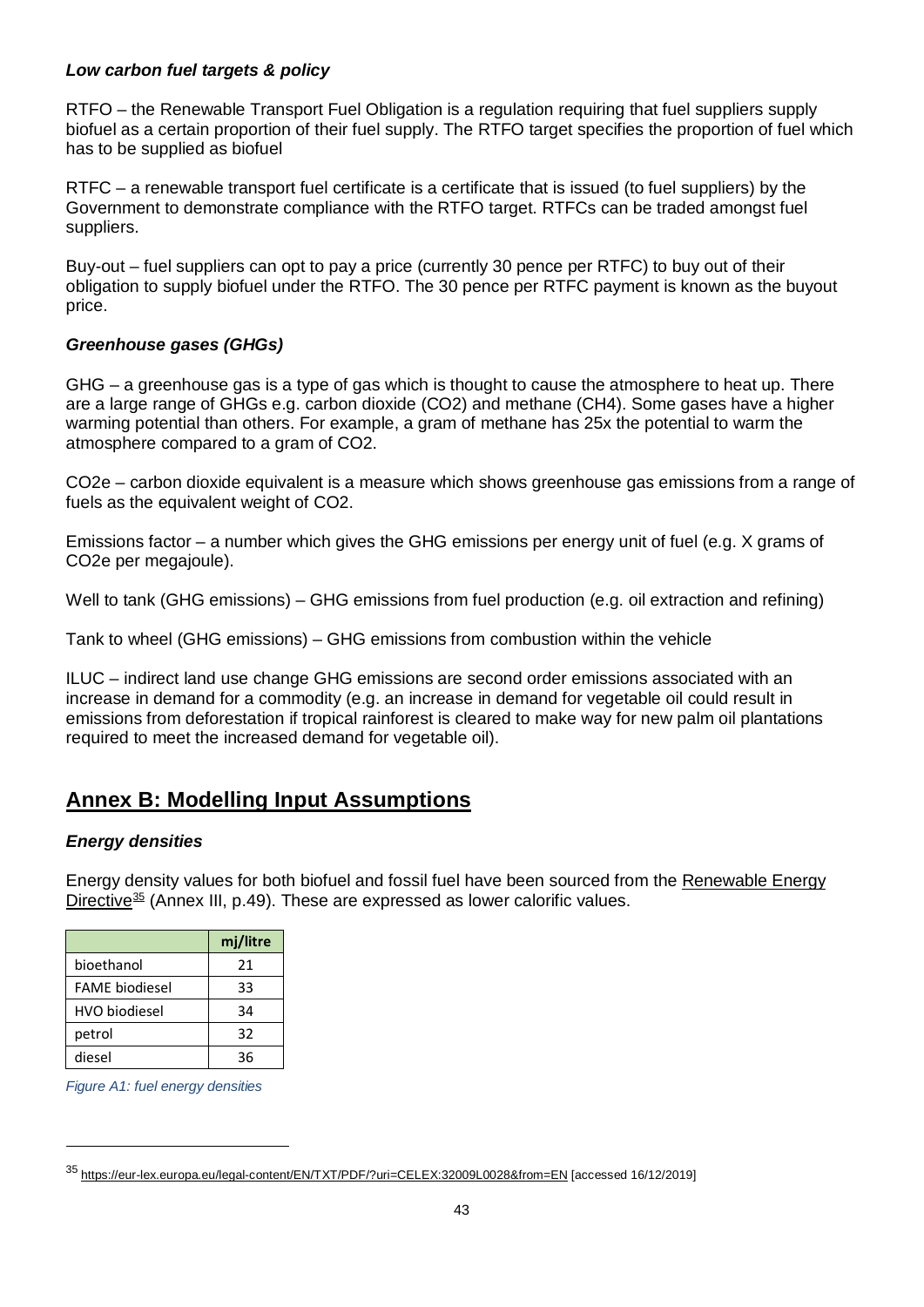***Low carbon fuel targets & policy***

RTFO – the Renewable Transport Fuel Obligation is a regulation requiring that fuel suppliers supply biofuel as a certain proportion of their fuel supply. The RTFO target specifies the proportion of fuel which has to be supplied as biofuel

RTFC – a renewable transport fuel certificate is a certificate that is issued (to fuel suppliers) by the Government to demonstrate compliance with the RTFO target. RTFCs can be traded amongst fuel suppliers.

Buy-out – fuel suppliers can opt to pay a price (currently 30 pence per RTFC) to buy out of their obligation to supply biofuel under the RTFO. The 30 pence per RTFC payment is known as the buyout price.

***Greenhouse gases (GHGs)***

GHG – a greenhouse gas is a type of gas which is thought to cause the atmosphere to heat up. There are a large range of GHGs e.g. carbon dioxide ($CO_2$) and methane ($CH_4$). Some gases have a higher warming potential than others. For example, a gram of methane has 25x the potential to warm the atmosphere compared to a gram of $CO_2$.

$CO_2e$ – carbon dioxide equivalent is a measure which shows greenhouse gas emissions from a range of fuels as the equivalent weight of $CO_2$.

Emissions factor – a number which gives the GHG emissions per energy unit of fuel (e.g. X grams of $CO_2e$ per megajoule).

Well to tank (GHG emissions) – GHG emissions from fuel production (e.g. oil extraction and refining)

Tank to wheel (GHG emissions) – GHG emissions from combustion within the vehicle

ILUC – indirect land use change GHG emissions are second order emissions associated with an increase in demand for a commodity (e.g. an increase in demand for vegetable oil could result in emissions from deforestation if tropical rainforest is cleared to make way for new palm oil plantations required to meet the increased demand for vegetable oil).

## Annex B: Modelling Input Assumptions

***Energy densities***

Energy density values for both biofuel and fossil fuel have been sourced from the Renewable Energy Directive[35] (Annex III, p.49). These are expressed as lower calorific values.

| | mj/litre |
|---|---|
| bioethanol | 21 |
| FAME biodiesel | 33 |
| HVO biodiesel | 34 |
| petrol | 32 |
| diesel | 36 |

*Figure A1: fuel energy densities*

[35] https://eur-lex.europa.eu/legal-content/EN/TXT/PDF/?uri=CELEX:32009L0028&from=EN [accessed 16/12/2019]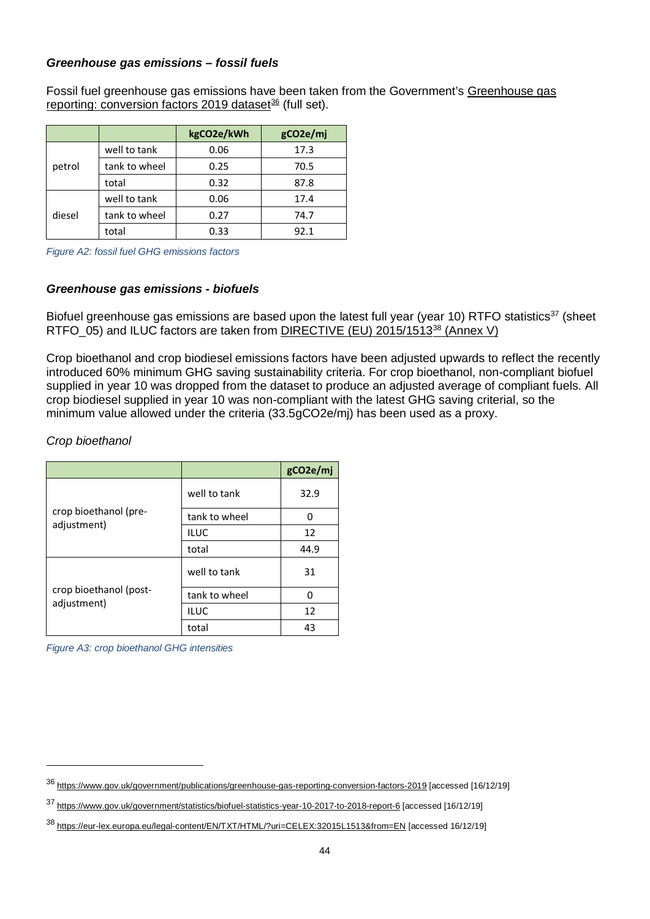### *Greenhouse gas emissions – fossil fuels*

Fossil fuel greenhouse gas emissions have been taken from the Government's Greenhouse gas reporting: conversion factors 2019 dataset[36] (full set).

| | | kgCO2e/kWh | gCO2e/mj |
|---|---|---|---|
| petrol | well to tank | 0.06 | 17.3 |
| | tank to wheel | 0.25 | 70.5 |
| | total | 0.32 | 87.8 |
| diesel | well to tank | 0.06 | 17.4 |
| | tank to wheel | 0.27 | 74.7 |
| | total | 0.33 | 92.1 |

*Figure A2: fossil fuel GHG emissions factors*

### *Greenhouse gas emissions - biofuels*

Biofuel greenhouse gas emissions are based upon the latest full year (year 10) RTFO statistics[37] (sheet RTFO_05) and ILUC factors are taken from DIRECTIVE (EU) 2015/1513[38] (Annex V)

Crop bioethanol and crop biodiesel emissions factors have been adjusted upwards to reflect the recently introduced 60% minimum GHG saving sustainability criteria. For crop bioethanol, non-compliant biofuel supplied in year 10 was dropped from the dataset to produce an adjusted average of compliant fuels. All crop biodiesel supplied in year 10 was non-compliant with the latest GHG saving criterial, so the minimum value allowed under the criteria (33.5gCO2e/mj) has been used as a proxy.

*Crop bioethanol*

| | | gCO2e/mj |
|---|---|---|
| crop bioethanol (pre-adjustment) | well to tank | 32.9 |
| | tank to wheel | 0 |
| | ILUC | 12 |
| | total | 44.9 |
| crop bioethanol (post-adjustment) | well to tank | 31 |
| | tank to wheel | 0 |
| | ILUC | 12 |
| | total | 43 |

*Figure A3: crop bioethanol GHG intensities*

[36] https://www.gov.uk/government/publications/greenhouse-gas-reporting-conversion-factors-2019 [accessed [16/12/19]

[37] https://www.gov.uk/government/statistics/biofuel-statistics-year-10-2017-to-2018-report-6 [accessed [16/12/19]

[38] https://eur-lex.europa.eu/legal-content/EN/TXT/HTML/?uri=CELEX:32015L1513&from=EN [accessed 16/12/19]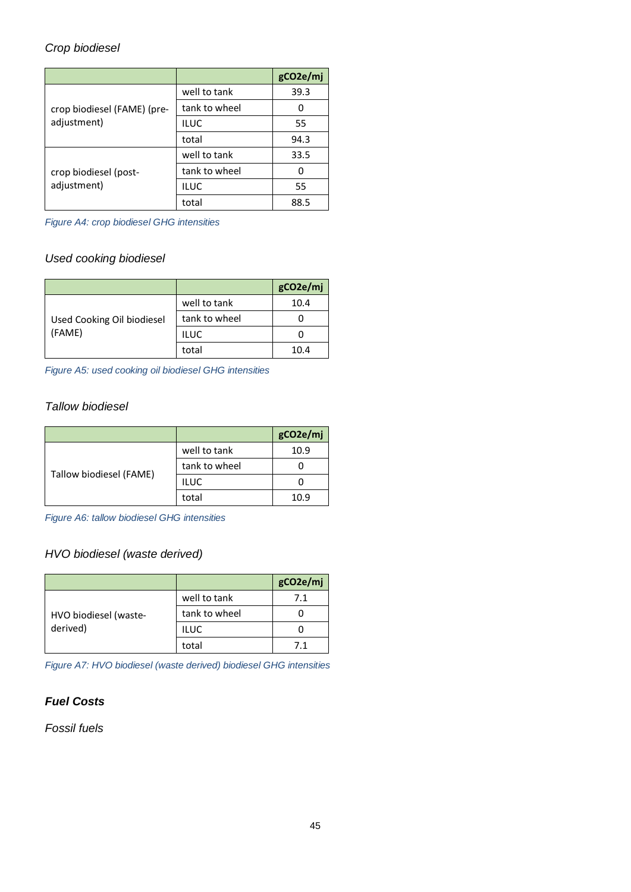*Crop biodiesel*

| | | gCO2e/mj |
|---|---|---|
| crop biodiesel (FAME) (pre-adjustment) | well to tank | 39.3 |
| | tank to wheel | 0 |
| | ILUC | 55 |
| | total | 94.3 |
| crop biodiesel (post-adjustment) | well to tank | 33.5 |
| | tank to wheel | 0 |
| | ILUC | 55 |
| | total | 88.5 |

*Figure A4: crop biodiesel GHG intensities*

*Used cooking biodiesel*

| | | gCO2e/mj |
|---|---|---|
| Used Cooking Oil biodiesel (FAME) | well to tank | 10.4 |
| | tank to wheel | 0 |
| | ILUC | 0 |
| | total | 10.4 |

*Figure A5: used cooking oil biodiesel GHG intensities*

*Tallow biodiesel*

| | | gCO2e/mj |
|---|---|---|
| Tallow biodiesel (FAME) | well to tank | 10.9 |
| | tank to wheel | 0 |
| | ILUC | 0 |
| | total | 10.9 |

*Figure A6: tallow biodiesel GHG intensities*

*HVO biodiesel (waste derived)*

| | | gCO2e/mj |
|---|---|---|
| HVO biodiesel (waste-derived) | well to tank | 7.1 |
| | tank to wheel | 0 |
| | ILUC | 0 |
| | total | 7.1 |

*Figure A7: HVO biodiesel (waste derived) biodiesel GHG intensities*

### *Fuel Costs*

*Fossil fuels*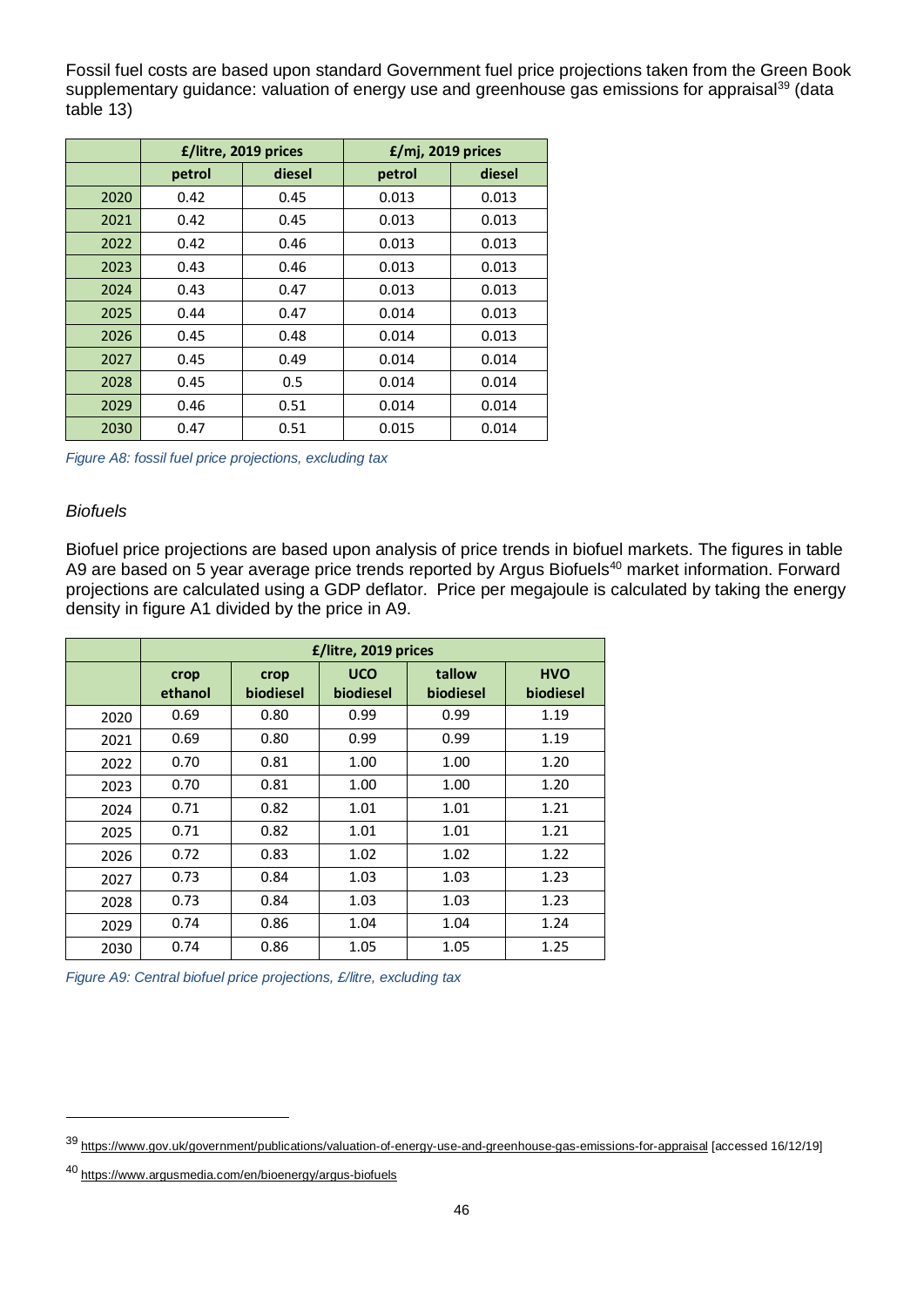Fossil fuel costs are based upon standard Government fuel price projections taken from the Green Book supplementary guidance: valuation of energy use and greenhouse gas emissions for appraisal[39] (data table 13)

| | £/litre, 2019 prices | | £/mj, 2019 prices | |
|---|---|---|---|---|
| | petrol | diesel | petrol | diesel |
| 2020 | 0.42 | 0.45 | 0.013 | 0.013 |
| 2021 | 0.42 | 0.45 | 0.013 | 0.013 |
| 2022 | 0.42 | 0.46 | 0.013 | 0.013 |
| 2023 | 0.43 | 0.46 | 0.013 | 0.013 |
| 2024 | 0.43 | 0.47 | 0.013 | 0.013 |
| 2025 | 0.44 | 0.47 | 0.014 | 0.013 |
| 2026 | 0.45 | 0.48 | 0.014 | 0.013 |
| 2027 | 0.45 | 0.49 | 0.014 | 0.014 |
| 2028 | 0.45 | 0.5 | 0.014 | 0.014 |
| 2029 | 0.46 | 0.51 | 0.014 | 0.014 |
| 2030 | 0.47 | 0.51 | 0.015 | 0.014 |

*Figure A8: fossil fuel price projections, excluding tax*

*Biofuels*

Biofuel price projections are based upon analysis of price trends in biofuel markets. The figures in table A9 are based on 5 year average price trends reported by Argus Biofuels[40] market information. Forward projections are calculated using a GDP deflator. Price per megajoule is calculated by taking the energy density in figure A1 divided by the price in A9.

| | £/litre, 2019 prices | | | | |
|---|---|---|---|---|---|
| | crop ethanol | crop biodiesel | UCO biodiesel | tallow biodiesel | HVO biodiesel |
| 2020 | 0.69 | 0.80 | 0.99 | 0.99 | 1.19 |
| 2021 | 0.69 | 0.80 | 0.99 | 0.99 | 1.19 |
| 2022 | 0.70 | 0.81 | 1.00 | 1.00 | 1.20 |
| 2023 | 0.70 | 0.81 | 1.00 | 1.00 | 1.20 |
| 2024 | 0.71 | 0.82 | 1.01 | 1.01 | 1.21 |
| 2025 | 0.71 | 0.82 | 1.01 | 1.01 | 1.21 |
| 2026 | 0.72 | 0.83 | 1.02 | 1.02 | 1.22 |
| 2027 | 0.73 | 0.84 | 1.03 | 1.03 | 1.23 |
| 2028 | 0.73 | 0.84 | 1.03 | 1.03 | 1.23 |
| 2029 | 0.74 | 0.86 | 1.04 | 1.04 | 1.24 |
| 2030 | 0.74 | 0.86 | 1.05 | 1.05 | 1.25 |

*Figure A9: Central biofuel price projections, £/litre, excluding tax*

---

[39] https://www.gov.uk/government/publications/valuation-of-energy-use-and-greenhouse-gas-emissions-for-appraisal [accessed 16/12/19]

[40] https://www.argusmedia.com/en/bioenergy/argus-biofuels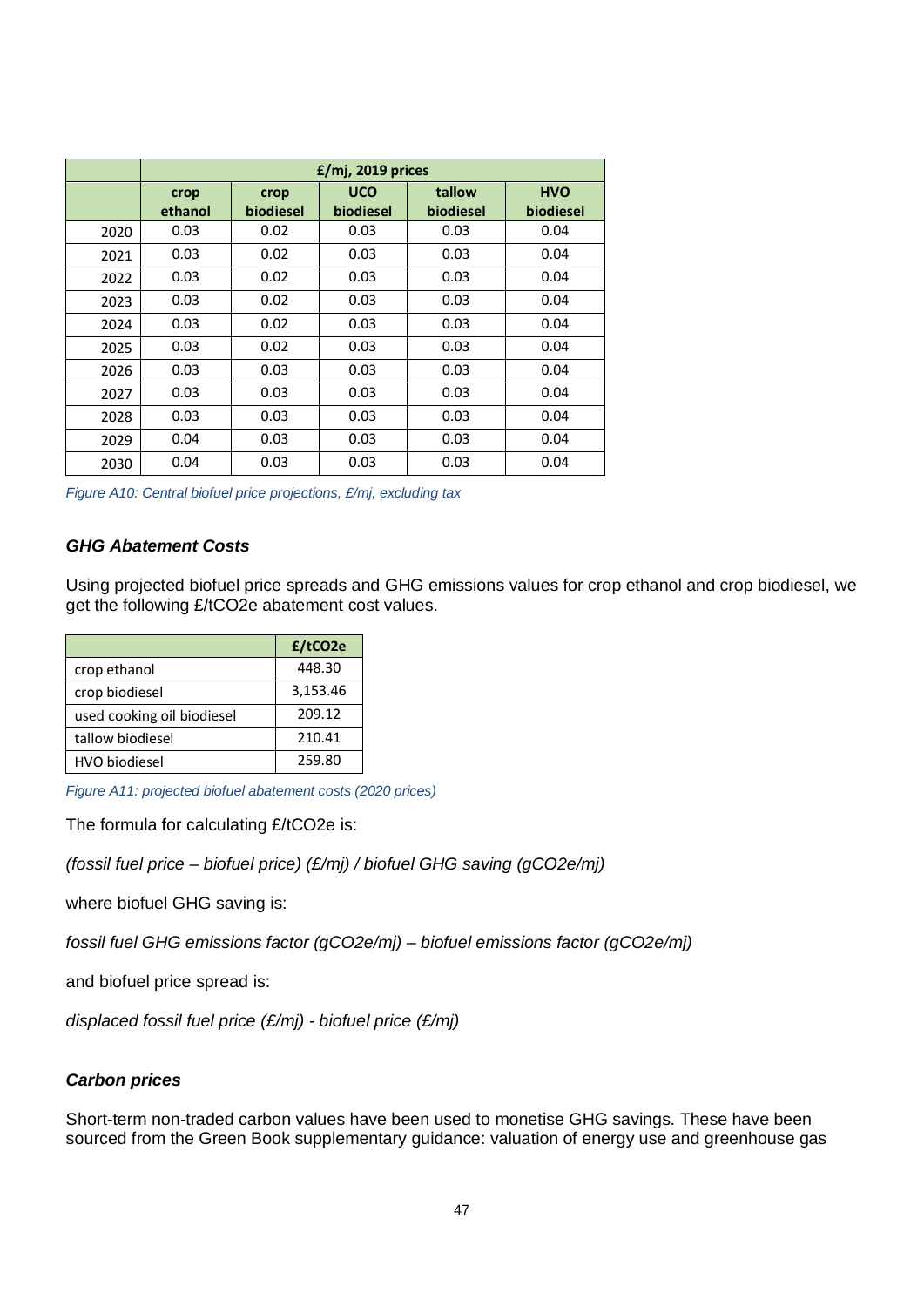| | £/mj, 2019 prices | | | | |
|---|---|---|---|---|---|
| | crop ethanol | crop biodiesel | UCO biodiesel | tallow biodiesel | HVO biodiesel |
| 2020 | 0.03 | 0.02 | 0.03 | 0.03 | 0.04 |
| 2021 | 0.03 | 0.02 | 0.03 | 0.03 | 0.04 |
| 2022 | 0.03 | 0.02 | 0.03 | 0.03 | 0.04 |
| 2023 | 0.03 | 0.02 | 0.03 | 0.03 | 0.04 |
| 2024 | 0.03 | 0.02 | 0.03 | 0.03 | 0.04 |
| 2025 | 0.03 | 0.02 | 0.03 | 0.03 | 0.04 |
| 2026 | 0.03 | 0.03 | 0.03 | 0.03 | 0.04 |
| 2027 | 0.03 | 0.03 | 0.03 | 0.03 | 0.04 |
| 2028 | 0.03 | 0.03 | 0.03 | 0.03 | 0.04 |
| 2029 | 0.04 | 0.03 | 0.03 | 0.03 | 0.04 |
| 2030 | 0.04 | 0.03 | 0.03 | 0.03 | 0.04 |

*Figure A10: Central biofuel price projections, £/mj, excluding tax*

### GHG Abatement Costs

Using projected biofuel price spreads and GHG emissions values for crop ethanol and crop biodiesel, we get the following £/tCO2e abatement cost values.

| | £/tCO2e |
|---|---|
| crop ethanol | 448.30 |
| crop biodiesel | 3,153.46 |
| used cooking oil biodiesel | 209.12 |
| tallow biodiesel | 210.41 |
| HVO biodiesel | 259.80 |

*Figure A11: projected biofuel abatement costs (2020 prices)*

The formula for calculating £/tCO2e is:

*(fossil fuel price – biofuel price) (£/mj) / biofuel GHG saving (gCO2e/mj)*

where biofuel GHG saving is:

*fossil fuel GHG emissions factor (gCO2e/mj) – biofuel emissions factor (gCO2e/mj)*

and biofuel price spread is:

*displaced fossil fuel price (£/mj) - biofuel price (£/mj)*

### Carbon prices

Short-term non-traded carbon values have been used to monetise GHG savings. These have been sourced from the Green Book supplementary guidance: valuation of energy use and greenhouse gas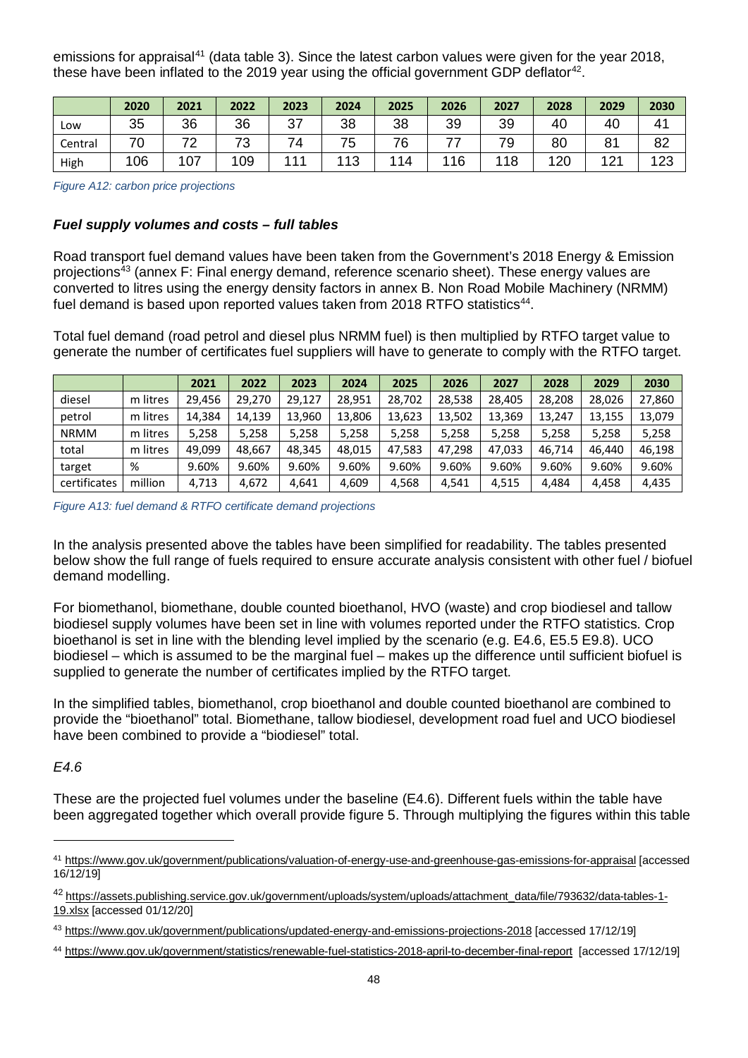emissions for appraisal[41] (data table 3). Since the latest carbon values were given for the year 2018, these have been inflated to the 2019 year using the official government GDP deflator[42].

| | 2020 | 2021 | 2022 | 2023 | 2024 | 2025 | 2026 | 2027 | 2028 | 2029 | 2030 |
|---|---|---|---|---|---|---|---|---|---|---|---|
| Low | 35 | 36 | 36 | 37 | 38 | 38 | 39 | 39 | 40 | 40 | 41 |
| Central | 70 | 72 | 73 | 74 | 75 | 76 | 77 | 79 | 80 | 81 | 82 |
| High | 106 | 107 | 109 | 111 | 113 | 114 | 116 | 118 | 120 | 121 | 123 |

*Figure A12: carbon price projections*

### *Fuel supply volumes and costs – full tables*

Road transport fuel demand values have been taken from the Government's 2018 Energy & Emission projections[43] (annex F: Final energy demand, reference scenario sheet). These energy values are converted to litres using the energy density factors in annex B. Non Road Mobile Machinery (NRMM) fuel demand is based upon reported values taken from 2018 RTFO statistics[44].

Total fuel demand (road petrol and diesel plus NRMM fuel) is then multiplied by RTFO target value to generate the number of certificates fuel suppliers will have to generate to comply with the RTFO target.

| | | 2021 | 2022 | 2023 | 2024 | 2025 | 2026 | 2027 | 2028 | 2029 | 2030 |
|---|---|---|---|---|---|---|---|---|---|---|---|
| diesel | m litres | 29,456 | 29,270 | 29,127 | 28,951 | 28,702 | 28,538 | 28,405 | 28,208 | 28,026 | 27,860 |
| petrol | m litres | 14,384 | 14,139 | 13,960 | 13,806 | 13,623 | 13,502 | 13,369 | 13,247 | 13,155 | 13,079 |
| NRMM | m litres | 5,258 | 5,258 | 5,258 | 5,258 | 5,258 | 5,258 | 5,258 | 5,258 | 5,258 | 5,258 |
| total | m litres | 49,099 | 48,667 | 48,345 | 48,015 | 47,583 | 47,298 | 47,033 | 46,714 | 46,440 | 46,198 |
| target | % | 9.60% | 9.60% | 9.60% | 9.60% | 9.60% | 9.60% | 9.60% | 9.60% | 9.60% | 9.60% |
| certificates | million | 4,713 | 4,672 | 4,641 | 4,609 | 4,568 | 4,541 | 4,515 | 4,484 | 4,458 | 4,435 |

*Figure A13: fuel demand & RTFO certificate demand projections*

In the analysis presented above the tables have been simplified for readability. The tables presented below show the full range of fuels required to ensure accurate analysis consistent with other fuel / biofuel demand modelling.

For biomethanol, biomethane, double counted bioethanol, HVO (waste) and crop biodiesel and tallow biodiesel supply volumes have been set in line with volumes reported under the RTFO statistics. Crop bioethanol is set in line with the blending level implied by the scenario (e.g. E4.6, E5.5 E9.8). UCO biodiesel – which is assumed to be the marginal fuel – makes up the difference until sufficient biofuel is supplied to generate the number of certificates implied by the RTFO target.

In the simplified tables, biomethanol, crop bioethanol and double counted bioethanol are combined to provide the "bioethanol" total. Biomethane, tallow biodiesel, development road fuel and UCO biodiesel have been combined to provide a "biodiesel" total.

*E4.6*

These are the projected fuel volumes under the baseline (E4.6). Different fuels within the table have been aggregated together which overall provide figure 5. Through multiplying the figures within this table

[41] https://www.gov.uk/government/publications/valuation-of-energy-use-and-greenhouse-gas-emissions-for-appraisal [accessed 16/12/19]

[42] https://assets.publishing.service.gov.uk/government/uploads/system/uploads/attachment_data/file/793632/data-tables-1-19.xlsx [accessed 01/12/20]

[43] https://www.gov.uk/government/publications/updated-energy-and-emissions-projections-2018 [accessed 17/12/19]

[44] https://www.gov.uk/government/statistics/renewable-fuel-statistics-2018-april-to-december-final-report [accessed 17/12/19]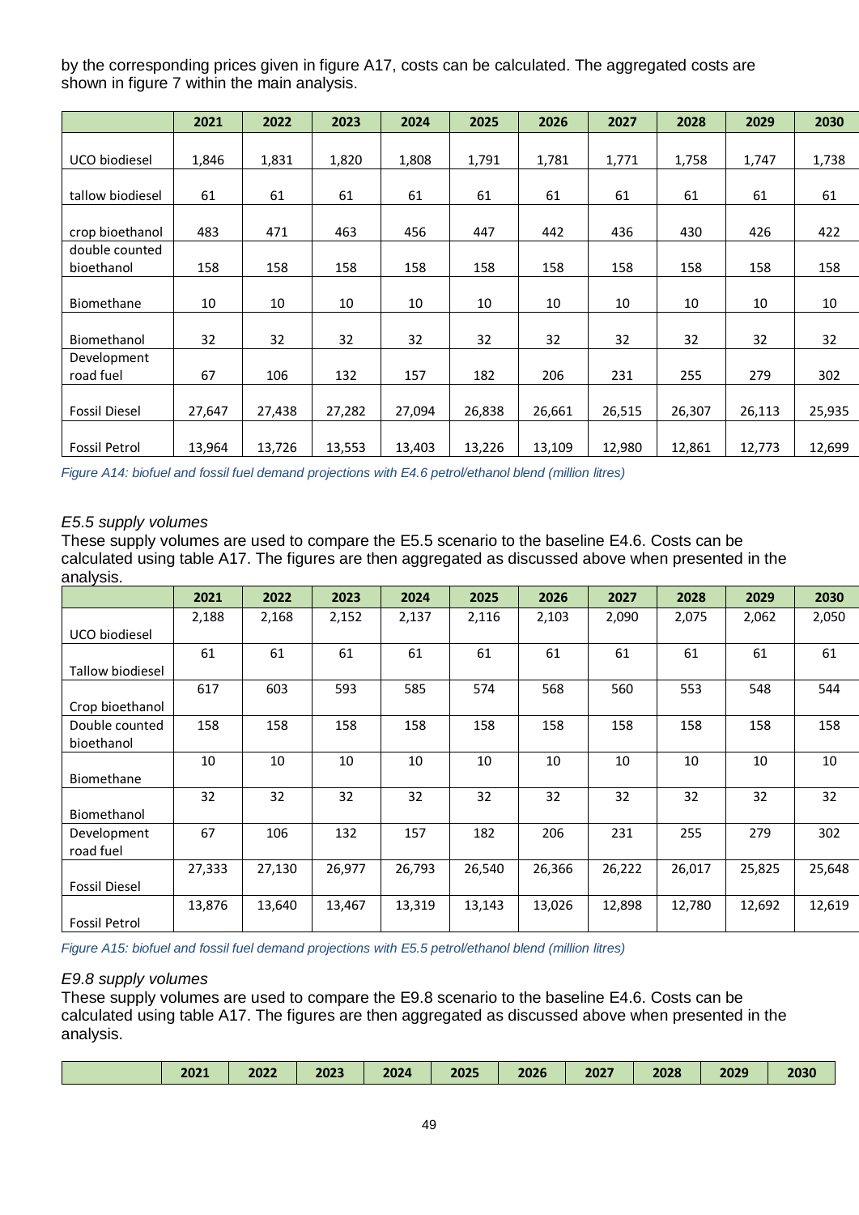by the corresponding prices given in figure A17, costs can be calculated. The aggregated costs are shown in figure 7 within the main analysis.

| | 2021 | 2022 | 2023 | 2024 | 2025 | 2026 | 2027 | 2028 | 2029 | 2030 |
|---|---|---|---|---|---|---|---|---|---|---|
| UCO biodiesel | 1,846 | 1,831 | 1,820 | 1,808 | 1,791 | 1,781 | 1,771 | 1,758 | 1,747 | 1,738 |
| tallow biodiesel | 61 | 61 | 61 | 61 | 61 | 61 | 61 | 61 | 61 | 61 |
| crop bioethanol | 483 | 471 | 463 | 456 | 447 | 442 | 436 | 430 | 426 | 422 |
| double counted bioethanol | 158 | 158 | 158 | 158 | 158 | 158 | 158 | 158 | 158 | 158 |
| Biomethane | 10 | 10 | 10 | 10 | 10 | 10 | 10 | 10 | 10 | 10 |
| Biomethanol | 32 | 32 | 32 | 32 | 32 | 32 | 32 | 32 | 32 | 32 |
| Development road fuel | 67 | 106 | 132 | 157 | 182 | 206 | 231 | 255 | 279 | 302 |
| Fossil Diesel | 27,647 | 27,438 | 27,282 | 27,094 | 26,838 | 26,661 | 26,515 | 26,307 | 26,113 | 25,935 |
| Fossil Petrol | 13,964 | 13,726 | 13,553 | 13,403 | 13,226 | 13,109 | 12,980 | 12,861 | 12,773 | 12,699 |

*Figure A14: biofuel and fossil fuel demand projections with E4.6 petrol/ethanol blend (million litres)*

### *E5.5 supply volumes*

These supply volumes are used to compare the E5.5 scenario to the baseline E4.6. Costs can be calculated using table A17. The figures are then aggregated as discussed above when presented in the analysis.

| | 2021 | 2022 | 2023 | 2024 | 2025 | 2026 | 2027 | 2028 | 2029 | 2030 |
|---|---|---|---|---|---|---|---|---|---|---|
| UCO biodiesel | 2,188 | 2,168 | 2,152 | 2,137 | 2,116 | 2,103 | 2,090 | 2,075 | 2,062 | 2,050 |
| Tallow biodiesel | 61 | 61 | 61 | 61 | 61 | 61 | 61 | 61 | 61 | 61 |
| Crop bioethanol | 617 | 603 | 593 | 585 | 574 | 568 | 560 | 553 | 548 | 544 |
| Double counted bioethanol | 158 | 158 | 158 | 158 | 158 | 158 | 158 | 158 | 158 | 158 |
| Biomethane | 10 | 10 | 10 | 10 | 10 | 10 | 10 | 10 | 10 | 10 |
| Biomethanol | 32 | 32 | 32 | 32 | 32 | 32 | 32 | 32 | 32 | 32 |
| Development road fuel | 67 | 106 | 132 | 157 | 182 | 206 | 231 | 255 | 279 | 302 |
| Fossil Diesel | 27,333 | 27,130 | 26,977 | 26,793 | 26,540 | 26,366 | 26,222 | 26,017 | 25,825 | 25,648 |
| Fossil Petrol | 13,876 | 13,640 | 13,467 | 13,319 | 13,143 | 13,026 | 12,898 | 12,780 | 12,692 | 12,619 |

*Figure A15: biofuel and fossil fuel demand projections with E5.5 petrol/ethanol blend (million litres)*

### *E9.8 supply volumes*

These supply volumes are used to compare the E9.8 scenario to the baseline E4.6. Costs can be calculated using table A17. The figures are then aggregated as discussed above when presented in the analysis.

| | 2021 | 2022 | 2023 | 2024 | 2025 | 2026 | 2027 | 2028 | 2029 | 2030 |
|---|---|---|---|---|---|---|---|---|---|---|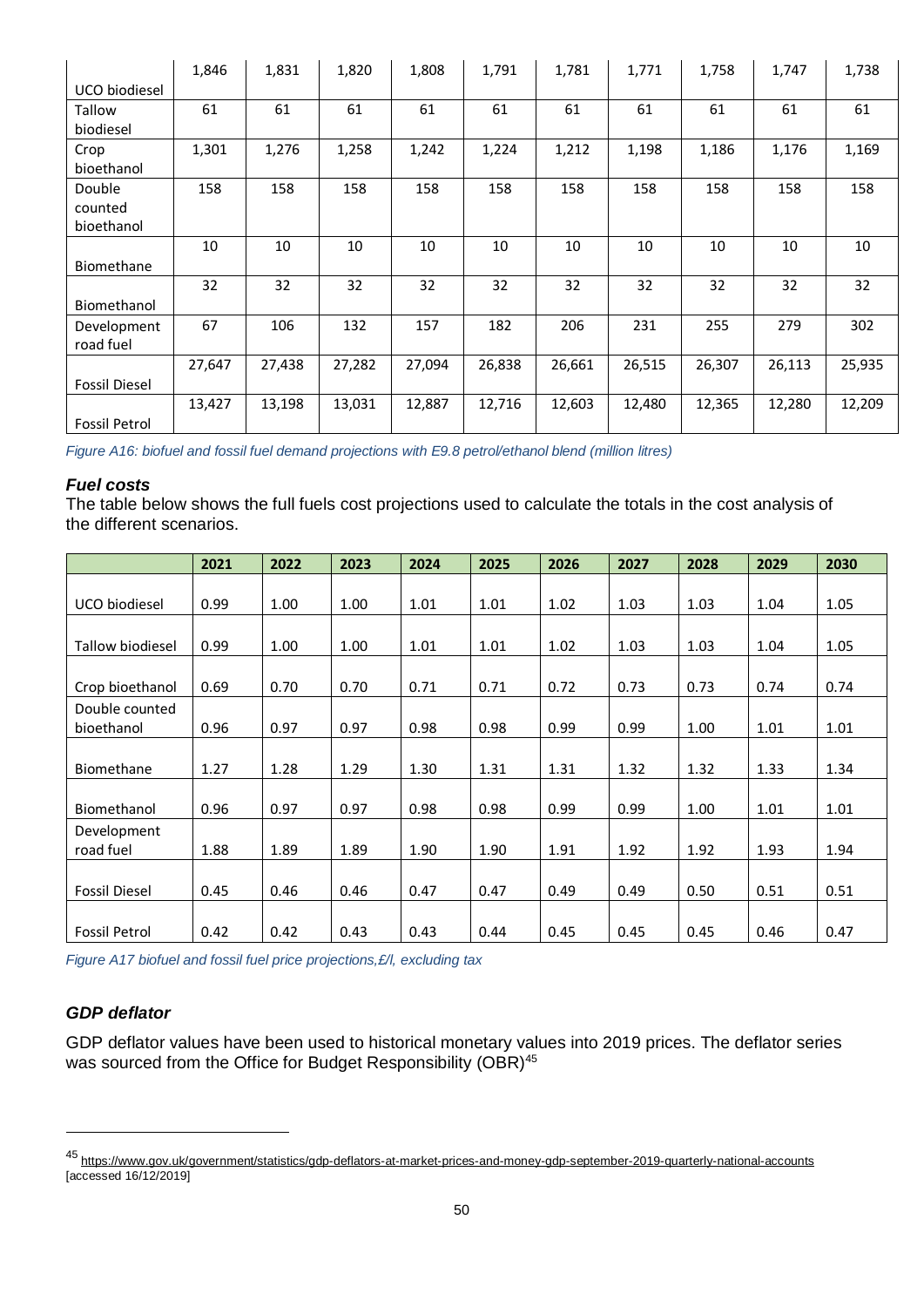| | | | | | | | | | | |
|---|---|---|---|---|---|---|---|---|---|---|
| UCO biodiesel | 1,846 | 1,831 | 1,820 | 1,808 | 1,791 | 1,781 | 1,771 | 1,758 | 1,747 | 1,738 |
| Tallow biodiesel | 61 | 61 | 61 | 61 | 61 | 61 | 61 | 61 | 61 | 61 |
| Crop bioethanol | 1,301 | 1,276 | 1,258 | 1,242 | 1,224 | 1,212 | 1,198 | 1,186 | 1,176 | 1,169 |
| Double counted bioethanol | 158 | 158 | 158 | 158 | 158 | 158 | 158 | 158 | 158 | 158 |
| Biomethane | 10 | 10 | 10 | 10 | 10 | 10 | 10 | 10 | 10 | 10 |
| Biomethanol | 32 | 32 | 32 | 32 | 32 | 32 | 32 | 32 | 32 | 32 |
| Development road fuel | 67 | 106 | 132 | 157 | 182 | 206 | 231 | 255 | 279 | 302 |
| Fossil Diesel | 27,647 | 27,438 | 27,282 | 27,094 | 26,838 | 26,661 | 26,515 | 26,307 | 26,113 | 25,935 |
| Fossil Petrol | 13,427 | 13,198 | 13,031 | 12,887 | 12,716 | 12,603 | 12,480 | 12,365 | 12,280 | 12,209 |

*Figure A16: biofuel and fossil fuel demand projections with E9.8 petrol/ethanol blend (million litres)*

### *Fuel costs*

The table below shows the full fuels cost projections used to calculate the totals in the cost analysis of the different scenarios.

| | 2021 | 2022 | 2023 | 2024 | 2025 | 2026 | 2027 | 2028 | 2029 | 2030 |
|---|---|---|---|---|---|---|---|---|---|---|
| UCO biodiesel | 0.99 | 1.00 | 1.00 | 1.01 | 1.01 | 1.02 | 1.03 | 1.03 | 1.04 | 1.05 |
| Tallow biodiesel | 0.99 | 1.00 | 1.00 | 1.01 | 1.01 | 1.02 | 1.03 | 1.03 | 1.04 | 1.05 |
| Crop bioethanol | 0.69 | 0.70 | 0.70 | 0.71 | 0.71 | 0.72 | 0.73 | 0.73 | 0.74 | 0.74 |
| Double counted bioethanol | 0.96 | 0.97 | 0.97 | 0.98 | 0.98 | 0.99 | 0.99 | 1.00 | 1.01 | 1.01 |
| Biomethane | 1.27 | 1.28 | 1.29 | 1.30 | 1.31 | 1.31 | 1.32 | 1.32 | 1.33 | 1.34 |
| Biomethanol | 0.96 | 0.97 | 0.97 | 0.98 | 0.98 | 0.99 | 0.99 | 1.00 | 1.01 | 1.01 |
| Development road fuel | 1.88 | 1.89 | 1.89 | 1.90 | 1.90 | 1.91 | 1.92 | 1.92 | 1.93 | 1.94 |
| Fossil Diesel | 0.45 | 0.46 | 0.46 | 0.47 | 0.47 | 0.49 | 0.49 | 0.50 | 0.51 | 0.51 |
| Fossil Petrol | 0.42 | 0.42 | 0.43 | 0.43 | 0.44 | 0.45 | 0.45 | 0.45 | 0.46 | 0.47 |

*Figure A17 biofuel and fossil fuel price projections,£/l, excluding tax*

### *GDP deflator*

GDP deflator values have been used to historical monetary values into 2019 prices. The deflator series was sourced from the Office for Budget Responsibility (OBR)[45]

[45] https://www.gov.uk/government/statistics/gdp-deflators-at-market-prices-and-money-gdp-september-2019-quarterly-national-accounts [accessed 16/12/2019]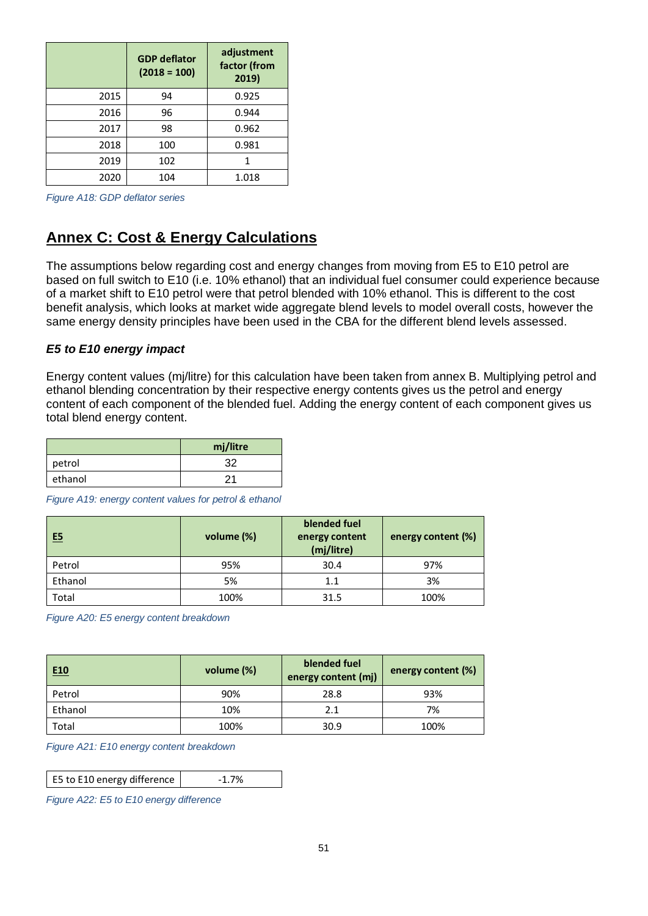| | GDP deflator (2018 = 100) | adjustment factor (from 2019) |
|---|---|---|
| 2015 | 94 | 0.925 |
| 2016 | 96 | 0.944 |
| 2017 | 98 | 0.962 |
| 2018 | 100 | 0.981 |
| 2019 | 102 | 1 |
| 2020 | 104 | 1.018 |

*Figure A18: GDP deflator series*

## Annex C: Cost & Energy Calculations

The assumptions below regarding cost and energy changes from moving from E5 to E10 petrol are based on full switch to E10 (i.e. 10% ethanol) that an individual fuel consumer could experience because of a market shift to E10 petrol were that petrol blended with 10% ethanol. This is different to the cost benefit analysis, which looks at market wide aggregate blend levels to model overall costs, however the same energy density principles have been used in the CBA for the different blend levels assessed.

### *E5 to E10 energy impact*

Energy content values (mj/litre) for this calculation have been taken from annex B. Multiplying petrol and ethanol blending concentration by their respective energy contents gives us the petrol and energy content of each component of the blended fuel. Adding the energy content of each component gives us total blend energy content.

| | mj/litre |
|---|---|
| petrol | 32 |
| ethanol | 21 |

*Figure A19: energy content values for petrol & ethanol*

| E5 | volume (%) | blended fuel energy content (mj/litre) | energy content (%) |
|---|---|---|---|
| Petrol | 95% | 30.4 | 97% |
| Ethanol | 5% | 1.1 | 3% |
| Total | 100% | 31.5 | 100% |

*Figure A20: E5 energy content breakdown*

| E10 | volume (%) | blended fuel energy content (mj) | energy content (%) |
|---|---|---|---|
| Petrol | 90% | 28.8 | 93% |
| Ethanol | 10% | 2.1 | 7% |
| Total | 100% | 30.9 | 100% |

*Figure A21: E10 energy content breakdown*

| E5 to E10 energy difference | -1.7% |
|---|---|

*Figure A22: E5 to E10 energy difference*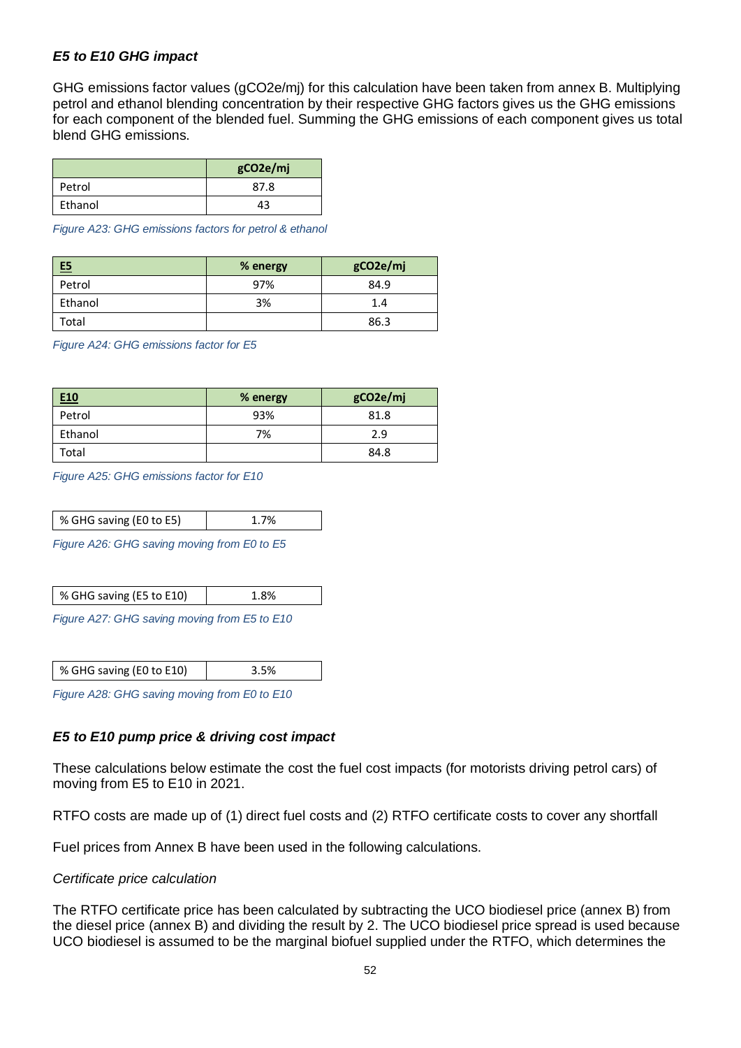### *E5 to E10 GHG impact*

GHG emissions factor values (gCO2e/mj) for this calculation have been taken from annex B. Multiplying petrol and ethanol blending concentration by their respective GHG factors gives us the GHG emissions for each component of the blended fuel. Summing the GHG emissions of each component gives us total blend GHG emissions.

| | gCO2e/mj |
|---|---|
| Petrol | 87.8 |
| Ethanol | 43 |

*Figure A23: GHG emissions factors for petrol & ethanol*

| E5 | % energy | gCO2e/mj |
|---|---|---|
| Petrol | 97% | 84.9 |
| Ethanol | 3% | 1.4 |
| Total | | 86.3 |

*Figure A24: GHG emissions factor for E5*

| E10 | % energy | gCO2e/mj |
|---|---|---|
| Petrol | 93% | 81.8 |
| Ethanol | 7% | 2.9 |
| Total | | 84.8 |

*Figure A25: GHG emissions factor for E10*

| % GHG saving (E0 to E5) | 1.7% |
|---|---|

*Figure A26: GHG saving moving from E0 to E5*

| % GHG saving (E5 to E10) | 1.8% |
|---|---|

*Figure A27: GHG saving moving from E5 to E10*

| % GHG saving (E0 to E10) | 3.5% |
|---|---|

*Figure A28: GHG saving moving from E0 to E10*

### *E5 to E10 pump price & driving cost impact*

These calculations below estimate the cost the fuel cost impacts (for motorists driving petrol cars) of moving from E5 to E10 in 2021.

RTFO costs are made up of (1) direct fuel costs and (2) RTFO certificate costs to cover any shortfall

Fuel prices from Annex B have been used in the following calculations.

*Certificate price calculation*

The RTFO certificate price has been calculated by subtracting the UCO biodiesel price (annex B) from the diesel price (annex B) and dividing the result by 2. The UCO biodiesel price spread is used because UCO biodiesel is assumed to be the marginal biofuel supplied under the RTFO, which determines the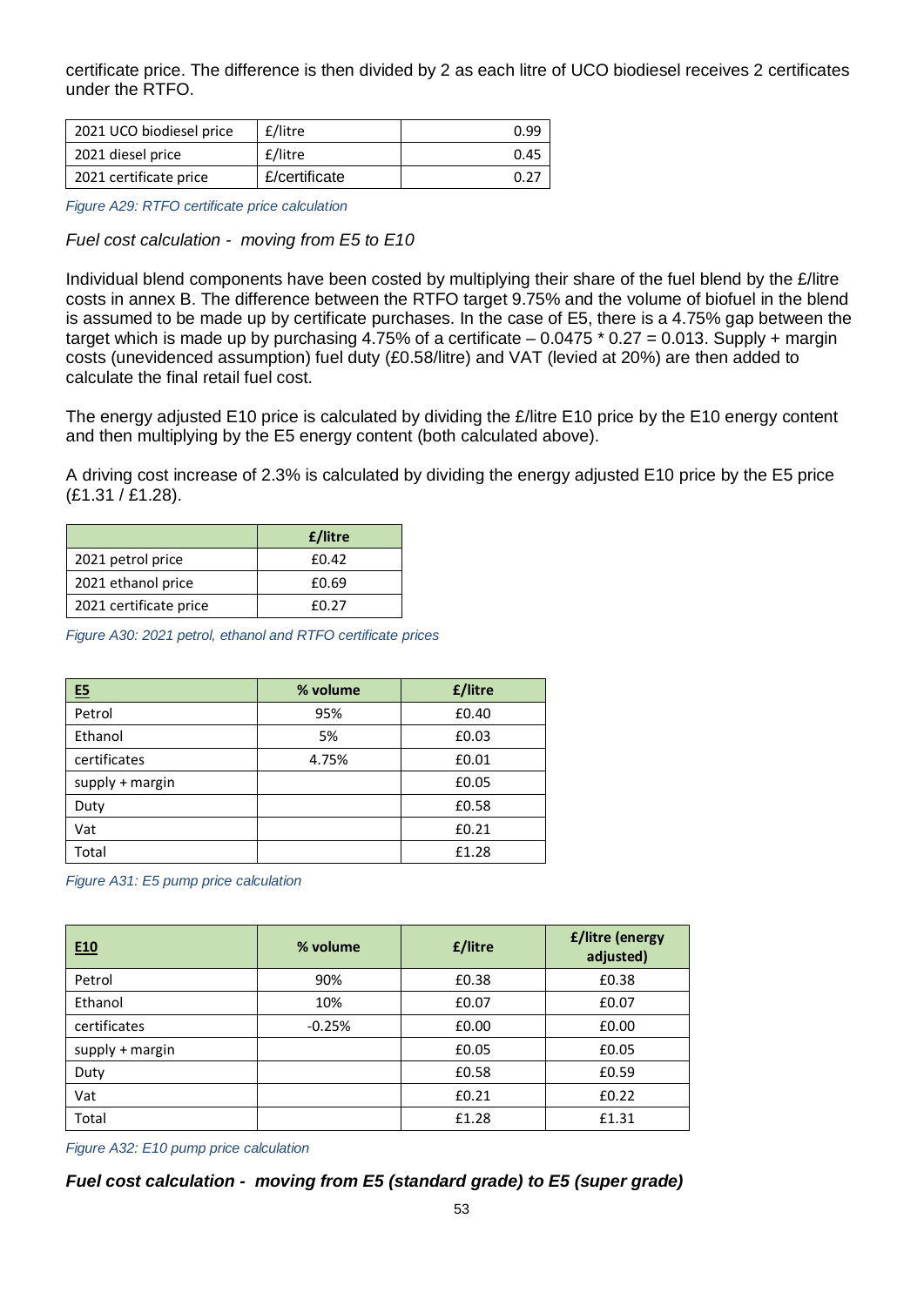certificate price. The difference is then divided by 2 as each litre of UCO biodiesel receives 2 certificates under the RTFO.

| 2021 UCO biodiesel price | £/litre | 0.99 |
|---|---|---|
| 2021 diesel price | £/litre | 0.45 |
| 2021 certificate price | £/certificate | 0.27 |

*Figure A29: RTFO certificate price calculation*

*Fuel cost calculation - moving from E5 to E10*

Individual blend components have been costed by multiplying their share of the fuel blend by the £/litre costs in annex B. The difference between the RTFO target 9.75% and the volume of biofuel in the blend is assumed to be made up by certificate purchases. In the case of E5, there is a 4.75% gap between the target which is made up by purchasing 4.75% of a certificate – 0.0475 * 0.27 = 0.013. Supply + margin costs (unevidenced assumption) fuel duty (£0.58/litre) and VAT (levied at 20%) are then added to calculate the final retail fuel cost.

The energy adjusted E10 price is calculated by dividing the £/litre E10 price by the E10 energy content and then multiplying by the E5 energy content (both calculated above).

A driving cost increase of 2.3% is calculated by dividing the energy adjusted E10 price by the E5 price (£1.31 / £1.28).

| | £/litre |
|---|---|
| 2021 petrol price | £0.42 |
| 2021 ethanol price | £0.69 |
| 2021 certificate price | £0.27 |

*Figure A30: 2021 petrol, ethanol and RTFO certificate prices*

| E5 | % volume | £/litre |
|---|---|---|
| Petrol | 95% | £0.40 |
| Ethanol | 5% | £0.03 |
| certificates | 4.75% | £0.01 |
| supply + margin | | £0.05 |
| Duty | | £0.58 |
| Vat | | £0.21 |
| Total | | £1.28 |

*Figure A31: E5 pump price calculation*

| E10 | % volume | £/litre | £/litre (energy adjusted) |
|---|---|---|---|
| Petrol | 90% | £0.38 | £0.38 |
| Ethanol | 10% | £0.07 | £0.07 |
| certificates | -0.25% | £0.00 | £0.00 |
| supply + margin | | £0.05 | £0.05 |
| Duty | | £0.58 | £0.59 |
| Vat | | £0.21 | £0.22 |
| Total | | £1.28 | £1.31 |

*Figure A32: E10 pump price calculation*

***Fuel cost calculation - moving from E5 (standard grade) to E5 (super grade)***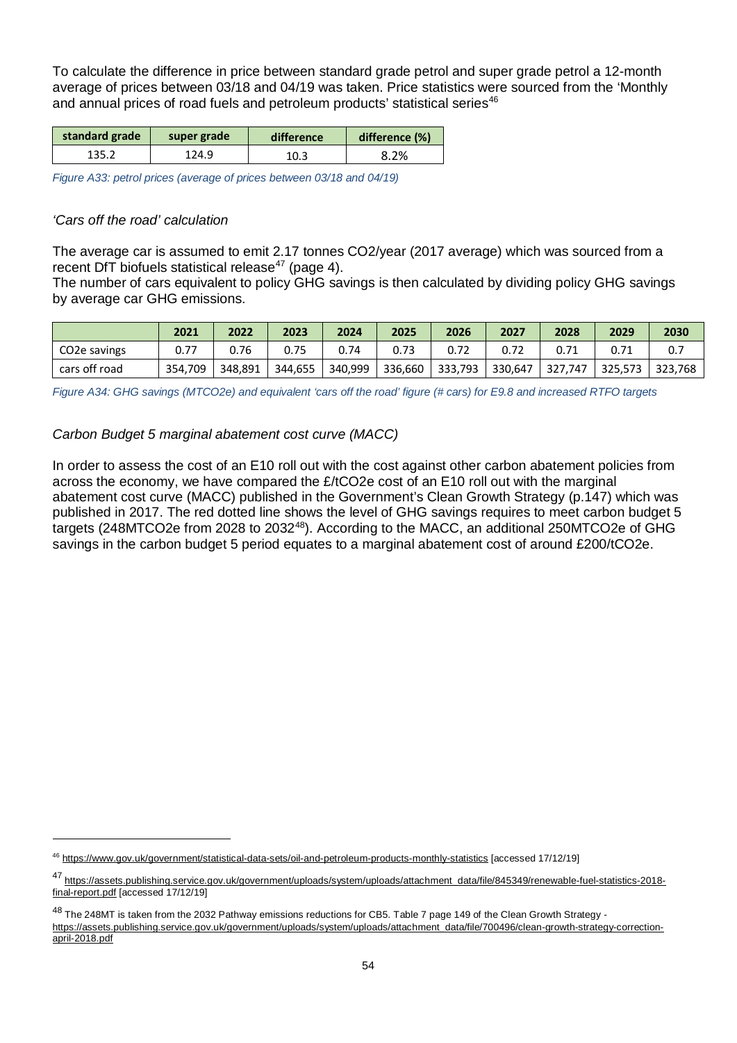To calculate the difference in price between standard grade petrol and super grade petrol a 12-month average of prices between 03/18 and 04/19 was taken. Price statistics were sourced from the 'Monthly and annual prices of road fuels and petroleum products' statistical series[46]

| standard grade | super grade | difference | difference (%) |
|---|---|---|---|
| 135.2 | 124.9 | 10.3 | 8.2% |

*Figure A33: petrol prices (average of prices between 03/18 and 04/19)*

### *'Cars off the road' calculation*

The average car is assumed to emit 2.17 tonnes $CO_2$/year (2017 average) which was sourced from a recent DfT biofuels statistical release[47] (page 4).
The number of cars equivalent to policy GHG savings is then calculated by dividing policy GHG savings by average car GHG emissions.

| | 2021 | 2022 | 2023 | 2024 | 2025 | 2026 | 2027 | 2028 | 2029 | 2030 |
|---|---|---|---|---|---|---|---|---|---|---|
| $CO_2e$ savings | 0.77 | 0.76 | 0.75 | 0.74 | 0.73 | 0.72 | 0.72 | 0.71 | 0.71 | 0.7 |
| cars off road | 354,709 | 348,891 | 344,655 | 340,999 | 336,660 | 333,793 | 330,647 | 327,747 | 325,573 | 323,768 |

*Figure A34: GHG savings (MTCO2e) and equivalent 'cars off the road' figure (# cars) for E9.8 and increased RTFO targets*

### *Carbon Budget 5 marginal abatement cost curve (MACC)*

In order to assess the cost of an E10 roll out with the cost against other carbon abatement policies from across the economy, we have compared the £/t$CO_2e$ cost of an E10 roll out with the marginal abatement cost curve (MACC) published in the Government's Clean Growth Strategy (p.147) which was published in 2017. The red dotted line shows the level of GHG savings requires to meet carbon budget 5 targets (248MT$CO_2e$ from 2028 to 2032[48]). According to the MACC, an additional 250MT$CO_2e$ of GHG savings in the carbon budget 5 period equates to a marginal abatement cost of around £200/t$CO_2e$.

---

[46] https://www.gov.uk/government/statistical-data-sets/oil-and-petroleum-products-monthly-statistics [accessed 17/12/19]

[47] https://assets.publishing.service.gov.uk/government/uploads/system/uploads/attachment_data/file/845349/renewable-fuel-statistics-2018-final-report.pdf [accessed 17/12/19]

[48] The 248MT is taken from the 2032 Pathway emissions reductions for CB5. Table 7 page 149 of the Clean Growth Strategy - https://assets.publishing.service.gov.uk/government/uploads/system/uploads/attachment_data/file/700496/clean-growth-strategy-correction-april-2018.pdf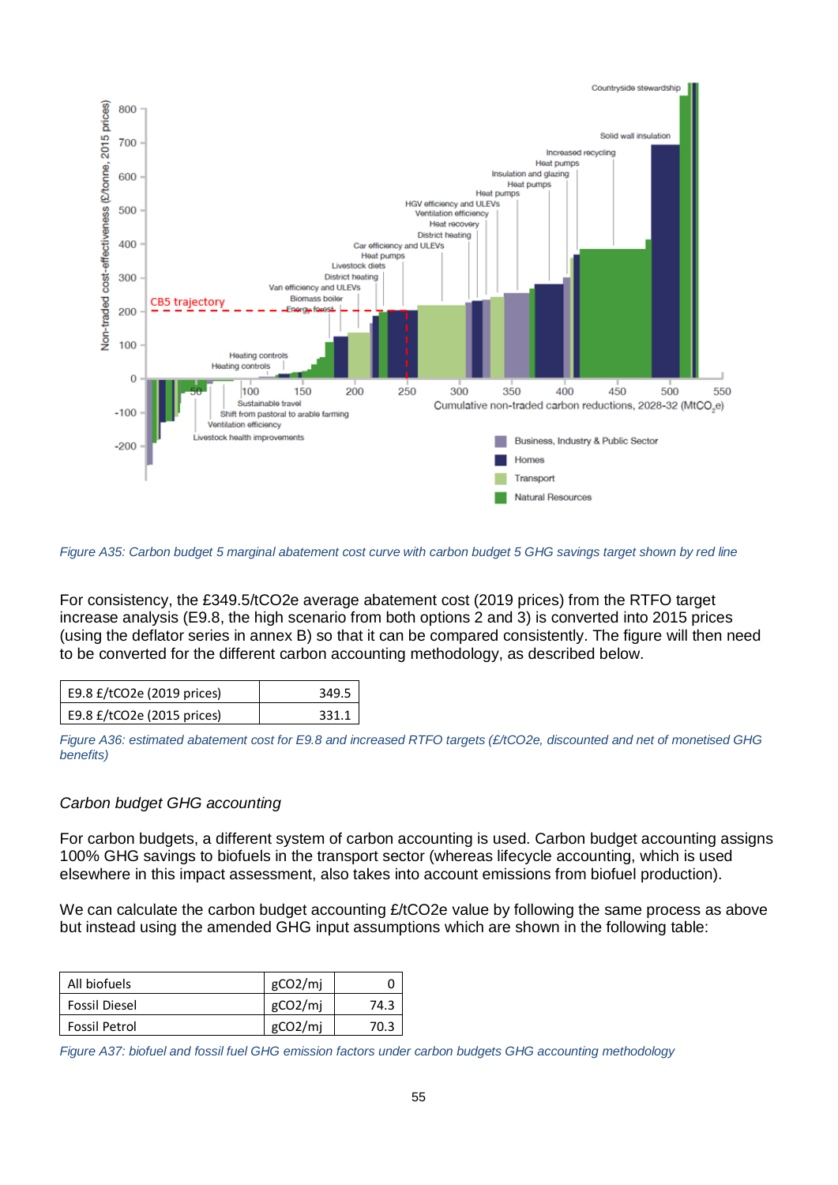Figure A35: Carbon budget 5 marginal abatement cost curve with carbon budget 5 GHG savings target shown by red line

For consistency, the £349.5/tCO2e average abatement cost (2019 prices) from the RTFO target increase analysis (E9.8, the high scenario from both options 2 and 3) is converted into 2015 prices (using the deflator series in annex B) so that it can be compared consistently. The figure will then need to be converted for the different carbon accounting methodology, as described below.

| | |
|---|---|
| E9.8 £/tCO2e (2019 prices) | 349.5 |
| E9.8 £/tCO2e (2015 prices) | 331.1 |

Figure A36: estimated abatement cost for E9.8 and increased RTFO targets (£/tCO2e, discounted and net of monetised GHG benefits)

*Carbon budget GHG accounting*

For carbon budgets, a different system of carbon accounting is used. Carbon budget accounting assigns 100% GHG savings to biofuels in the transport sector (whereas lifecycle accounting, which is used elsewhere in this impact assessment, also takes into account emissions from biofuel production).

We can calculate the carbon budget accounting £/tCO2e value by following the same process as above but instead using the amended GHG input assumptions which are shown in the following table:

| | | |
|---|---|---|
| All biofuels | gCO2/mj | 0 |
| Fossil Diesel | gCO2/mj | 74.3 |
| Fossil Petrol | gCO2/mj | 70.3 |

Figure A37: biofuel and fossil fuel GHG emission factors under carbon budgets GHG accounting methodology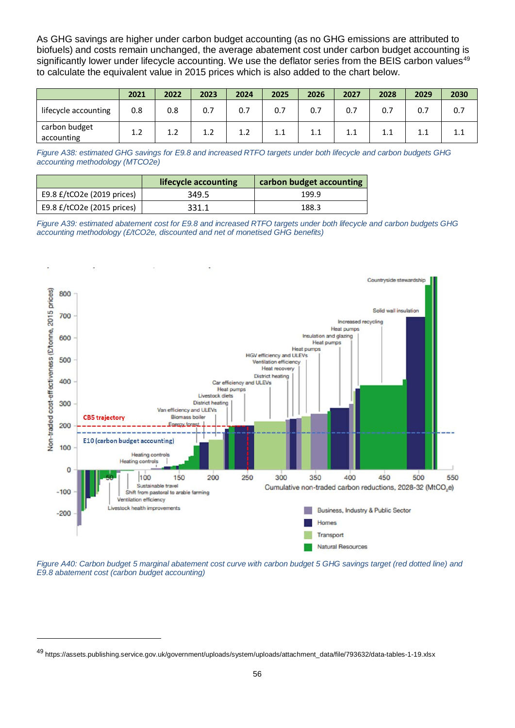As GHG savings are higher under carbon budget accounting (as no GHG emissions are attributed to biofuels) and costs remain unchanged, the average abatement cost under carbon budget accounting is significantly lower under lifecycle accounting. We use the deflator series from the BEIS carbon values[49] to calculate the equivalent value in 2015 prices which is also added to the chart below.

| | 2021 | 2022 | 2023 | 2024 | 2025 | 2026 | 2027 | 2028 | 2029 | 2030 |
|---|---|---|---|---|---|---|---|---|---|---|
| lifecycle accounting | 0.8 | 0.8 | 0.7 | 0.7 | 0.7 | 0.7 | 0.7 | 0.7 | 0.7 | 0.7 |
| carbon budget accounting | 1.2 | 1.2 | 1.2 | 1.2 | 1.1 | 1.1 | 1.1 | 1.1 | 1.1 | 1.1 |

*Figure A38: estimated GHG savings for E9.8 and increased RTFO targets under both lifecycle and carbon budgets GHG accounting methodology (MTCO2e)*

| | lifecycle accounting | carbon budget accounting |
|---|---|---|
| E9.8 £/tCO2e (2019 prices) | 349.5 | 199.9 |
| E9.8 £/tCO2e (2015 prices) | 331.1 | 188.3 |

*Figure A39: estimated abatement cost for E9.8 and increased RTFO targets under both lifecycle and carbon budgets GHG accounting methodology (£/tCO2e, discounted and net of monetised GHG benefits)*

*Figure A40: Carbon budget 5 marginal abatement cost curve with carbon budget 5 GHG savings target (red dotted line) and E9.8 abatement cost (carbon budget accounting)*

---

[49] https://assets.publishing.service.gov.uk/government/uploads/system/uploads/attachment_data/file/793632/data-tables-1-19.xlsx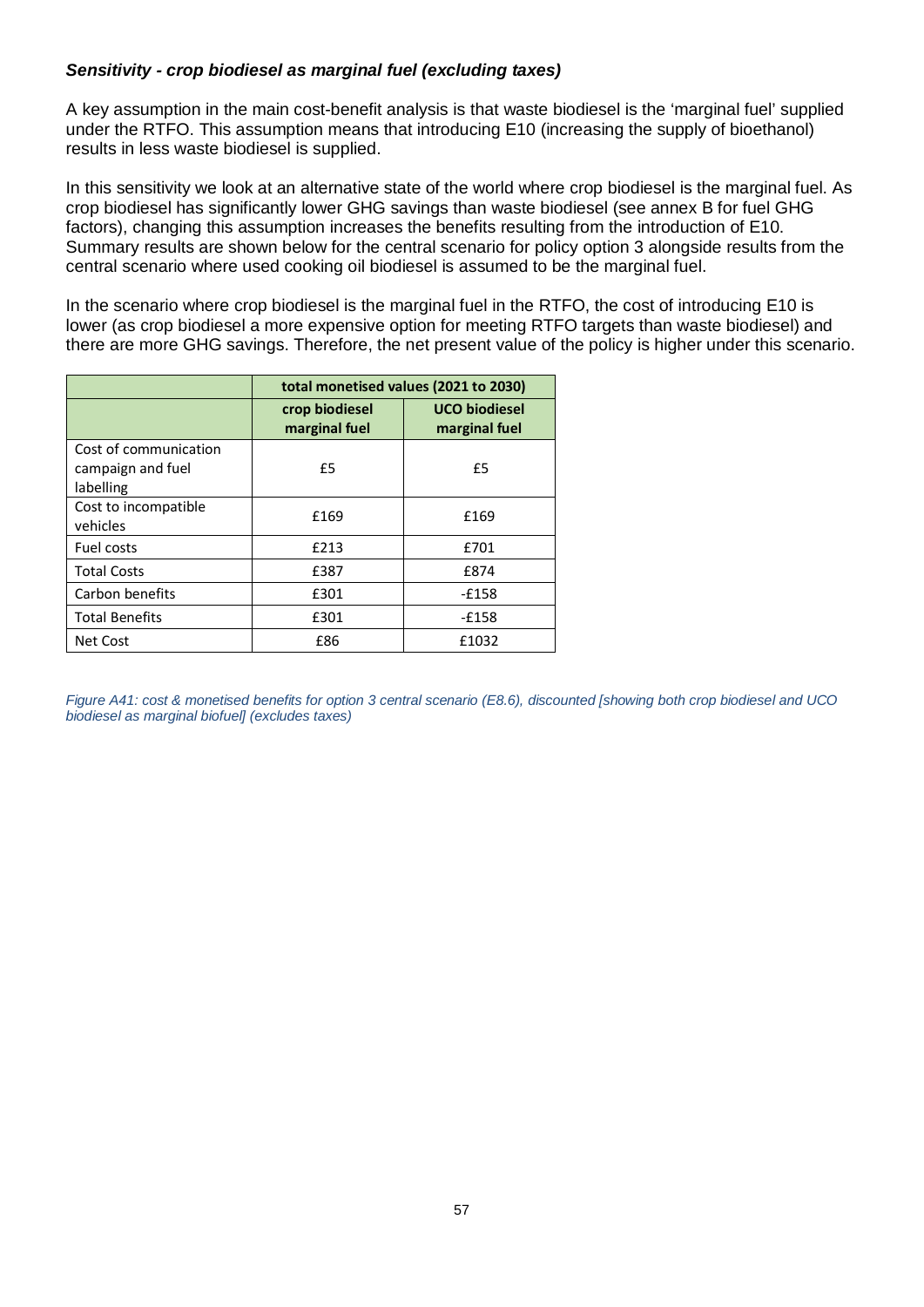### *Sensitivity - crop biodiesel as marginal fuel (excluding taxes)*

A key assumption in the main cost-benefit analysis is that waste biodiesel is the 'marginal fuel' supplied under the RTFO. This assumption means that introducing E10 (increasing the supply of bioethanol) results in less waste biodiesel is supplied.

In this sensitivity we look at an alternative state of the world where crop biodiesel is the marginal fuel. As crop biodiesel has significantly lower GHG savings than waste biodiesel (see annex B for fuel GHG factors), changing this assumption increases the benefits resulting from the introduction of E10. Summary results are shown below for the central scenario for policy option 3 alongside results from the central scenario where used cooking oil biodiesel is assumed to be the marginal fuel.

In the scenario where crop biodiesel is the marginal fuel in the RTFO, the cost of introducing E10 is lower (as crop biodiesel a more expensive option for meeting RTFO targets than waste biodiesel) and there are more GHG savings. Therefore, the net present value of the policy is higher under this scenario.

| | **total monetised values (2021 to 2030)** | |
|---|---|---|
| | **crop biodiesel marginal fuel** | **UCO biodiesel marginal fuel** |
| Cost of communication campaign and fuel labelling | £5 | £5 |
| Cost to incompatible vehicles | £169 | £169 |
| Fuel costs | £213 | £701 |
| Total Costs | £387 | £874 |
| Carbon benefits | £301 | -£158 |
| Total Benefits | £301 | -£158 |
| Net Cost | £86 | £1032 |

*Figure A41: cost & monetised benefits for option 3 central scenario (E8.6), discounted [showing both crop biodiesel and UCO biodiesel as marginal biofuel] (excludes taxes)*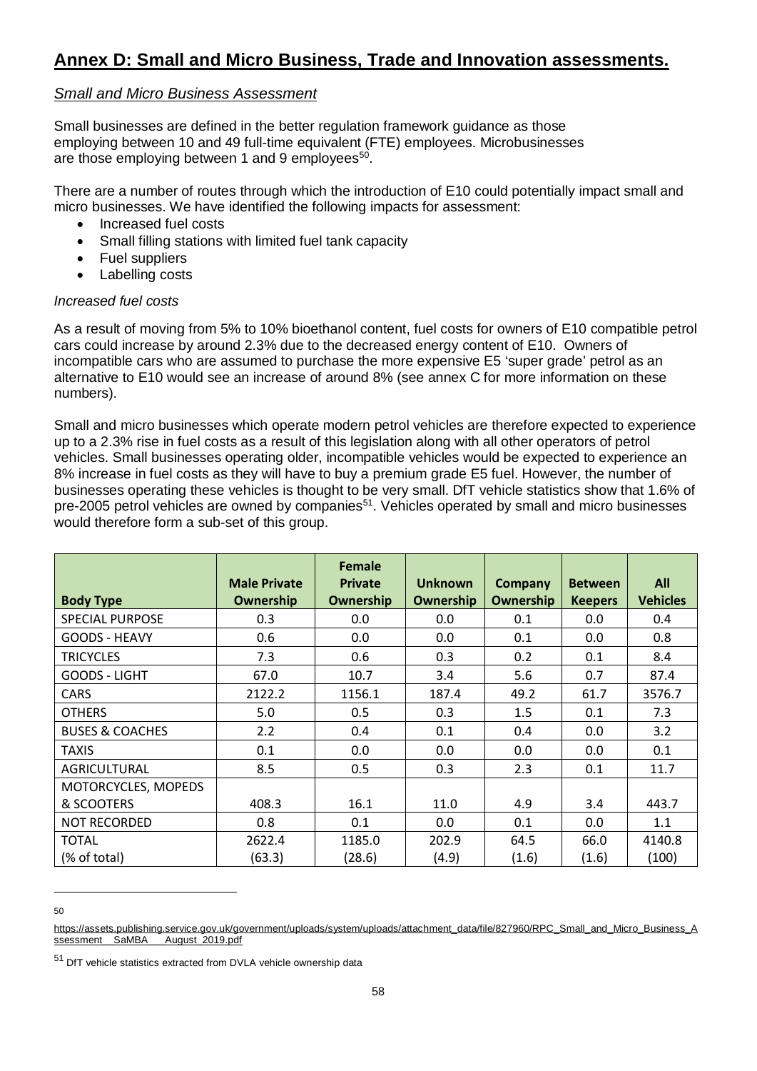# Annex D: Small and Micro Business, Trade and Innovation assessments.

## *Small and Micro Business Assessment*

Small businesses are defined in the better regulation framework guidance as those employing between 10 and 49 full-time equivalent (FTE) employees. Microbusinesses are those employing between 1 and 9 employees[50].

There are a number of routes through which the introduction of E10 could potentially impact small and micro businesses. We have identified the following impacts for assessment:

- Increased fuel costs
- Small filling stations with limited fuel tank capacity
- Fuel suppliers
- Labelling costs

*Increased fuel costs*

As a result of moving from 5% to 10% bioethanol content, fuel costs for owners of E10 compatible petrol cars could increase by around 2.3% due to the decreased energy content of E10. Owners of incompatible cars who are assumed to purchase the more expensive E5 'super grade' petrol as an alternative to E10 would see an increase of around 8% (see annex C for more information on these numbers).

Small and micro businesses which operate modern petrol vehicles are therefore expected to experience up to a 2.3% rise in fuel costs as a result of this legislation along with all other operators of petrol vehicles. Small businesses operating older, incompatible vehicles would be expected to experience an 8% increase in fuel costs as they will have to buy a premium grade E5 fuel. However, the number of businesses operating these vehicles is thought to be very small. DfT vehicle statistics show that 1.6% of pre-2005 petrol vehicles are owned by companies[51]. Vehicles operated by small and micro businesses would therefore form a sub-set of this group.

| Body Type | Male Private Ownership | Female Private Ownership | Unknown Ownership | Company Ownership | Between Keepers | All Vehicles |
|---|---|---|---|---|---|---|
| SPECIAL PURPOSE | 0.3 | 0.0 | 0.0 | 0.1 | 0.0 | 0.4 |
| GOODS - HEAVY | 0.6 | 0.0 | 0.0 | 0.1 | 0.0 | 0.8 |
| TRICYCLES | 7.3 | 0.6 | 0.3 | 0.2 | 0.1 | 8.4 |
| GOODS - LIGHT | 67.0 | 10.7 | 3.4 | 5.6 | 0.7 | 87.4 |
| CARS | 2122.2 | 1156.1 | 187.4 | 49.2 | 61.7 | 3576.7 |
| OTHERS | 5.0 | 0.5 | 0.3 | 1.5 | 0.1 | 7.3 |
| BUSES & COACHES | 2.2 | 0.4 | 0.1 | 0.4 | 0.0 | 3.2 |
| TAXIS | 0.1 | 0.0 | 0.0 | 0.0 | 0.0 | 0.1 |
| AGRICULTURAL | 8.5 | 0.5 | 0.3 | 2.3 | 0.1 | 11.7 |
| MOTORCYCLES, MOPEDS & SCOOTERS | 408.3 | 16.1 | 11.0 | 4.9 | 3.4 | 443.7 |
| NOT RECORDED | 0.8 | 0.1 | 0.0 | 0.1 | 0.0 | 1.1 |
| TOTAL (% of total) | 2622.4 (63.3) | 1185.0 (28.6) | 202.9 (4.9) | 64.5 (1.6) | 66.0 (1.6) | 4140.8 (100) |

---

[50] https://assets.publishing.service.gov.uk/government/uploads/system/uploads/attachment_data/file/827960/RPC_Small_and_Micro_Business_Assessment__SaMBA__August_2019.pdf

[51] DfT vehicle statistics extracted from DVLA vehicle ownership data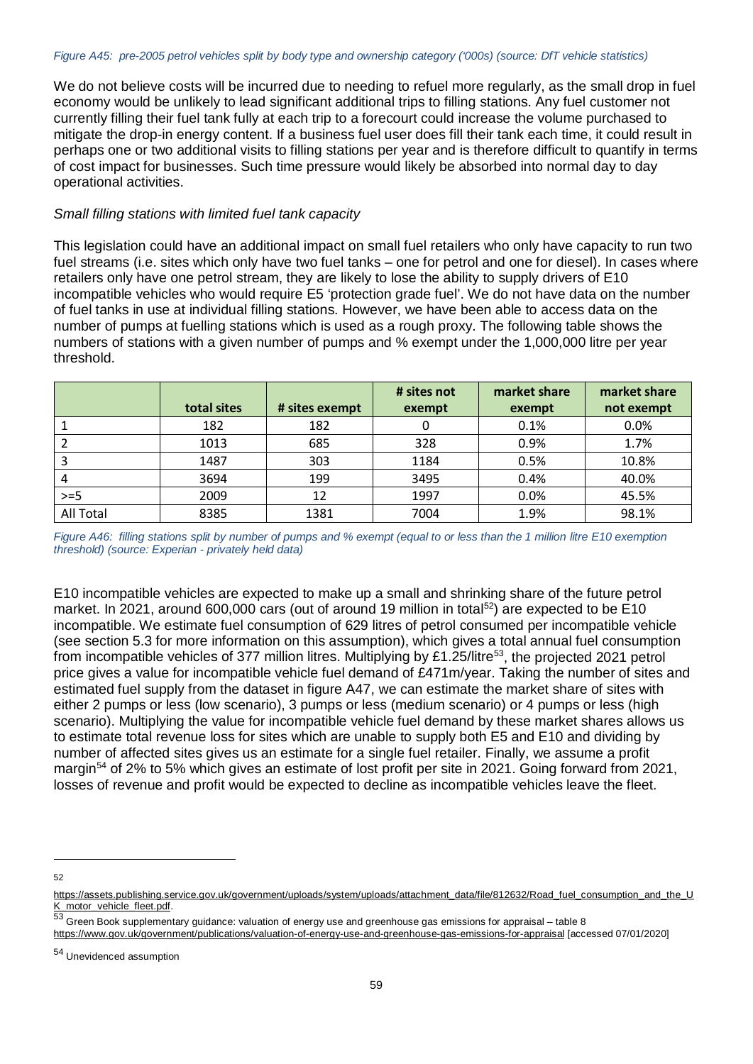*Figure A45: pre-2005 petrol vehicles split by body type and ownership category ('000s) (source: DfT vehicle statistics)*

We do not believe costs will be incurred due to needing to refuel more regularly, as the small drop in fuel economy would be unlikely to lead significant additional trips to filling stations. Any fuel customer not currently filling their fuel tank fully at each trip to a forecourt could increase the volume purchased to mitigate the drop-in energy content. If a business fuel user does fill their tank each time, it could result in perhaps one or two additional visits to filling stations per year and is therefore difficult to quantify in terms of cost impact for businesses. Such time pressure would likely be absorbed into normal day to day operational activities.

*Small filling stations with limited fuel tank capacity*

This legislation could have an additional impact on small fuel retailers who only have capacity to run two fuel streams (i.e. sites which only have two fuel tanks – one for petrol and one for diesel). In cases where retailers only have one petrol stream, they are likely to lose the ability to supply drivers of E10 incompatible vehicles who would require E5 'protection grade fuel'. We do not have data on the number of fuel tanks in use at individual filling stations. However, we have been able to access data on the number of pumps at fuelling stations which is used as a rough proxy. The following table shows the numbers of stations with a given number of pumps and % exempt under the 1,000,000 litre per year threshold.

| | total sites | # sites exempt | # sites not exempt | market share exempt | market share not exempt |
|---|---|---|---|---|---|
| 1 | 182 | 182 | 0 | 0.1% | 0.0% |
| 2 | 1013 | 685 | 328 | 0.9% | 1.7% |
| 3 | 1487 | 303 | 1184 | 0.5% | 10.8% |
| 4 | 3694 | 199 | 3495 | 0.4% | 40.0% |
| >=5 | 2009 | 12 | 1997 | 0.0% | 45.5% |
| All Total | 8385 | 1381 | 7004 | 1.9% | 98.1% |

*Figure A46: filling stations split by number of pumps and % exempt (equal to or less than the 1 million litre E10 exemption threshold) (source: Experian - privately held data)*

E10 incompatible vehicles are expected to make up a small and shrinking share of the future petrol market. In 2021, around 600,000 cars (out of around 19 million in total[52]) are expected to be E10 incompatible. We estimate fuel consumption of 629 litres of petrol consumed per incompatible vehicle (see section 5.3 for more information on this assumption), which gives a total annual fuel consumption from incompatible vehicles of 377 million litres. Multiplying by £1.25/litre[53], the projected 2021 petrol price gives a value for incompatible vehicle fuel demand of £471m/year. Taking the number of sites and estimated fuel supply from the dataset in figure A47, we can estimate the market share of sites with either 2 pumps or less (low scenario), 3 pumps or less (medium scenario) or 4 pumps or less (high scenario). Multiplying the value for incompatible vehicle fuel demand by these market shares allows us to estimate total revenue loss for sites which are unable to supply both E5 and E10 and dividing by number of affected sites gives us an estimate for a single fuel retailer. Finally, we assume a profit margin[54] of 2% to 5% which gives an estimate of lost profit per site in 2021. Going forward from 2021, losses of revenue and profit would be expected to decline as incompatible vehicles leave the fleet.

---

52 https://assets.publishing.service.gov.uk/government/uploads/system/uploads/attachment_data/file/812632/Road_fuel_consumption_and_the_UK_motor_vehicle_fleet.pdf.

53 Green Book supplementary guidance: valuation of energy use and greenhouse gas emissions for appraisal – table 8 https://www.gov.uk/government/publications/valuation-of-energy-use-and-greenhouse-gas-emissions-for-appraisal [accessed 07/01/2020]

54 Unevidenced assumption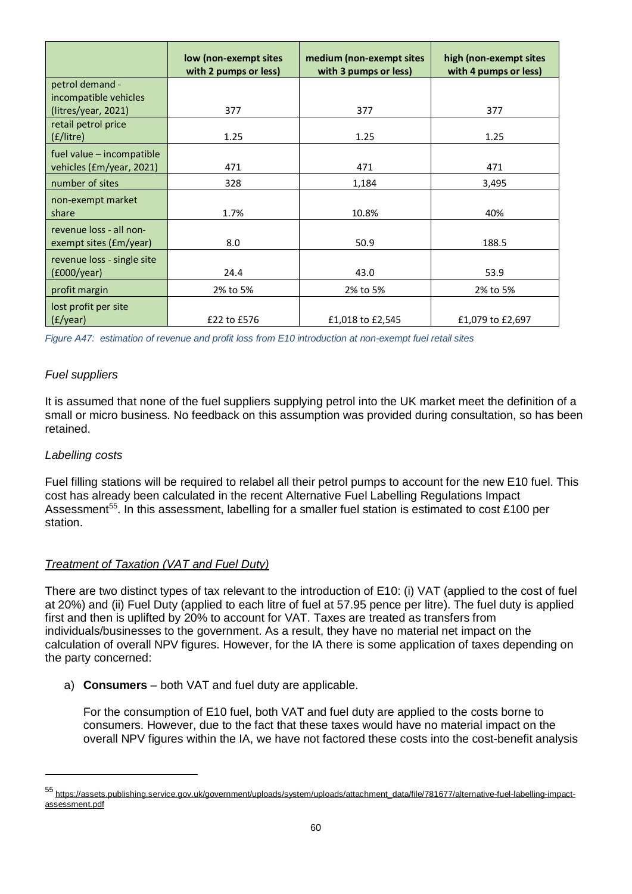| | low (non-exempt sites with 2 pumps or less) | medium (non-exempt sites with 3 pumps or less) | high (non-exempt sites with 4 pumps or less) |
|---|---|---|---|
| petrol demand - incompatible vehicles (litres/year, 2021) | 377 | 377 | 377 |
| retail petrol price (£/litre) | 1.25 | 1.25 | 1.25 |
| fuel value – incompatible vehicles (£m/year, 2021) | 471 | 471 | 471 |
| number of sites | 328 | 1,184 | 3,495 |
| non-exempt market share | 1.7% | 10.8% | 40% |
| revenue loss - all non-exempt sites (£m/year) | 8.0 | 50.9 | 188.5 |
| revenue loss - single site (£000/year) | 24.4 | 43.0 | 53.9 |
| profit margin | 2% to 5% | 2% to 5% | 2% to 5% |
| lost profit per site (£/year) | £22 to £576 | £1,018 to £2,545 | £1,079 to £2,697 |

*Figure A47: estimation of revenue and profit loss from E10 introduction at non-exempt fuel retail sites*

*Fuel suppliers*

It is assumed that none of the fuel suppliers supplying petrol into the UK market meet the definition of a small or micro business. No feedback on this assumption was provided during consultation, so has been retained.

*Labelling costs*

Fuel filling stations will be required to relabel all their petrol pumps to account for the new E10 fuel. This cost has already been calculated in the recent Alternative Fuel Labelling Regulations Impact Assessment[55]. In this assessment, labelling for a smaller fuel station is estimated to cost £100 per station.

*Treatment of Taxation (VAT and Fuel Duty)*

There are two distinct types of tax relevant to the introduction of E10: (i) VAT (applied to the cost of fuel at 20%) and (ii) Fuel Duty (applied to each litre of fuel at 57.95 pence per litre). The fuel duty is applied first and then is uplifted by 20% to account for VAT. Taxes are treated as transfers from individuals/businesses to the government. As a result, they have no material net impact on the calculation of overall NPV figures. However, for the IA there is some application of taxes depending on the party concerned:

a) **Consumers** – both VAT and fuel duty are applicable.

   For the consumption of E10 fuel, both VAT and fuel duty are applied to the costs borne to consumers. However, due to the fact that these taxes would have no material impact on the overall NPV figures within the IA, we have not factored these costs into the cost-benefit analysis

[55] https://assets.publishing.service.gov.uk/government/uploads/system/uploads/attachment_data/file/781677/alternative-fuel-labelling-impact-assessment.pdf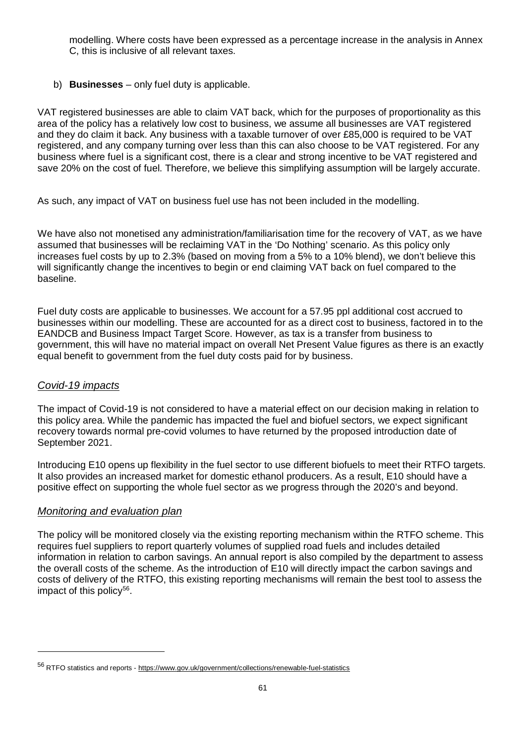modelling. Where costs have been expressed as a percentage increase in the analysis in Annex C, this is inclusive of all relevant taxes.

b) **Businesses** – only fuel duty is applicable.

VAT registered businesses are able to claim VAT back, which for the purposes of proportionality as this area of the policy has a relatively low cost to business, we assume all businesses are VAT registered and they do claim it back. Any business with a taxable turnover of over £85,000 is required to be VAT registered, and any company turning over less than this can also choose to be VAT registered. For any business where fuel is a significant cost, there is a clear and strong incentive to be VAT registered and save 20% on the cost of fuel. Therefore, we believe this simplifying assumption will be largely accurate.

As such, any impact of VAT on business fuel use has not been included in the modelling.

We have also not monetised any administration/familiarisation time for the recovery of VAT, as we have assumed that businesses will be reclaiming VAT in the 'Do Nothing' scenario. As this policy only increases fuel costs by up to 2.3% (based on moving from a 5% to a 10% blend), we don't believe this will significantly change the incentives to begin or end claiming VAT back on fuel compared to the baseline.

Fuel duty costs are applicable to businesses. We account for a 57.95 ppl additional cost accrued to businesses within our modelling. These are accounted for as a direct cost to business, factored in to the EANDCB and Business Impact Target Score. However, as tax is a transfer from business to government, this will have no material impact on overall Net Present Value figures as there is an exactly equal benefit to government from the fuel duty costs paid for by business.

## *Covid-19 impacts*

The impact of Covid-19 is not considered to have a material effect on our decision making in relation to this policy area. While the pandemic has impacted the fuel and biofuel sectors, we expect significant recovery towards normal pre-covid volumes to have returned by the proposed introduction date of September 2021.

Introducing E10 opens up flexibility in the fuel sector to use different biofuels to meet their RTFO targets. It also provides an increased market for domestic ethanol producers. As a result, E10 should have a positive effect on supporting the whole fuel sector as we progress through the 2020's and beyond.

## *Monitoring and evaluation plan*

The policy will be monitored closely via the existing reporting mechanism within the RTFO scheme. This requires fuel suppliers to report quarterly volumes of supplied road fuels and includes detailed information in relation to carbon savings. An annual report is also compiled by the department to assess the overall costs of the scheme. As the introduction of E10 will directly impact the carbon savings and costs of delivery of the RTFO, this existing reporting mechanisms will remain the best tool to assess the impact of this policy[56].

[56] RTFO statistics and reports - https://www.gov.uk/government/collections/renewable-fuel-statistics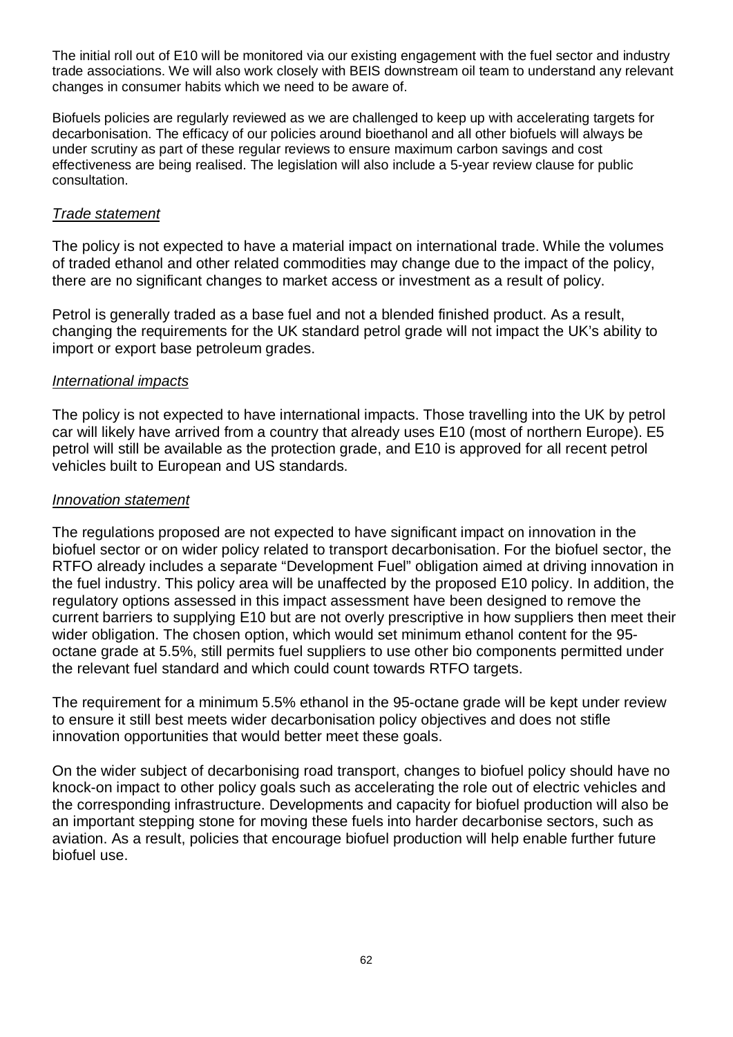The initial roll out of E10 will be monitored via our existing engagement with the fuel sector and industry trade associations. We will also work closely with BEIS downstream oil team to understand any relevant changes in consumer habits which we need to be aware of.

Biofuels policies are regularly reviewed as we are challenged to keep up with accelerating targets for decarbonisation. The efficacy of our policies around bioethanol and all other biofuels will always be under scrutiny as part of these regular reviews to ensure maximum carbon savings and cost effectiveness are being realised. The legislation will also include a 5-year review clause for public consultation.

*Trade statement*

The policy is not expected to have a material impact on international trade. While the volumes of traded ethanol and other related commodities may change due to the impact of the policy, there are no significant changes to market access or investment as a result of policy.

Petrol is generally traded as a base fuel and not a blended finished product. As a result, changing the requirements for the UK standard petrol grade will not impact the UK's ability to import or export base petroleum grades.

*International impacts*

The policy is not expected to have international impacts. Those travelling into the UK by petrol car will likely have arrived from a country that already uses E10 (most of northern Europe). E5 petrol will still be available as the protection grade, and E10 is approved for all recent petrol vehicles built to European and US standards.

*Innovation statement*

The regulations proposed are not expected to have significant impact on innovation in the biofuel sector or on wider policy related to transport decarbonisation. For the biofuel sector, the RTFO already includes a separate "Development Fuel" obligation aimed at driving innovation in the fuel industry. This policy area will be unaffected by the proposed E10 policy. In addition, the regulatory options assessed in this impact assessment have been designed to remove the current barriers to supplying E10 but are not overly prescriptive in how suppliers then meet their wider obligation. The chosen option, which would set minimum ethanol content for the 95-octane grade at 5.5%, still permits fuel suppliers to use other bio components permitted under the relevant fuel standard and which could count towards RTFO targets.

The requirement for a minimum 5.5% ethanol in the 95-octane grade will be kept under review to ensure it still best meets wider decarbonisation policy objectives and does not stifle innovation opportunities that would better meet these goals.

On the wider subject of decarbonising road transport, changes to biofuel policy should have no knock-on impact to other policy goals such as accelerating the role out of electric vehicles and the corresponding infrastructure. Developments and capacity for biofuel production will also be an important stepping stone for moving these fuels into harder decarbonise sectors, such as aviation. As a result, policies that encourage biofuel production will help enable further future biofuel use.